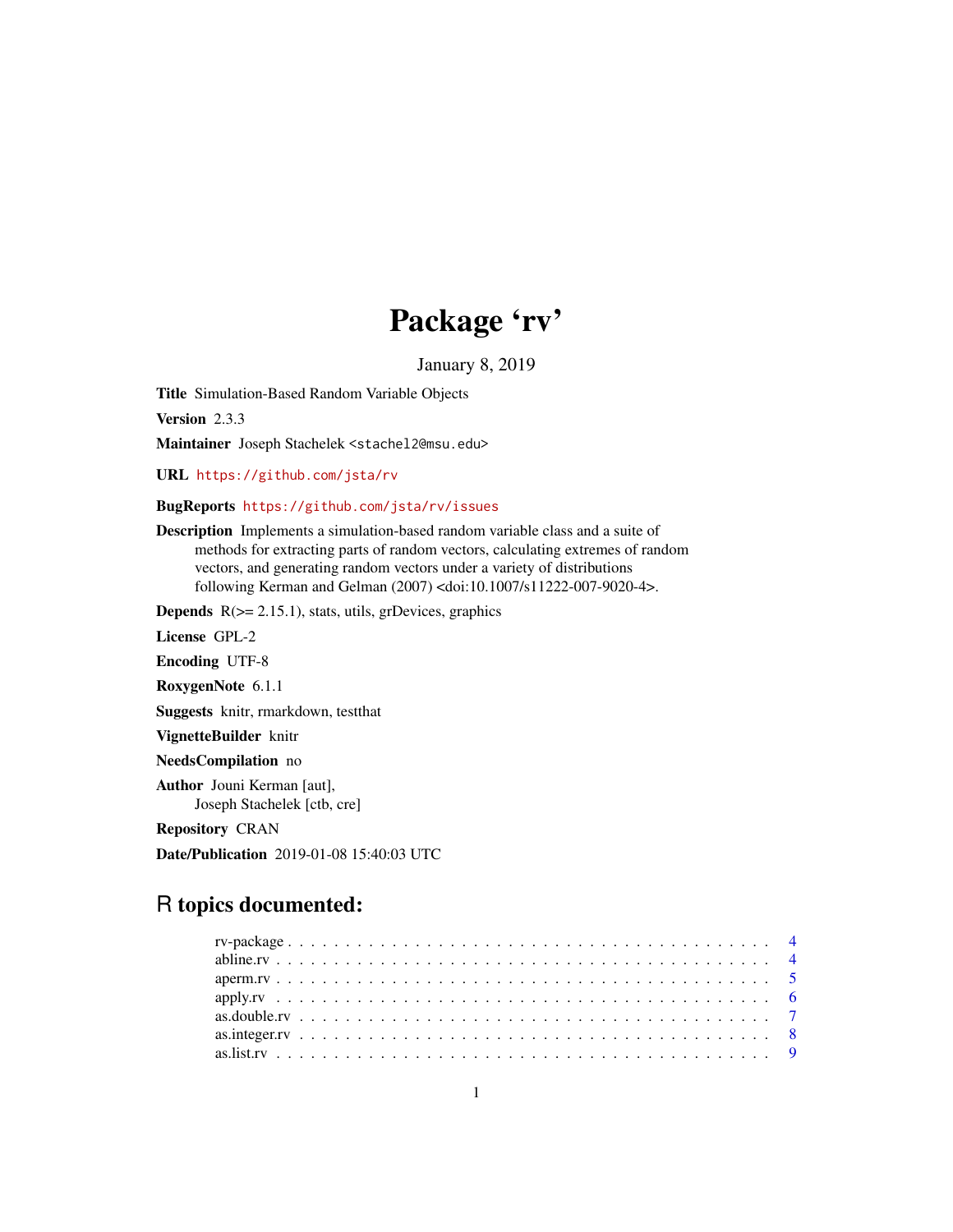# Package 'rv'

January 8, 2019

**Title** Simulation-Based Random Variable Objects

**Version** 2.3.3

**Maintainer** Joseph Stachelek <stachel2@msu.edu>

**URL** https://github.com/jsta/rv

**BugReports** https://github.com/jsta/rv/issues

**Description** Implements a simulation-based random variable class and a suite of methods for extracting parts of random vectors, calculating extremes of random vectors, and generating random vectors under a variety of distributions following Kerman and Gelman (2007) <doi:10.1007/s11222-007-9020-4>.

**Depends** R(>= 2.15.1), stats, utils, grDevices, graphics

**License** GPL-2

**Encoding** UTF-8

**RoxygenNote** 6.1.1

**Suggests** knitr, rmarkdown, testthat

**VignetteBuilder** knitr

**NeedsCompilation** no

**Author** Jouni Kerman [aut],
Joseph Stachelek [ctb, cre]

**Repository** CRAN

**Date/Publication** 2019-01-08 15:40:03 UTC

## R topics documented:

rv-package . . . . . . . . . . . . . . . . . . . . . . . . . . . . . . . . . . . . . . . . 4
abline.rv . . . . . . . . . . . . . . . . . . . . . . . . . . . . . . . . . . . . . . . . 4
aperm.rv . . . . . . . . . . . . . . . . . . . . . . . . . . . . . . . . . . . . . . . . 5
apply.rv . . . . . . . . . . . . . . . . . . . . . . . . . . . . . . . . . . . . . . . . 6
as.double.rv . . . . . . . . . . . . . . . . . . . . . . . . . . . . . . . . . . . . . . 7
as.integer.rv . . . . . . . . . . . . . . . . . . . . . . . . . . . . . . . . . . . . . . 8
as.list.rv . . . . . . . . . . . . . . . . . . . . . . . . . . . . . . . . . . . . . . . 9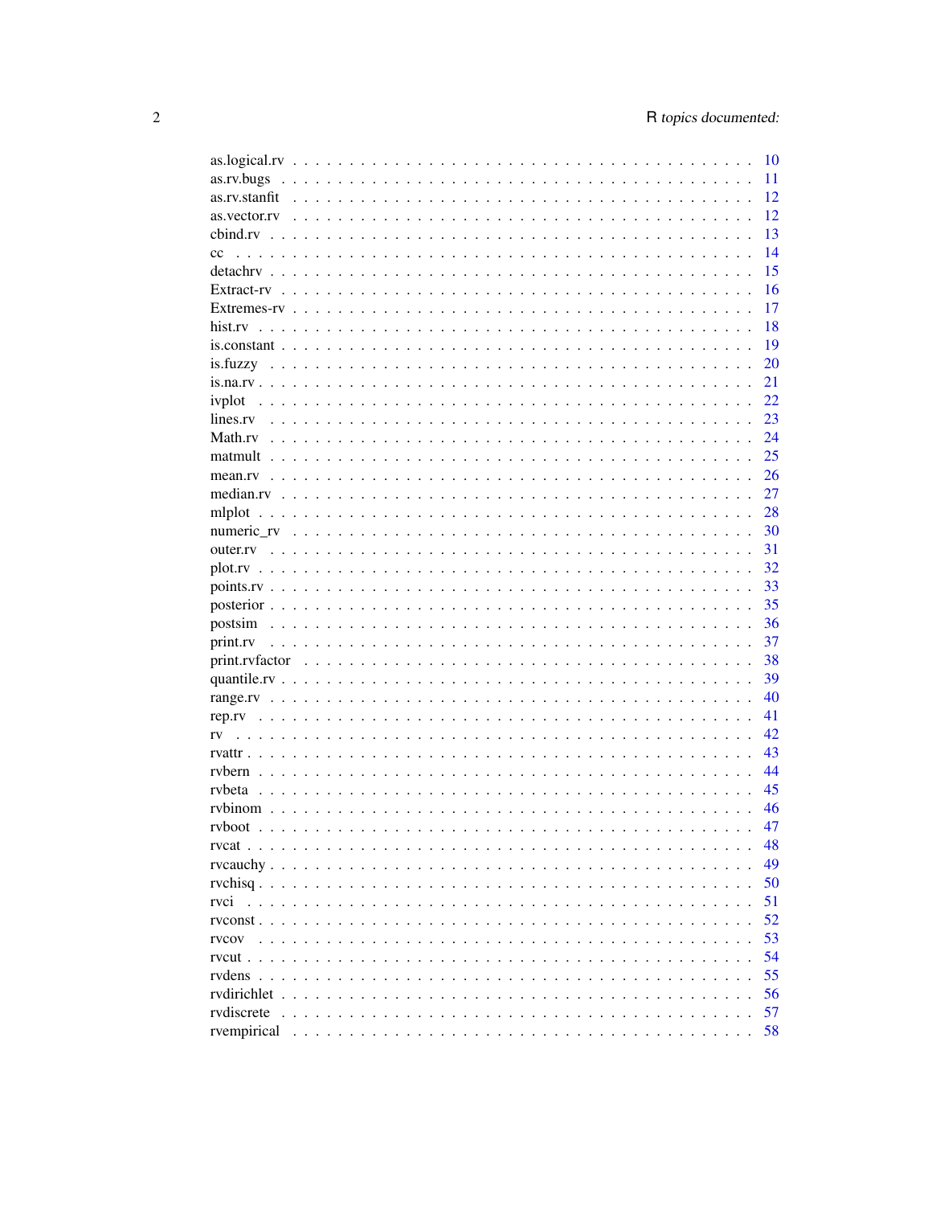as.logical.rv . . . . . . . . . . . . . . . . . . . . . . . . . . . . . . . . . . . . . . . 10
as.rv.bugs . . . . . . . . . . . . . . . . . . . . . . . . . . . . . . . . . . . . . . . . 11
as.rv.stanfit . . . . . . . . . . . . . . . . . . . . . . . . . . . . . . . . . . . . . . . 12
as.vector.rv . . . . . . . . . . . . . . . . . . . . . . . . . . . . . . . . . . . . . . . 12
cbind.rv . . . . . . . . . . . . . . . . . . . . . . . . . . . . . . . . . . . . . . . . . 13
cc . . . . . . . . . . . . . . . . . . . . . . . . . . . . . . . . . . . . . . . . . . . . 14
detachrv . . . . . . . . . . . . . . . . . . . . . . . . . . . . . . . . . . . . . . . . . 15
Extract-rv . . . . . . . . . . . . . . . . . . . . . . . . . . . . . . . . . . . . . . . . 16
Extremes-rv . . . . . . . . . . . . . . . . . . . . . . . . . . . . . . . . . . . . . . . 17
hist.rv . . . . . . . . . . . . . . . . . . . . . . . . . . . . . . . . . . . . . . . . . . 18
is.constant . . . . . . . . . . . . . . . . . . . . . . . . . . . . . . . . . . . . . . . 19
is.fuzzy . . . . . . . . . . . . . . . . . . . . . . . . . . . . . . . . . . . . . . . . . 20
is.na.rv . . . . . . . . . . . . . . . . . . . . . . . . . . . . . . . . . . . . . . . . . 21
ivplot . . . . . . . . . . . . . . . . . . . . . . . . . . . . . . . . . . . . . . . . . . 22
lines.rv . . . . . . . . . . . . . . . . . . . . . . . . . . . . . . . . . . . . . . . . . 23
Math.rv . . . . . . . . . . . . . . . . . . . . . . . . . . . . . . . . . . . . . . . . . 24
matmult . . . . . . . . . . . . . . . . . . . . . . . . . . . . . . . . . . . . . . . . . 25
mean.rv . . . . . . . . . . . . . . . . . . . . . . . . . . . . . . . . . . . . . . . . . 26
median.rv . . . . . . . . . . . . . . . . . . . . . . . . . . . . . . . . . . . . . . . . 27
mlplot . . . . . . . . . . . . . . . . . . . . . . . . . . . . . . . . . . . . . . . . . . 28
numeric_rv . . . . . . . . . . . . . . . . . . . . . . . . . . . . . . . . . . . . . . . 30
outer.rv . . . . . . . . . . . . . . . . . . . . . . . . . . . . . . . . . . . . . . . . . 31
plot.rv . . . . . . . . . . . . . . . . . . . . . . . . . . . . . . . . . . . . . . . . . . 32
points.rv . . . . . . . . . . . . . . . . . . . . . . . . . . . . . . . . . . . . . . . . 33
posterior . . . . . . . . . . . . . . . . . . . . . . . . . . . . . . . . . . . . . . . . 35
postsim . . . . . . . . . . . . . . . . . . . . . . . . . . . . . . . . . . . . . . . . . 36
print.rv . . . . . . . . . . . . . . . . . . . . . . . . . . . . . . . . . . . . . . . . . 37
print.rvfactor . . . . . . . . . . . . . . . . . . . . . . . . . . . . . . . . . . . . . 38
quantile.rv . . . . . . . . . . . . . . . . . . . . . . . . . . . . . . . . . . . . . . . 39
range.rv . . . . . . . . . . . . . . . . . . . . . . . . . . . . . . . . . . . . . . . . . 40
rep.rv . . . . . . . . . . . . . . . . . . . . . . . . . . . . . . . . . . . . . . . . . . 41
rv . . . . . . . . . . . . . . . . . . . . . . . . . . . . . . . . . . . . . . . . . . . . 42
rvattr . . . . . . . . . . . . . . . . . . . . . . . . . . . . . . . . . . . . . . . . . . 43
rvbern . . . . . . . . . . . . . . . . . . . . . . . . . . . . . . . . . . . . . . . . . . 44
rvbeta . . . . . . . . . . . . . . . . . . . . . . . . . . . . . . . . . . . . . . . . . . 45
rvbinom . . . . . . . . . . . . . . . . . . . . . . . . . . . . . . . . . . . . . . . . . 46
rvboot . . . . . . . . . . . . . . . . . . . . . . . . . . . . . . . . . . . . . . . . . . 47
rvcat . . . . . . . . . . . . . . . . . . . . . . . . . . . . . . . . . . . . . . . . . . . 48
rvcauchy . . . . . . . . . . . . . . . . . . . . . . . . . . . . . . . . . . . . . . . . 49
rvchisq . . . . . . . . . . . . . . . . . . . . . . . . . . . . . . . . . . . . . . . . . 50
rvci . . . . . . . . . . . . . . . . . . . . . . . . . . . . . . . . . . . . . . . . . . . . 51
rvconst . . . . . . . . . . . . . . . . . . . . . . . . . . . . . . . . . . . . . . . . . 52
rvcov . . . . . . . . . . . . . . . . . . . . . . . . . . . . . . . . . . . . . . . . . . . 53
rvcut . . . . . . . . . . . . . . . . . . . . . . . . . . . . . . . . . . . . . . . . . . . 54
rvdens . . . . . . . . . . . . . . . . . . . . . . . . . . . . . . . . . . . . . . . . . . 55
rvdirichlet . . . . . . . . . . . . . . . . . . . . . . . . . . . . . . . . . . . . . . . 56
rvdiscrete . . . . . . . . . . . . . . . . . . . . . . . . . . . . . . . . . . . . . . . 57
rvempirical . . . . . . . . . . . . . . . . . . . . . . . . . . . . . . . . . . . . . . 58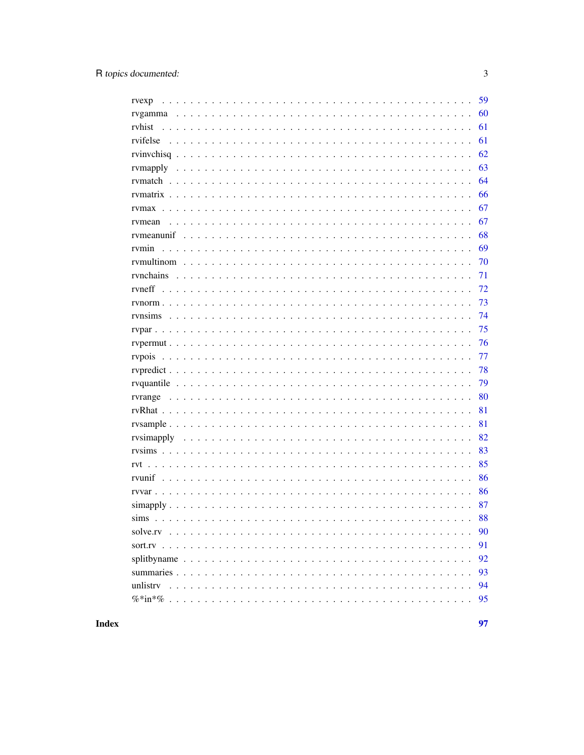| | |
|---|---|
| rvexp | 59 |
| rvgamma | 60 |
| rvhist | 61 |
| rvifelse | 61 |
| rvinvchisq | 62 |
| rvmapply | 63 |
| rvmatch | 64 |
| rvmatrix | 66 |
| rvmax | 67 |
| rvmean | 67 |
| rvmeanunif | 68 |
| rvmin | 69 |
| rvmultinom | 70 |
| rvnchains | 71 |
| rvneff | 72 |
| rvnorm | 73 |
| rvnsims | 74 |
| rvpar | 75 |
| rvpermut | 76 |
| rvpois | 77 |
| rvpredict | 78 |
| rvquantile | 79 |
| rvrange | 80 |
| rvRhat | 81 |
| rvsample | 81 |
| rvsimapply | 82 |
| rvsims | 83 |
| rvt | 85 |
| rvunif | 86 |
| rvvar | 86 |
| simapply | 87 |
| sims | 88 |
| solve.rv | 90 |
| sort.rv | 91 |
| splitbyname | 92 |
| summaries | 93 |
| unlistrv | 94 |
| %*in*% | 95 |

**Index** **97**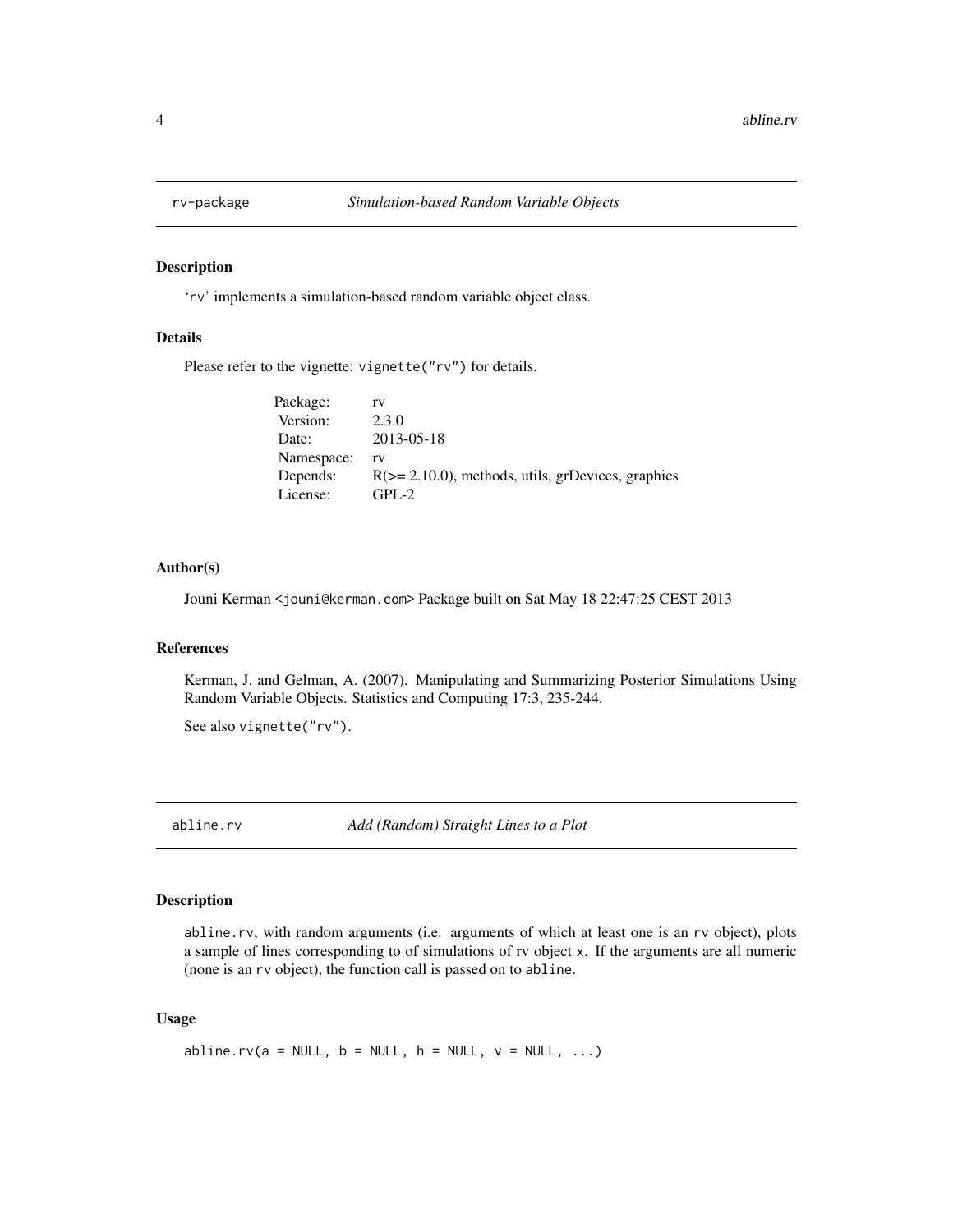## rv-package — *Simulation-based Random Variable Objects*

### Description

'rv' implements a simulation-based random variable object class.

### Details

Please refer to the vignette: `vignette("rv")` for details.

| | |
|---|---|
| Package: | rv |
| Version: | 2.3.0 |
| Date: | 2013-05-18 |
| Namespace: | rv |
| Depends: | R(>= 2.10.0), methods, utils, grDevices, graphics |
| License: | GPL-2 |

### Author(s)

Jouni Kerman <jouni@kerman.com> Package built on Sat May 18 22:47:25 CEST 2013

### References

Kerman, J. and Gelman, A. (2007). Manipulating and Summarizing Posterior Simulations Using Random Variable Objects. Statistics and Computing 17:3, 235-244.

See also `vignette("rv")`.

## abline.rv — *Add (Random) Straight Lines to a Plot*

### Description

`abline.rv`, with random arguments (i.e. arguments of which at least one is an `rv` object), plots a sample of lines corresponding to of simulations of rv object `x`. If the arguments are all numeric (none is an `rv` object), the function call is passed on to `abline`.

### Usage

```
abline.rv(a = NULL, b = NULL, h = NULL, v = NULL, ...)
```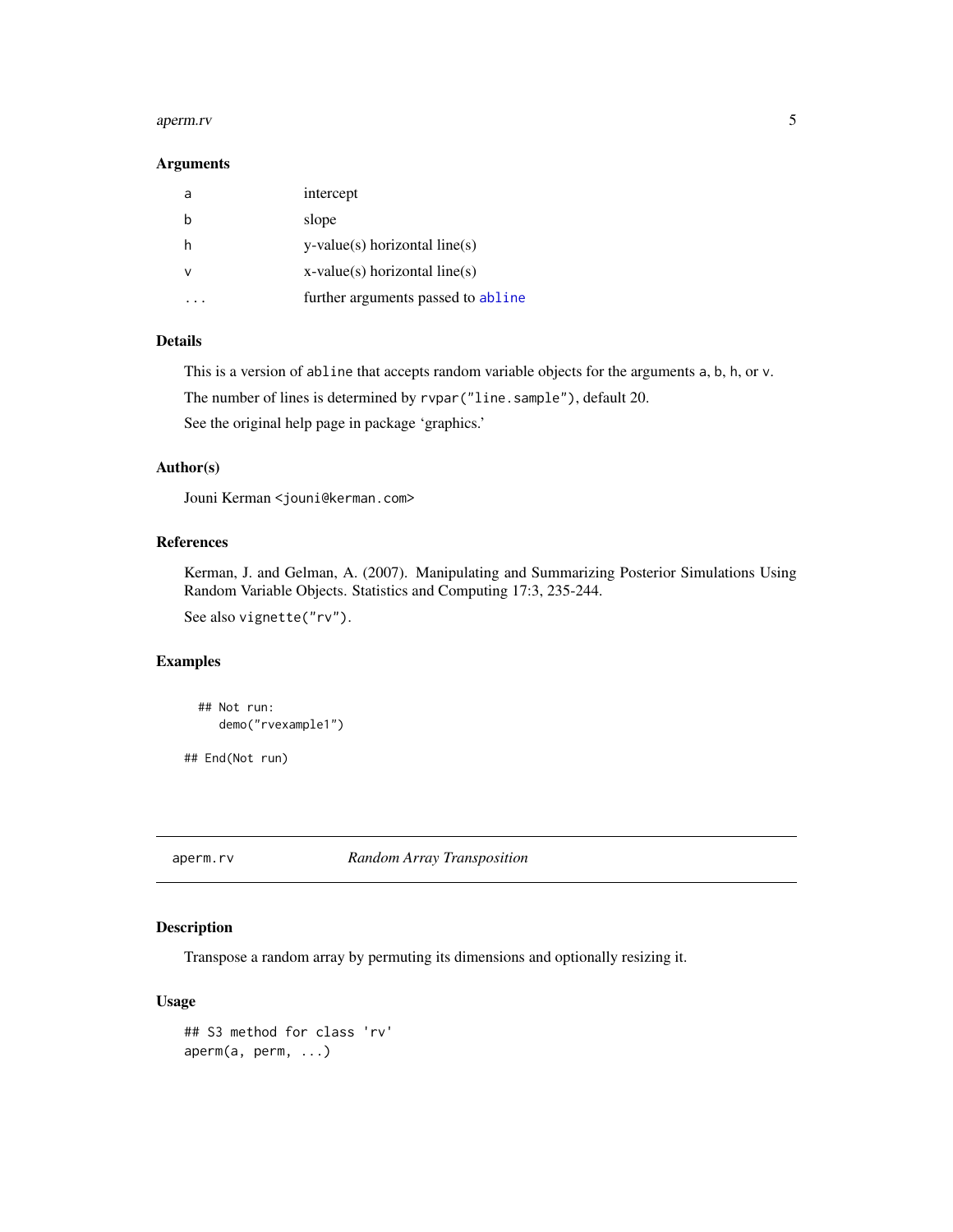### Arguments

| | |
|---|---|
| a | intercept |
| b | slope |
| h | y-value(s) horizontal line(s) |
| v | x-value(s) horizontal line(s) |
| ... | further arguments passed to abline |

### Details

This is a version of abline that accepts random variable objects for the arguments a, b, h, or v.

The number of lines is determined by rvpar("line.sample"), default 20.

See the original help page in package 'graphics.'

### Author(s)

Jouni Kerman <jouni@kerman.com>

### References

Kerman, J. and Gelman, A. (2007). Manipulating and Summarizing Posterior Simulations Using Random Variable Objects. Statistics and Computing 17:3, 235-244.

See also vignette("rv").

### Examples

```
  ## Not run:
     demo("rvexample1")

## End(Not run)
```

## aperm.rv *Random Array Transposition*

### Description

Transpose a random array by permuting its dimensions and optionally resizing it.

### Usage

```
## S3 method for class 'rv'
aperm(a, perm, ...)
```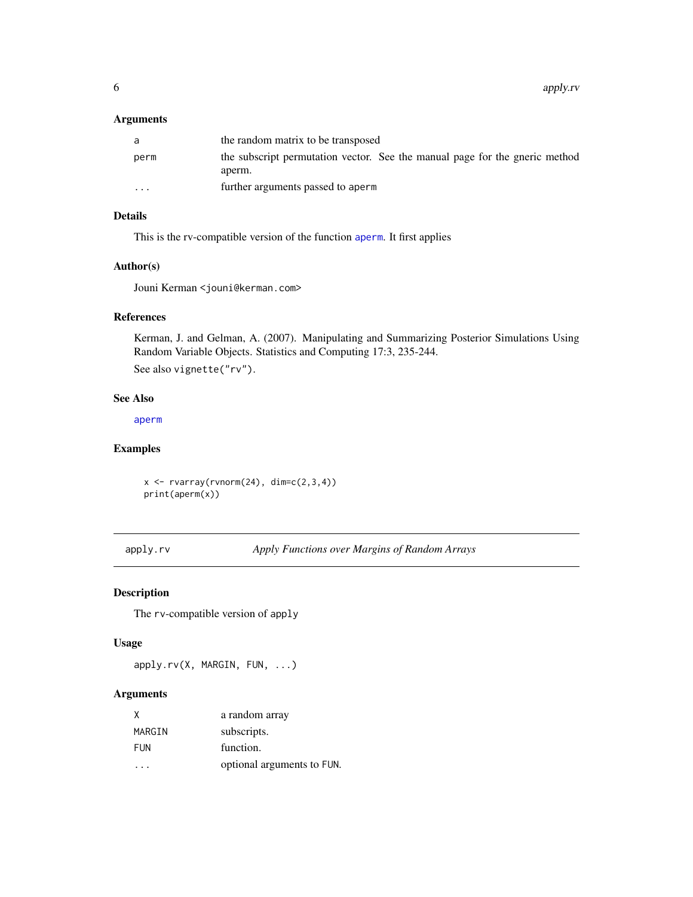### Arguments

| | |
|---|---|
| `a` | the random matrix to be transposed |
| `perm` | the subscript permutation vector. See the manual page for the gneric method aperm. |
| `...` | further arguments passed to `aperm` |

### Details

This is the rv-compatible version of the function `aperm`. It first applies

### Author(s)

Jouni Kerman <jouni@kerman.com>

### References

Kerman, J. and Gelman, A. (2007). Manipulating and Summarizing Posterior Simulations Using Random Variable Objects. Statistics and Computing 17:3, 235-244.

See also `vignette("rv")`.

### See Also

`aperm`

### Examples

```
x <- rvarray(rvnorm(24), dim=c(2,3,4))
print(aperm(x))
```

---

## apply.rv *Apply Functions over Margins of Random Arrays*

### Description

The `rv`-compatible version of `apply`

### Usage

```
apply.rv(X, MARGIN, FUN, ...)
```

### Arguments

| | |
|---|---|
| `X` | a random array |
| `MARGIN` | subscripts. |
| `FUN` | function. |
| `...` | optional arguments to `FUN`. |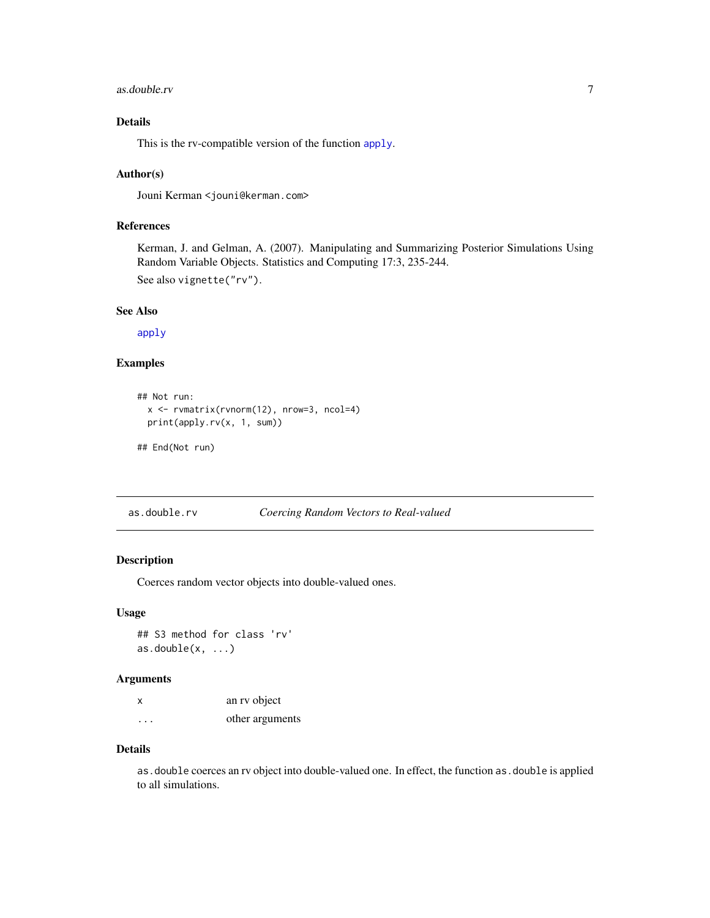## Details

This is the rv-compatible version of the function `apply`.

## Author(s)

Jouni Kerman <jouni@kerman.com>

## References

Kerman, J. and Gelman, A. (2007). Manipulating and Summarizing Posterior Simulations Using Random Variable Objects. Statistics and Computing 17:3, 235-244.

See also `vignette("rv")`.

## See Also

`apply`

## Examples

```
## Not run:
  x <- rvmatrix(rvnorm(12), nrow=3, ncol=4)
  print(apply.rv(x, 1, sum))

## End(Not run)
```

---

# as.double.rv — *Coercing Random Vectors to Real-valued*

## Description

Coerces random vector objects into double-valued ones.

## Usage

```
## S3 method for class 'rv'
as.double(x, ...)
```

## Arguments

| | |
|---|---|
| `x` | an rv object |
| `...` | other arguments |

## Details

`as.double` coerces an rv object into double-valued one. In effect, the function `as.double` is applied to all simulations.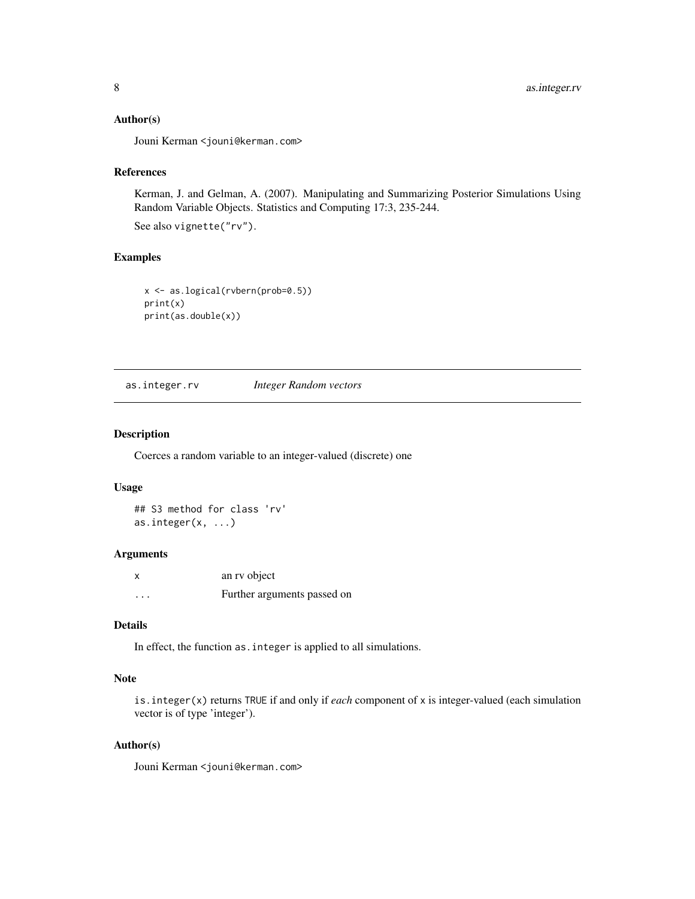### Author(s)

Jouni Kerman <jouni@kerman.com>

### References

Kerman, J. and Gelman, A. (2007). Manipulating and Summarizing Posterior Simulations Using Random Variable Objects. Statistics and Computing 17:3, 235-244.

See also vignette("rv").

### Examples

```
x <- as.logical(rvbern(prob=0.5))
print(x)
print(as.double(x))
```

---

## as.integer.rv *Integer Random vectors*

---

### Description

Coerces a random variable to an integer-valued (discrete) one

### Usage

```
## S3 method for class 'rv'
as.integer(x, ...)
```

### Arguments

| | |
|---|---|
| x | an rv object |
| ... | Further arguments passed on |

### Details

In effect, the function as.integer is applied to all simulations.

### Note

is.integer(x) returns TRUE if and only if *each* component of x is integer-valued (each simulation vector is of type 'integer').

### Author(s)

Jouni Kerman <jouni@kerman.com>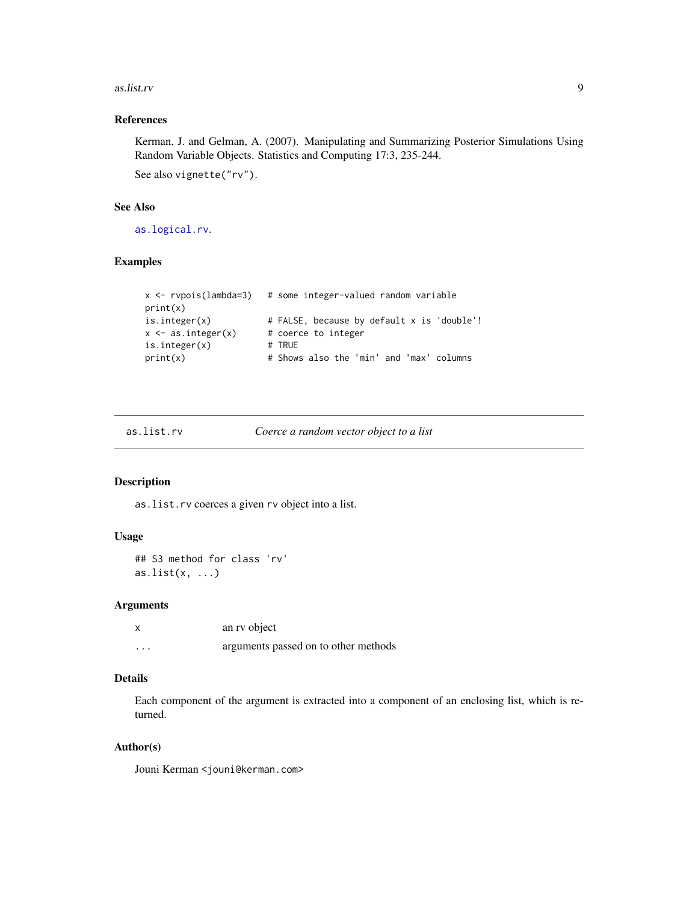### References

Kerman, J. and Gelman, A. (2007). Manipulating and Summarizing Posterior Simulations Using Random Variable Objects. Statistics and Computing 17:3, 235-244.

See also `vignette("rv")`.

### See Also

`as.logical.rv`.

### Examples

```
x <- rvpois(lambda=3)   # some integer-valued random variable
print(x)
is.integer(x)           # FALSE, because by default x is 'double'!
x <- as.integer(x)      # coerce to integer
is.integer(x)           # TRUE
print(x)                # Shows also the 'min' and 'max' columns
```

---

## as.list.rv *Coerce a random vector object to a list*

### Description

`as.list.rv` coerces a given `rv` object into a list.

### Usage

```
## S3 method for class 'rv'
as.list(x, ...)
```

### Arguments

| | |
|---|---|
| `x` | an rv object |
| `...` | arguments passed on to other methods |

### Details

Each component of the argument is extracted into a component of an enclosing list, which is returned.

### Author(s)

Jouni Kerman <jouni@kerman.com>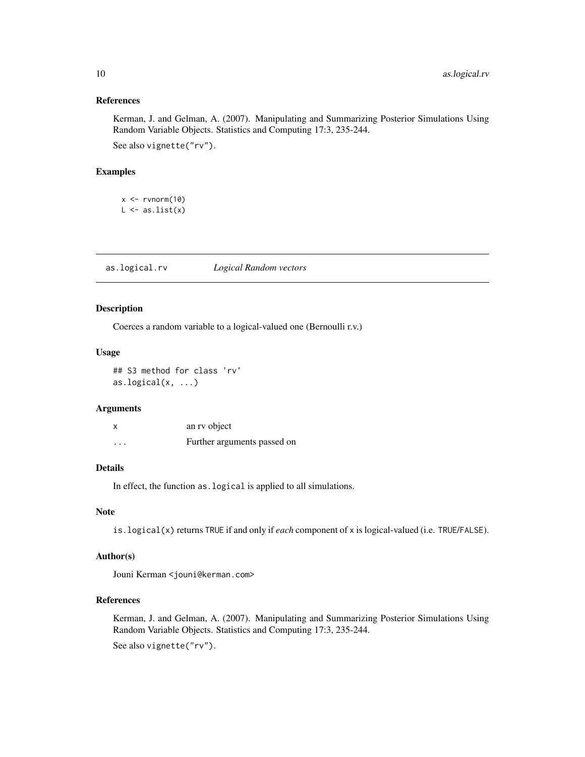### References

Kerman, J. and Gelman, A. (2007). Manipulating and Summarizing Posterior Simulations Using Random Variable Objects. Statistics and Computing 17:3, 235-244.

See also `vignette("rv")`.

### Examples

```
x <- rvnorm(10)
L <- as.list(x)
```

---

## as.logical.rv — *Logical Random vectors*

---

### Description

Coerces a random variable to a logical-valued one (Bernoulli r.v.)

### Usage

```
## S3 method for class 'rv'
as.logical(x, ...)
```

### Arguments

| | |
|---|---|
| x | an rv object |
| ... | Further arguments passed on |

### Details

In effect, the function `as.logical` is applied to all simulations.

### Note

`is.logical(x)` returns `TRUE` if and only if *each* component of `x` is logical-valued (i.e. `TRUE`/`FALSE`).

### Author(s)

Jouni Kerman <jouni@kerman.com>

### References

Kerman, J. and Gelman, A. (2007). Manipulating and Summarizing Posterior Simulations Using Random Variable Objects. Statistics and Computing 17:3, 235-244.

See also `vignette("rv")`.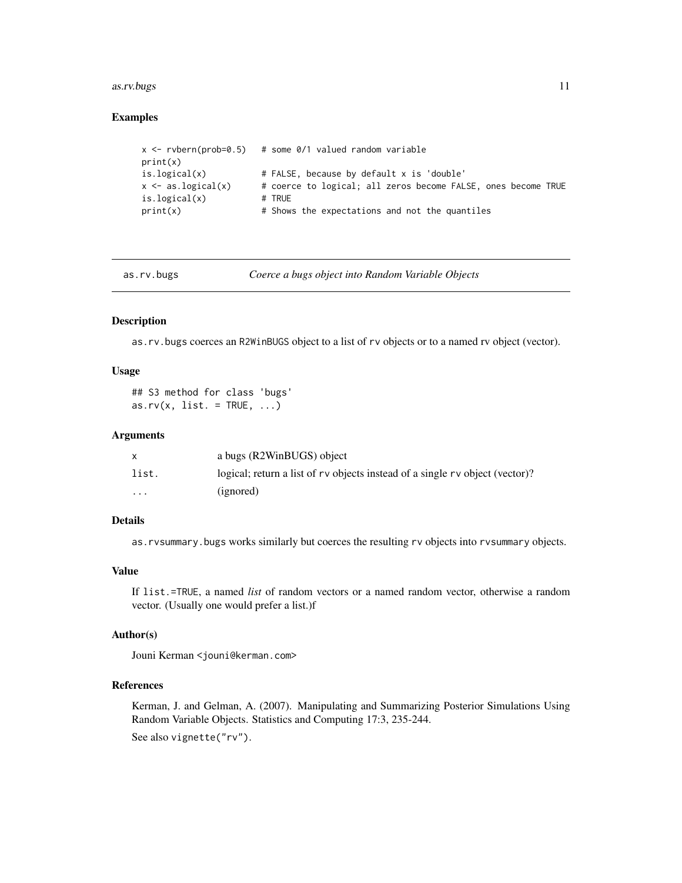## Examples

```
x <- rvbern(prob=0.5)   # some 0/1 valued random variable
print(x)
is.logical(x)           # FALSE, because by default x is 'double'
x <- as.logical(x)      # coerce to logical; all zeros become FALSE, ones become TRUE
is.logical(x)           # TRUE
print(x)                # Shows the expectations and not the quantiles
```

---

`as.rv.bugs` *Coerce a bugs object into Random Variable Objects*

---

## Description

`as.rv.bugs` coerces an `R2WinBUGS` object to a list of `rv` objects or to a named rv object (vector).

## Usage

```
## S3 method for class 'bugs'
as.rv(x, list. = TRUE, ...)
```

## Arguments

| | |
|---|---|
| `x` | a bugs (R2WinBUGS) object |
| `list.` | logical; return a list of `rv` objects instead of a single `rv` object (vector)? |
| `...` | (ignored) |

## Details

`as.rvsummary.bugs` works similarly but coerces the resulting `rv` objects into `rvsummary` objects.

## Value

If `list.=TRUE`, a named *list* of random vectors or a named random vector, otherwise a random vector. (Usually one would prefer a list.)f

## Author(s)

Jouni Kerman <`jouni@kerman.com`>

## References

Kerman, J. and Gelman, A. (2007). Manipulating and Summarizing Posterior Simulations Using Random Variable Objects. Statistics and Computing 17:3, 235-244.

See also `vignette("rv")`.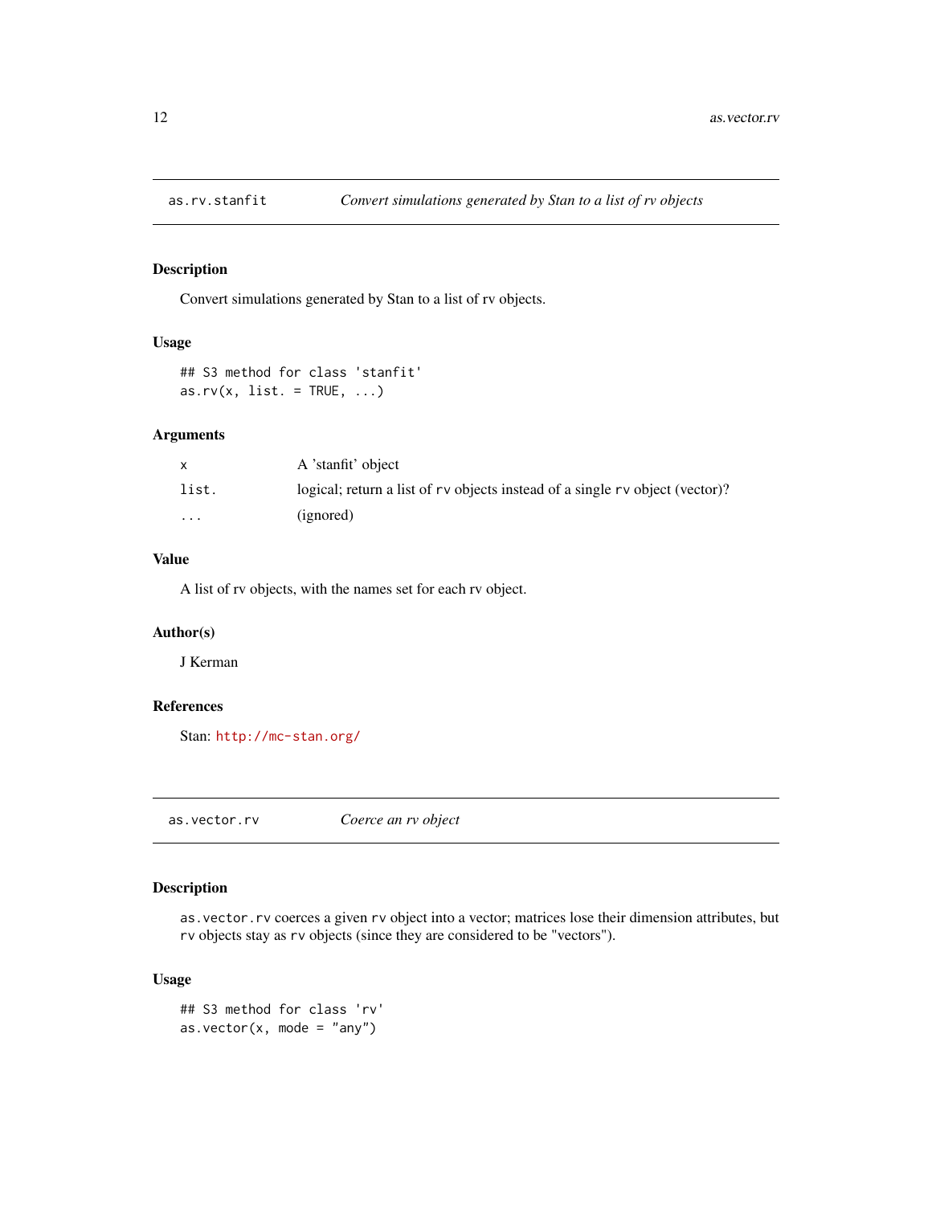## as.rv.stanfit — *Convert simulations generated by Stan to a list of rv objects*

### Description

Convert simulations generated by Stan to a list of rv objects.

### Usage

```
## S3 method for class 'stanfit'
as.rv(x, list. = TRUE, ...)
```

### Arguments

| | |
|---|---|
| `x` | A 'stanfit' object |
| `list.` | logical; return a list of `rv` objects instead of a single `rv` object (vector)? |
| `...` | (ignored) |

### Value

A list of rv objects, with the names set for each rv object.

### Author(s)

J Kerman

### References

Stan: http://mc-stan.org/

## as.vector.rv — *Coerce an rv object*

### Description

`as.vector.rv` coerces a given `rv` object into a vector; matrices lose their dimension attributes, but `rv` objects stay as `rv` objects (since they are considered to be "vectors").

### Usage

```
## S3 method for class 'rv'
as.vector(x, mode = "any")
```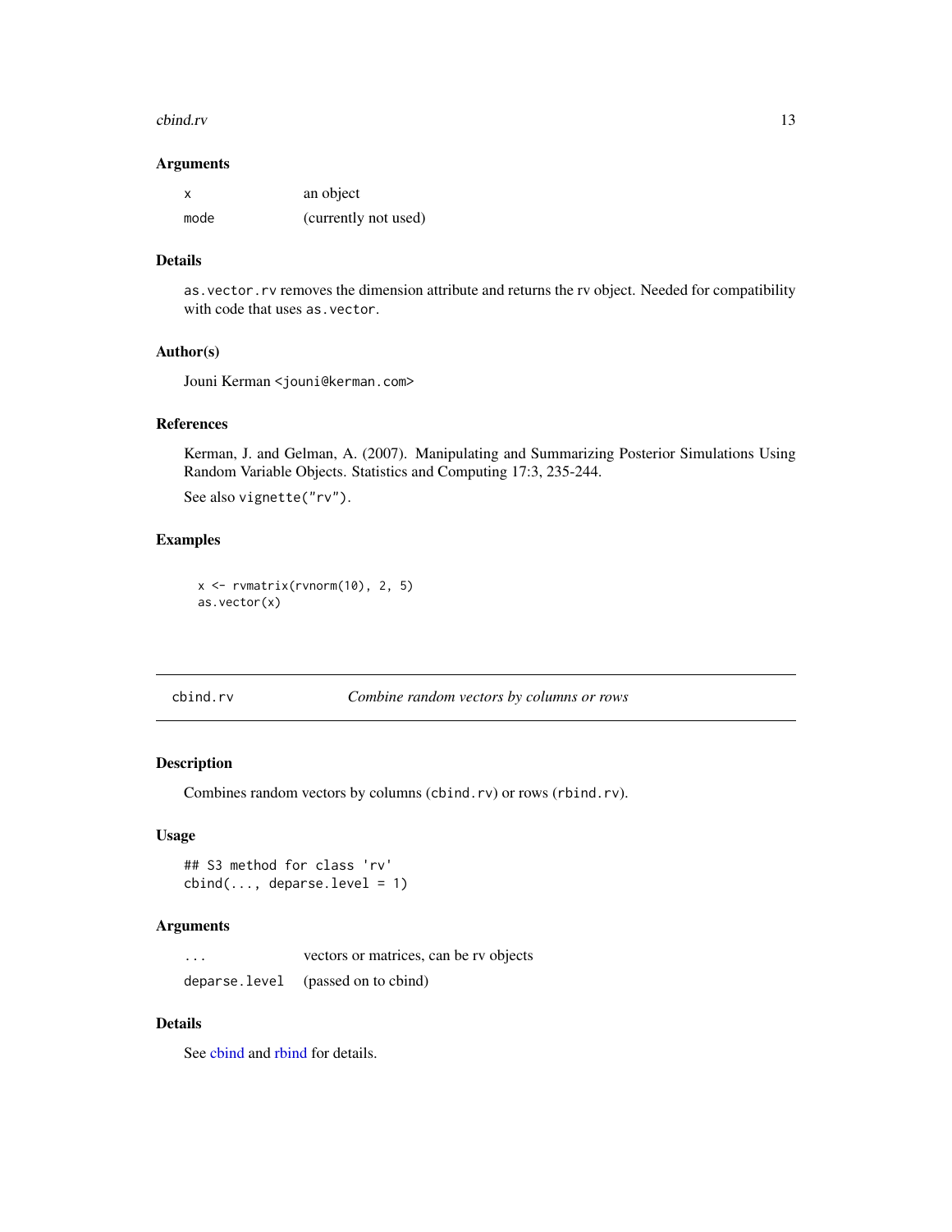### Arguments

| | |
|---|---|
| `x` | an object |
| `mode` | (currently not used) |

### Details

`as.vector.rv` removes the dimension attribute and returns the rv object. Needed for compatibility with code that uses `as.vector`.

### Author(s)

Jouni Kerman <jouni@kerman.com>

### References

Kerman, J. and Gelman, A. (2007). Manipulating and Summarizing Posterior Simulations Using Random Variable Objects. Statistics and Computing 17:3, 235-244.

See also `vignette("rv")`.

### Examples

```
x <- rvmatrix(rvnorm(10), 2, 5)
as.vector(x)
```

---

## cbind.rv — *Combine random vectors by columns or rows*

---

### Description

Combines random vectors by columns (`cbind.rv`) or rows (`rbind.rv`).

### Usage

```
## S3 method for class 'rv'
cbind(..., deparse.level = 1)
```

### Arguments

| | |
|---|---|
| `...` | vectors or matrices, can be rv objects |
| `deparse.level` | (passed on to cbind) |

### Details

See cbind and rbind for details.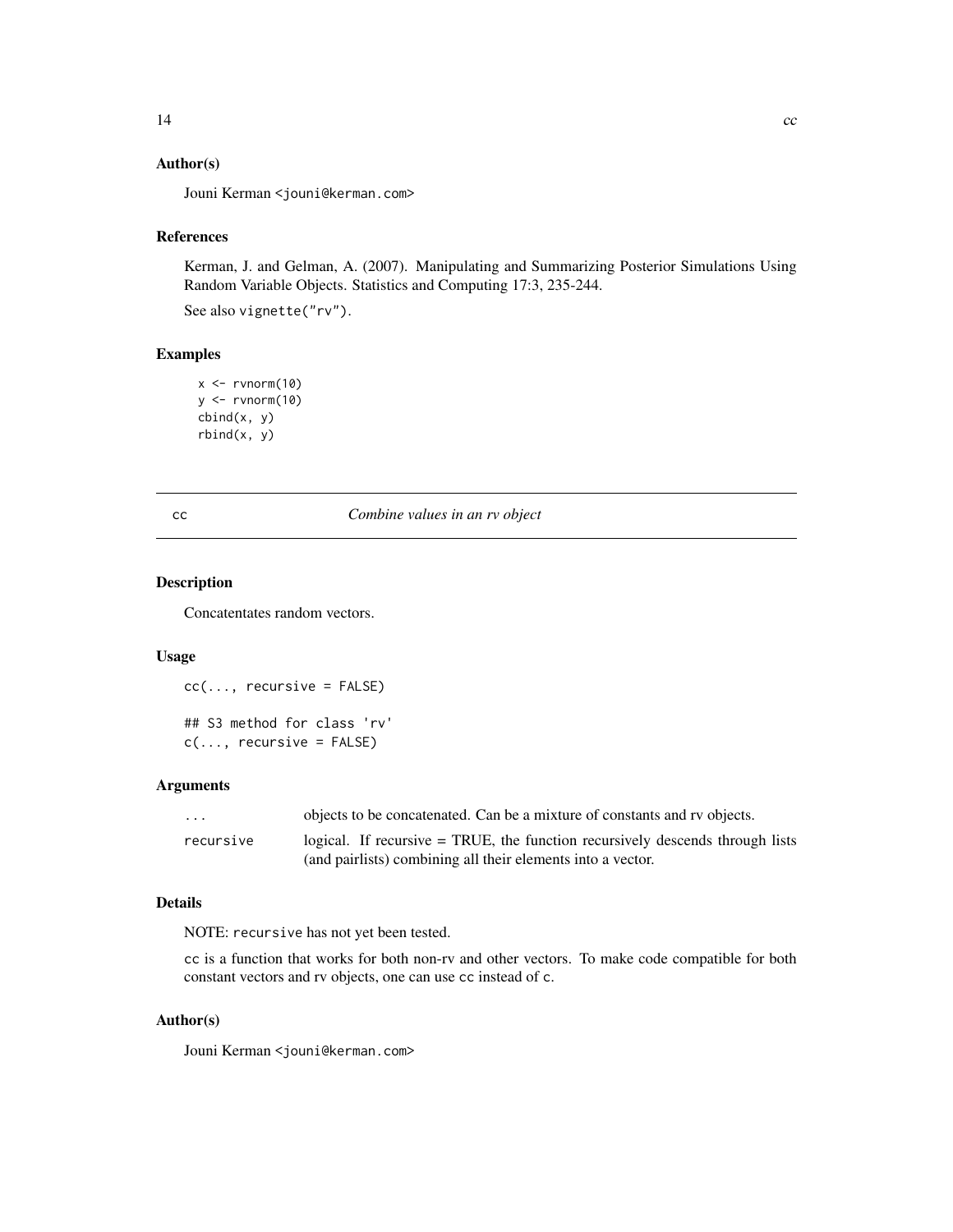### Author(s)

Jouni Kerman <jouni@kerman.com>

### References

Kerman, J. and Gelman, A. (2007). Manipulating and Summarizing Posterior Simulations Using Random Variable Objects. Statistics and Computing 17:3, 235-244.

See also vignette("rv").

### Examples

```
x <- rvnorm(10)
y <- rvnorm(10)
cbind(x, y)
rbind(x, y)
```

---

## cc — *Combine values in an rv object*

---

### Description

Concatentates random vectors.

### Usage

```
cc(..., recursive = FALSE)

## S3 method for class 'rv'
c(..., recursive = FALSE)
```

### Arguments

| | |
|---|---|
| ... | objects to be concatenated. Can be a mixture of constants and rv objects. |
| recursive | logical. If recursive = TRUE, the function recursively descends through lists (and pairlists) combining all their elements into a vector. |

### Details

NOTE: recursive has not yet been tested.

cc is a function that works for both non-rv and other vectors. To make code compatible for both constant vectors and rv objects, one can use cc instead of c.

### Author(s)

Jouni Kerman <jouni@kerman.com>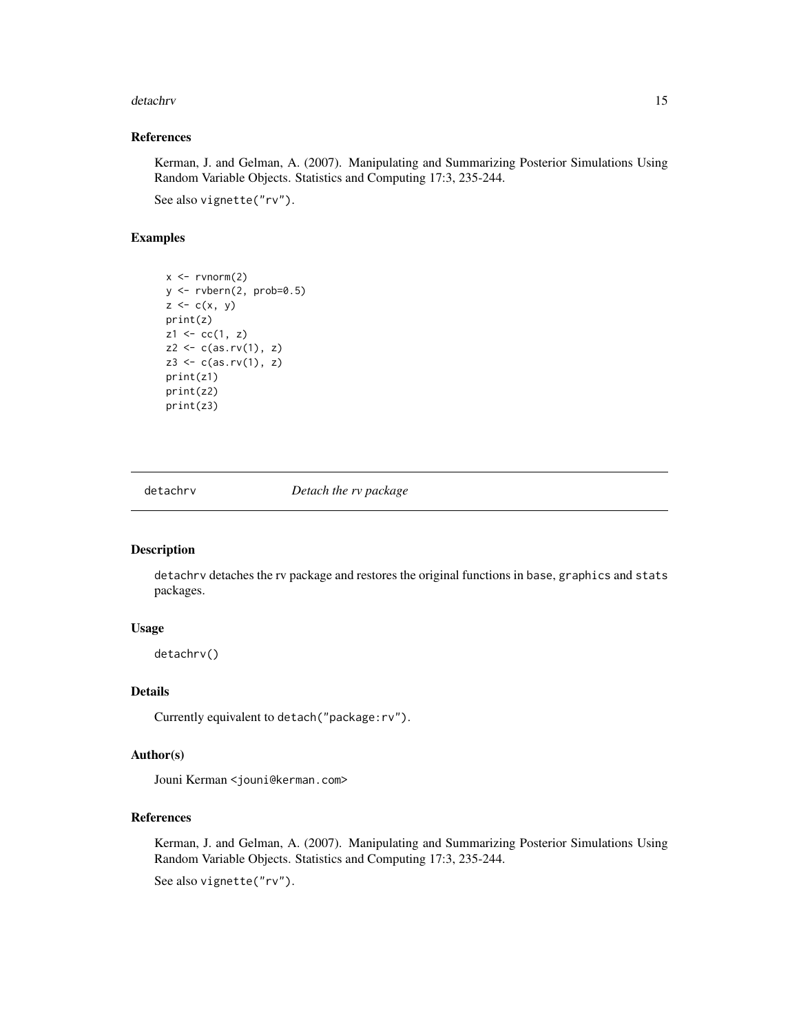## References

Kerman, J. and Gelman, A. (2007). Manipulating and Summarizing Posterior Simulations Using Random Variable Objects. Statistics and Computing 17:3, 235-244.

See also vignette("rv").

## Examples

```
x <- rvnorm(2)
y <- rvbern(2, prob=0.5)
z <- c(x, y)
print(z)
z1 <- cc(1, z)
z2 <- c(as.rv(1), z)
z3 <- c(as.rv(1), z)
print(z1)
print(z2)
print(z3)
```

---

# detachrv &nbsp;&nbsp;&nbsp;&nbsp;&nbsp; *Detach the rv package*

## Description

detachrv detaches the rv package and restores the original functions in base, graphics and stats packages.

## Usage

```
detachrv()
```

## Details

Currently equivalent to detach("package:rv").

## Author(s)

Jouni Kerman <jouni@kerman.com>

## References

Kerman, J. and Gelman, A. (2007). Manipulating and Summarizing Posterior Simulations Using Random Variable Objects. Statistics and Computing 17:3, 235-244.

See also vignette("rv").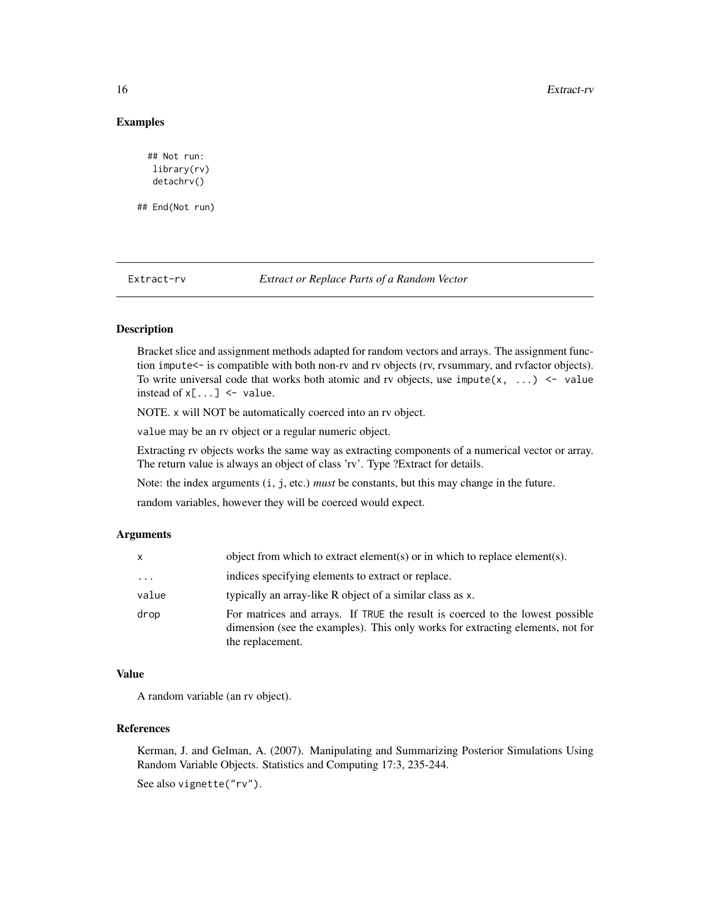### Examples

```
## Not run:
 library(rv)
 detachrv()

## End(Not run)
```

## Extract-rv *Extract or Replace Parts of a Random Vector*

### Description

Bracket slice and assignment methods adapted for random vectors and arrays. The assignment function `impute<-` is compatible with both non-rv and rv objects (rv, rvsummary, and rvfactor objects). To write universal code that works both atomic and rv objects, use `impute(x, ...) <- value` instead of `x[...] <- value`.

NOTE. `x` will NOT be automatically coerced into an rv object.

`value` may be an rv object or a regular numeric object.

Extracting rv objects works the same way as extracting components of a numerical vector or array. The return value is always an object of class 'rv'. Type ?Extract for details.

Note: the index arguments (`i`, `j`, etc.) *must* be constants, but this may change in the future.

random variables, however they will be coerced would expect.

### Arguments

| | |
|---|---|
| `x` | object from which to extract element(s) or in which to replace element(s). |
| `...` | indices specifying elements to extract or replace. |
| `value` | typically an array-like R object of a similar class as `x`. |
| `drop` | For matrices and arrays. If `TRUE` the result is coerced to the lowest possible dimension (see the examples). This only works for extracting elements, not for the replacement. |

### Value

A random variable (an rv object).

### References

Kerman, J. and Gelman, A. (2007). Manipulating and Summarizing Posterior Simulations Using Random Variable Objects. Statistics and Computing 17:3, 235-244.

See also `vignette("rv")`.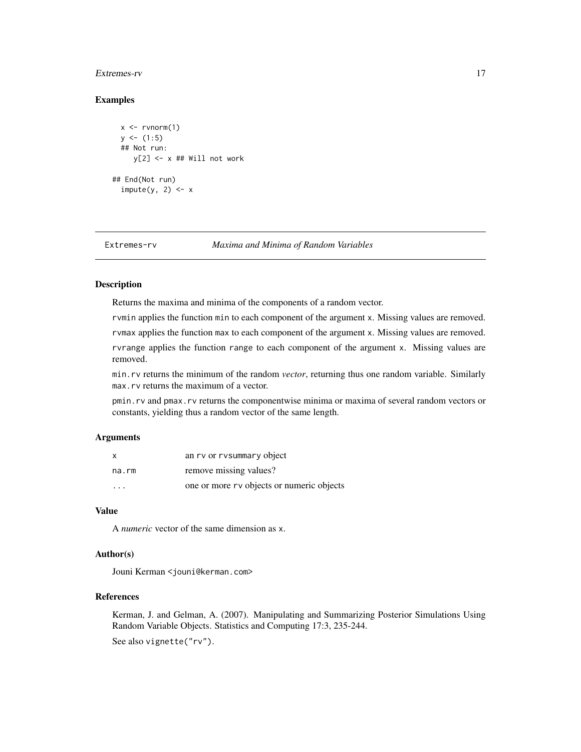## Examples

```
x <- rvnorm(1)
  y <- (1:5)
  ## Not run:
     y[2] <- x ## Will not work

## End(Not run)
  impute(y, 2) <- x
```

---

# Extremes-rv — *Maxima and Minima of Random Variables*

---

### Description

Returns the maxima and minima of the components of a random vector.

`rvmin` applies the function `min` to each component of the argument `x`. Missing values are removed.

`rvmax` applies the function `max` to each component of the argument `x`. Missing values are removed.

`rvrange` applies the function `range` to each component of the argument `x`. Missing values are removed.

`min.rv` returns the minimum of the random *vector*, returning thus one random variable. Similarly `max.rv` returns the maximum of a vector.

`pmin.rv` and `pmax.rv` returns the componentwise minima or maxima of several random vectors or constants, yielding thus a random vector of the same length.

### Arguments

| | |
|---|---|
| `x` | an `rv` or `rvsummary` object |
| `na.rm` | remove missing values? |
| `...` | one or more `rv` objects or numeric objects |

### Value

A *numeric* vector of the same dimension as `x`.

### Author(s)

Jouni Kerman <jouni@kerman.com>

### References

Kerman, J. and Gelman, A. (2007). Manipulating and Summarizing Posterior Simulations Using Random Variable Objects. Statistics and Computing 17:3, 235-244.

See also `vignette("rv")`.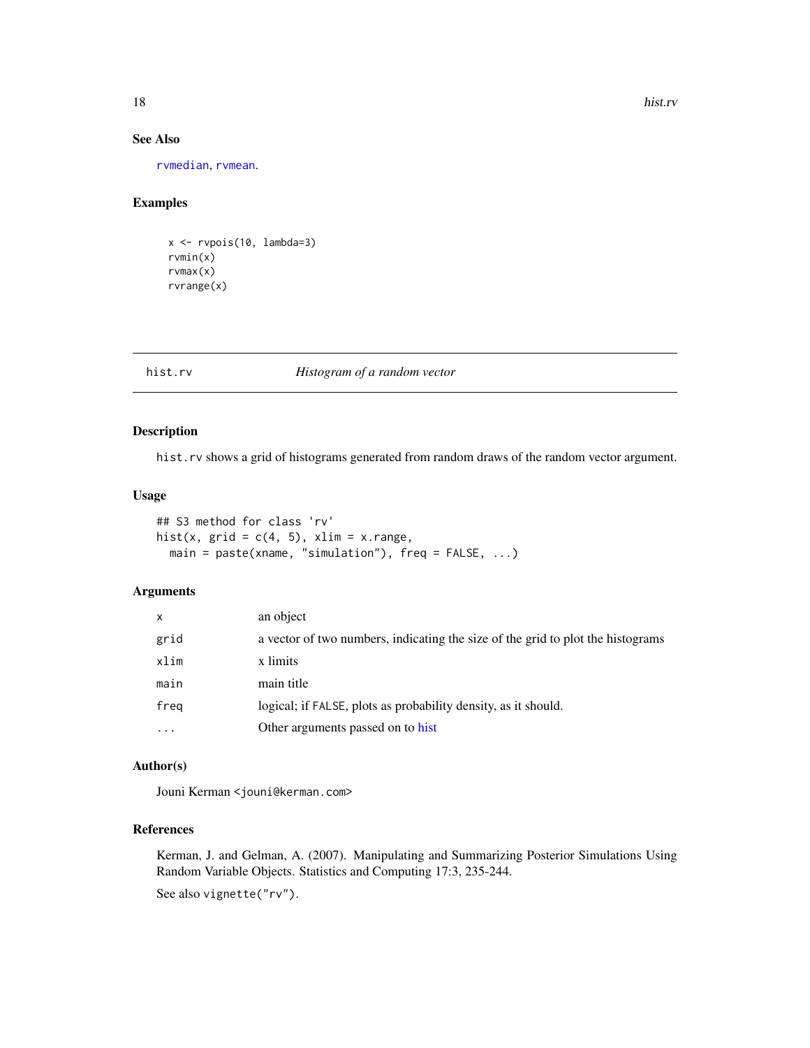### See Also

rvmedian, rvmean.

### Examples

```
x <- rvpois(10, lambda=3)
rvmin(x)
rvmax(x)
rvrange(x)
```

---

## hist.rv — *Histogram of a random vector*

### Description

hist.rv shows a grid of histograms generated from random draws of the random vector argument.

### Usage

```
## S3 method for class 'rv'
hist(x, grid = c(4, 5), xlim = x.range,
  main = paste(xname, "simulation"), freq = FALSE, ...)
```

### Arguments

| | |
|---|---|
| x | an object |
| grid | a vector of two numbers, indicating the size of the grid to plot the histograms |
| xlim | x limits |
| main | main title |
| freq | logical; if FALSE, plots as probability density, as it should. |
| ... | Other arguments passed on to hist |

### Author(s)

Jouni Kerman <jouni@kerman.com>

### References

Kerman, J. and Gelman, A. (2007). Manipulating and Summarizing Posterior Simulations Using Random Variable Objects. Statistics and Computing 17:3, 235-244.

See also vignette("rv").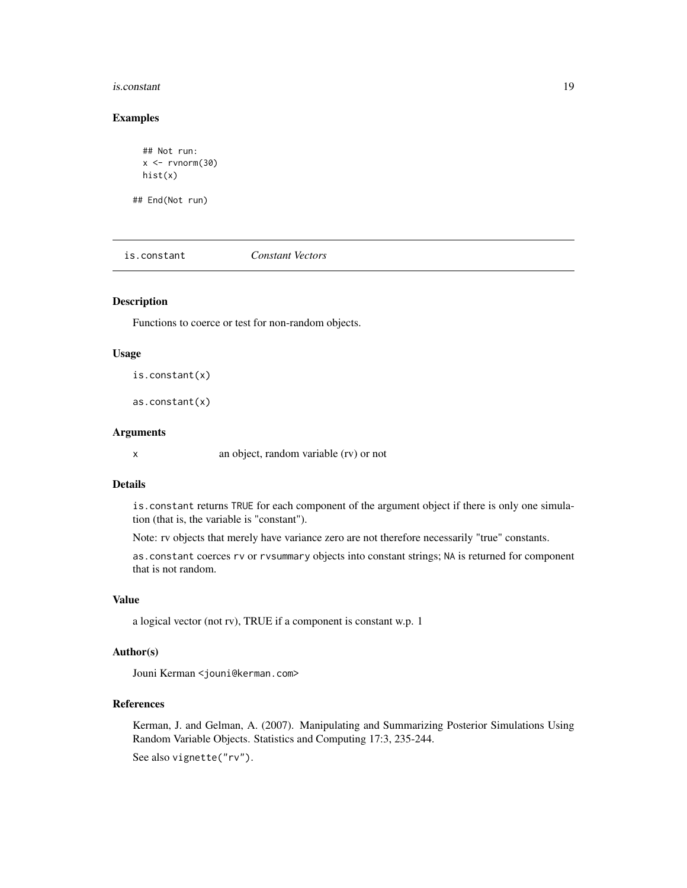## Examples

```
## Not run:
x <- rvnorm(30)
hist(x)

## End(Not run)
```

---

is.constant    *Constant Vectors*

---

## Description

Functions to coerce or test for non-random objects.

## Usage

```
is.constant(x)

as.constant(x)
```

## Arguments

| | |
|---|---|
| x | an object, random variable (rv) or not |

## Details

`is.constant` returns `TRUE` for each component of the argument object if there is only one simulation (that is, the variable is "constant").

Note: rv objects that merely have variance zero are not therefore necessarily "true" constants.

`as.constant` coerces `rv` or `rvsummary` objects into constant strings; `NA` is returned for component that is not random.

## Value

a logical vector (not rv), TRUE if a component is constant w.p. 1

## Author(s)

Jouni Kerman <jouni@kerman.com>

## References

Kerman, J. and Gelman, A. (2007). Manipulating and Summarizing Posterior Simulations Using Random Variable Objects. Statistics and Computing 17:3, 235-244.

See also `vignette("rv")`.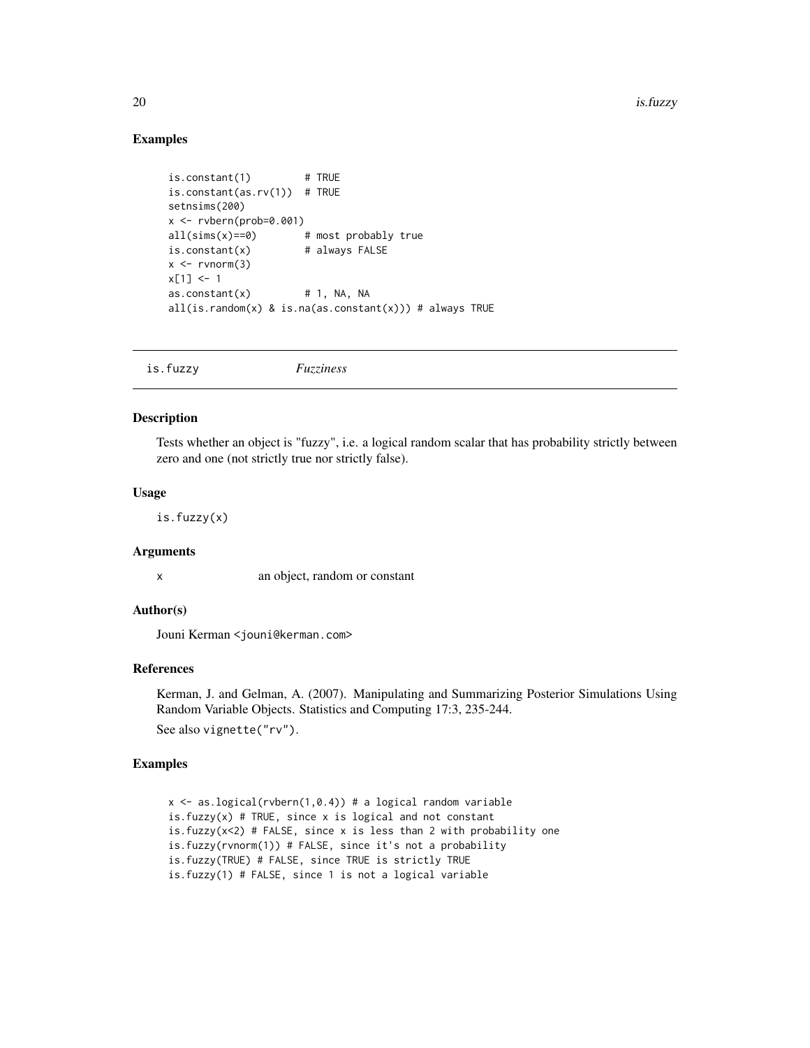### Examples

```
is.constant(1)         # TRUE
is.constant(as.rv(1))  # TRUE
setnsims(200)
x <- rvbern(prob=0.001)
all(sims(x)==0)        # most probably true
is.constant(x)         # always FALSE
x <- rvnorm(3)
x[1] <- 1
as.constant(x)         # 1, NA, NA
all(is.random(x) & is.na(as.constant(x))) # always TRUE
```

---

## is.fuzzy    *Fuzziness*

### Description

Tests whether an object is "fuzzy", i.e. a logical random scalar that has probability strictly between zero and one (not strictly true nor strictly false).

### Usage

```
is.fuzzy(x)
```

### Arguments

| | |
|---|---|
| x | an object, random or constant |

### Author(s)

Jouni Kerman <jouni@kerman.com>

### References

Kerman, J. and Gelman, A. (2007). Manipulating and Summarizing Posterior Simulations Using Random Variable Objects. Statistics and Computing 17:3, 235-244.

See also `vignette("rv")`.

### Examples

```
x <- as.logical(rvbern(1,0.4)) # a logical random variable
is.fuzzy(x) # TRUE, since x is logical and not constant
is.fuzzy(x<2) # FALSE, since x is less than 2 with probability one
is.fuzzy(rvnorm(1)) # FALSE, since it's not a probability
is.fuzzy(TRUE) # FALSE, since TRUE is strictly TRUE
is.fuzzy(1) # FALSE, since 1 is not a logical variable
```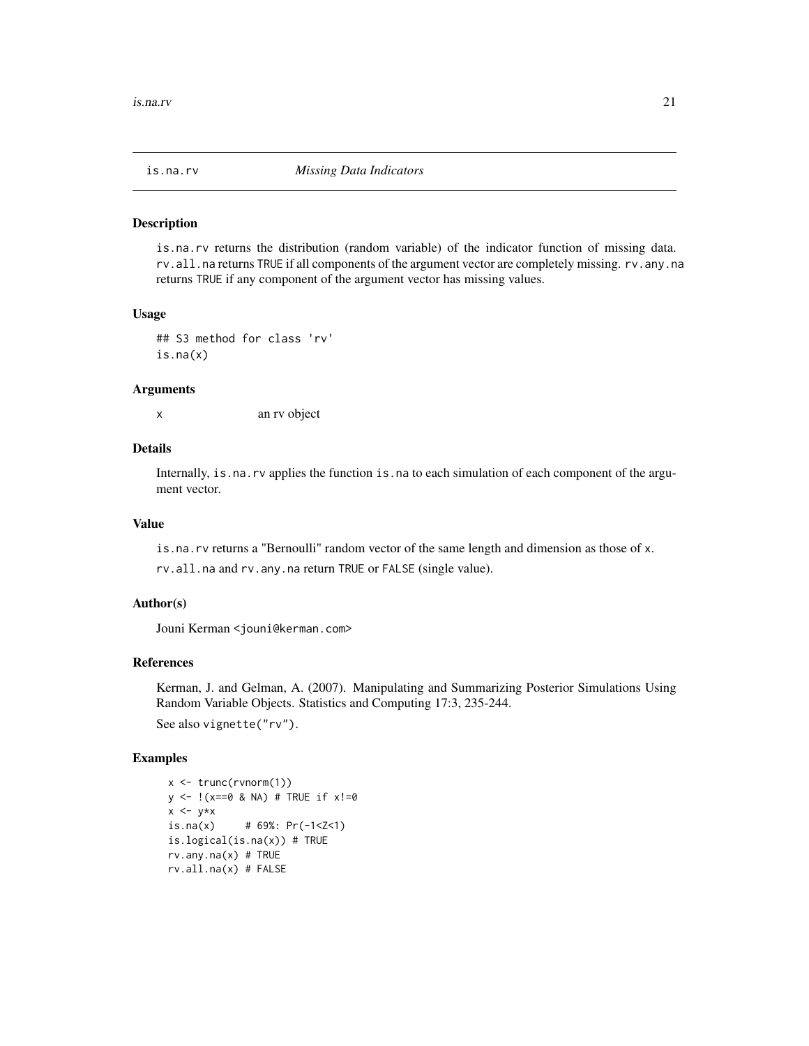## is.na.rv *Missing Data Indicators*

### Description

is.na.rv returns the distribution (random variable) of the indicator function of missing data. rv.all.na returns TRUE if all components of the argument vector are completely missing. rv.any.na returns TRUE if any component of the argument vector has missing values.

### Usage

```
## S3 method for class 'rv'
is.na(x)
```

### Arguments

x &nbsp;&nbsp;&nbsp;&nbsp; an rv object

### Details

Internally, is.na.rv applies the function is.na to each simulation of each component of the argument vector.

### Value

is.na.rv returns a "Bernoulli" random vector of the same length and dimension as those of x.

rv.all.na and rv.any.na return TRUE or FALSE (single value).

### Author(s)

Jouni Kerman <jouni@kerman.com>

### References

Kerman, J. and Gelman, A. (2007). Manipulating and Summarizing Posterior Simulations Using Random Variable Objects. Statistics and Computing 17:3, 235-244.

See also vignette("rv").

### Examples

```
x <- trunc(rvnorm(1))
y <- !(x==0 & NA) # TRUE if x!=0
x <- y*x
is.na(x)     # 69%: Pr(-1<Z<1)
is.logical(is.na(x)) # TRUE
rv.any.na(x) # TRUE
rv.all.na(x) # FALSE
```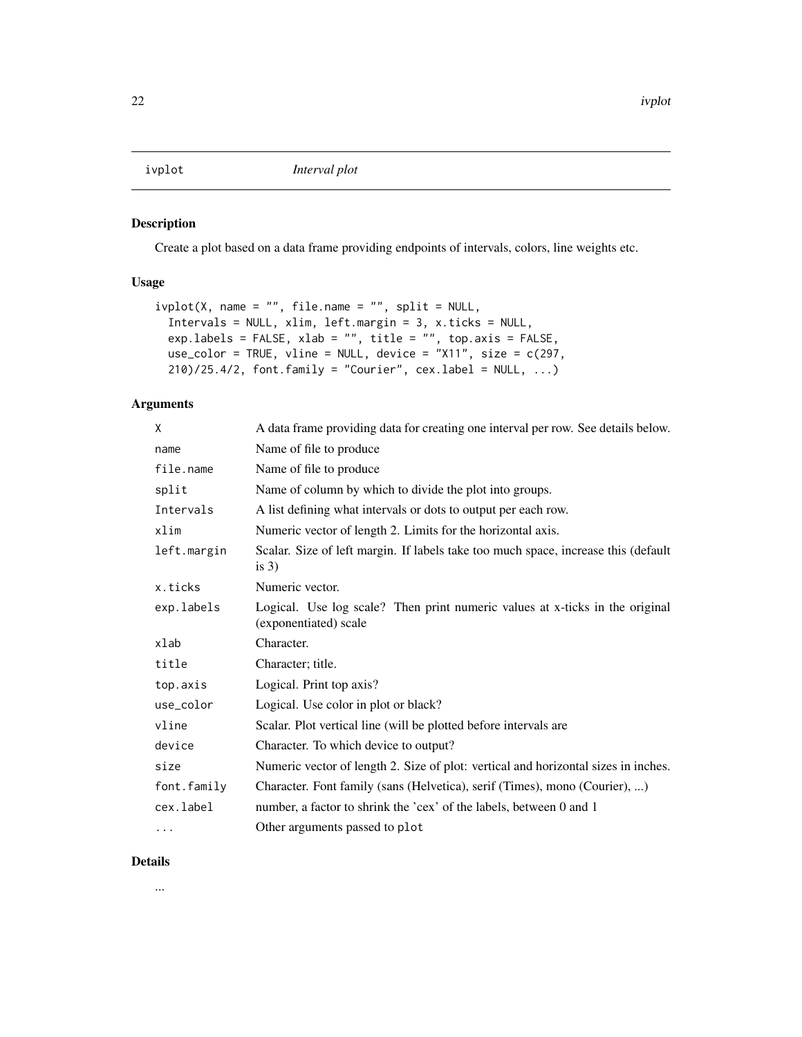ivplot *Interval plot*

## Description

Create a plot based on a data frame providing endpoints of intervals, colors, line weights etc.

## Usage

```
ivplot(X, name = "", file.name = "", split = NULL,
  Intervals = NULL, xlim, left.margin = 3, x.ticks = NULL,
  exp.labels = FALSE, xlab = "", title = "", top.axis = FALSE,
  use_color = TRUE, vline = NULL, device = "X11", size = c(297,
  210)/25.4/2, font.family = "Courier", cex.label = NULL, ...)
```

## Arguments

| | |
|---|---|
| `X` | A data frame providing data for creating one interval per row. See details below. |
| `name` | Name of file to produce |
| `file.name` | Name of file to produce |
| `split` | Name of column by which to divide the plot into groups. |
| `Intervals` | A list defining what intervals or dots to output per each row. |
| `xlim` | Numeric vector of length 2. Limits for the horizontal axis. |
| `left.margin` | Scalar. Size of left margin. If labels take too much space, increase this (default is 3) |
| `x.ticks` | Numeric vector. |
| `exp.labels` | Logical. Use log scale? Then print numeric values at x-ticks in the original (exponentiated) scale |
| `xlab` | Character. |
| `title` | Character; title. |
| `top.axis` | Logical. Print top axis? |
| `use_color` | Logical. Use color in plot or black? |
| `vline` | Scalar. Plot vertical line (will be plotted before intervals are |
| `device` | Character. To which device to output? |
| `size` | Numeric vector of length 2. Size of plot: vertical and horizontal sizes in inches. |
| `font.family` | Character. Font family (sans (Helvetica), serif (Times), mono (Courier), ...) |
| `cex.label` | number, a factor to shrink the 'cex' of the labels, between 0 and 1 |
| `...` | Other arguments passed to `plot` |

## Details

...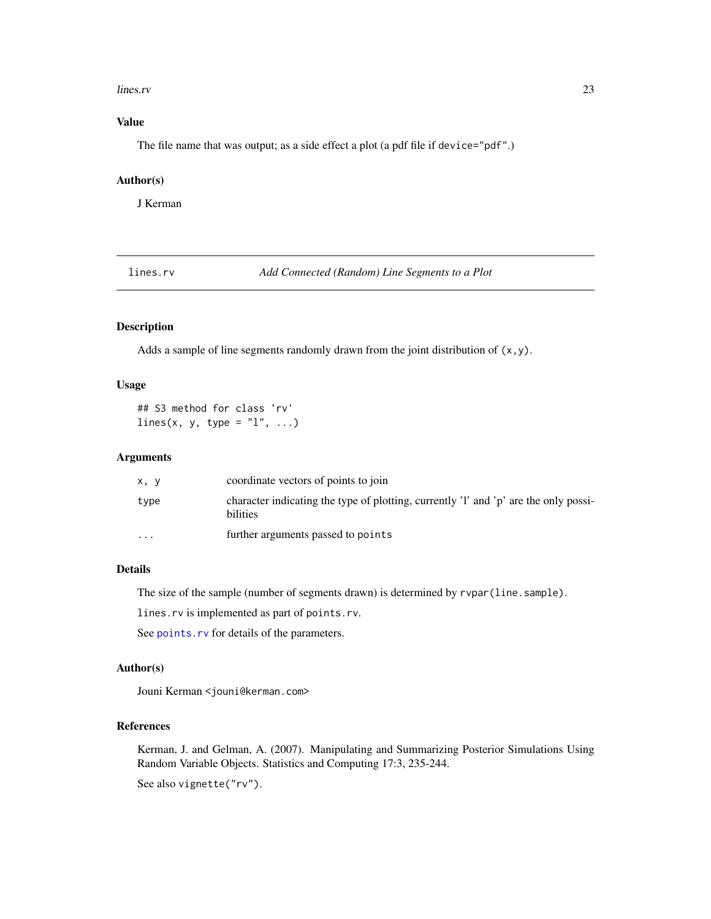### Value

The file name that was output; as a side effect a plot (a pdf file if `device="pdf"`.)

### Author(s)

J Kerman

---

## lines.rv — *Add Connected (Random) Line Segments to a Plot*

---

### Description

Adds a sample of line segments randomly drawn from the joint distribution of `(x,y)`.

### Usage

```
## S3 method for class 'rv'
lines(x, y, type = "l", ...)
```

### Arguments

| | |
|---|---|
| `x, y` | coordinate vectors of points to join |
| `type` | character indicating the type of plotting, currently 'l' and 'p' are the only possibilities |
| `...` | further arguments passed to `points` |

### Details

The size of the sample (number of segments drawn) is determined by `rvpar(line.sample)`.

`lines.rv` is implemented as part of `points.rv`.

See `points.rv` for details of the parameters.

### Author(s)

Jouni Kerman <`jouni@kerman.com`>

### References

Kerman, J. and Gelman, A. (2007). Manipulating and Summarizing Posterior Simulations Using Random Variable Objects. Statistics and Computing 17:3, 235-244.

See also `vignette("rv")`.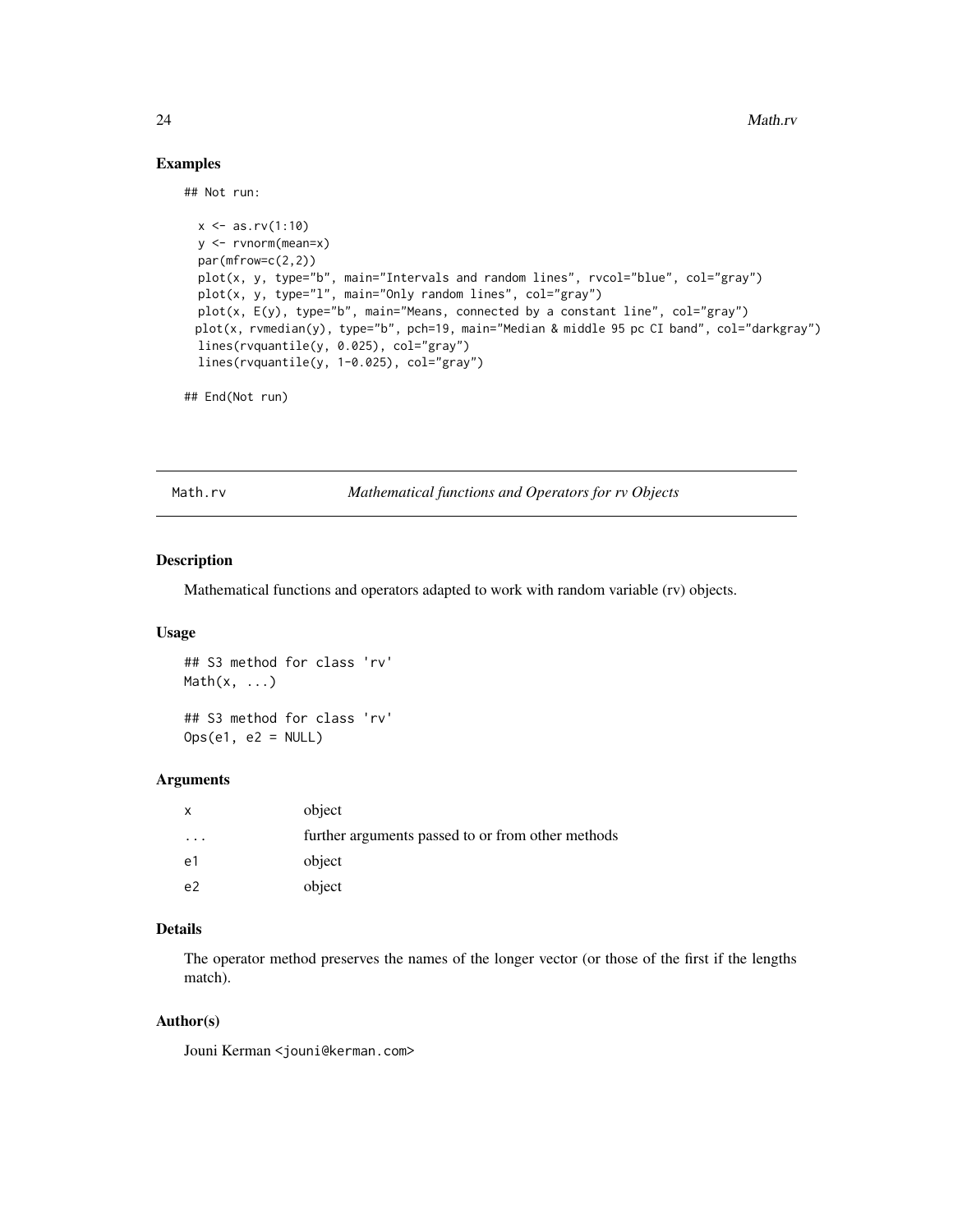### Examples

```
## Not run:

  x <- as.rv(1:10)
  y <- rvnorm(mean=x)
  par(mfrow=c(2,2))
  plot(x, y, type="b", main="Intervals and random lines", rvcol="blue", col="gray")
  plot(x, y, type="l", main="Only random lines", col="gray")
  plot(x, E(y), type="b", main="Means, connected by a constant line", col="gray")
 plot(x, rvmedian(y), type="b", pch=19, main="Median & middle 95 pc CI band", col="darkgray")
  lines(rvquantile(y, 0.025), col="gray")
  lines(rvquantile(y, 1-0.025), col="gray")

## End(Not run)
```

## Math.rv *Mathematical functions and Operators for rv Objects*

### Description

Mathematical functions and operators adapted to work with random variable (rv) objects.

### Usage

```
## S3 method for class 'rv'
Math(x, ...)

## S3 method for class 'rv'
Ops(e1, e2 = NULL)
```

### Arguments

| | |
|---|---|
| x | object |
| ... | further arguments passed to or from other methods |
| e1 | object |
| e2 | object |

### Details

The operator method preserves the names of the longer vector (or those of the first if the lengths match).

### Author(s)

Jouni Kerman <jouni@kerman.com>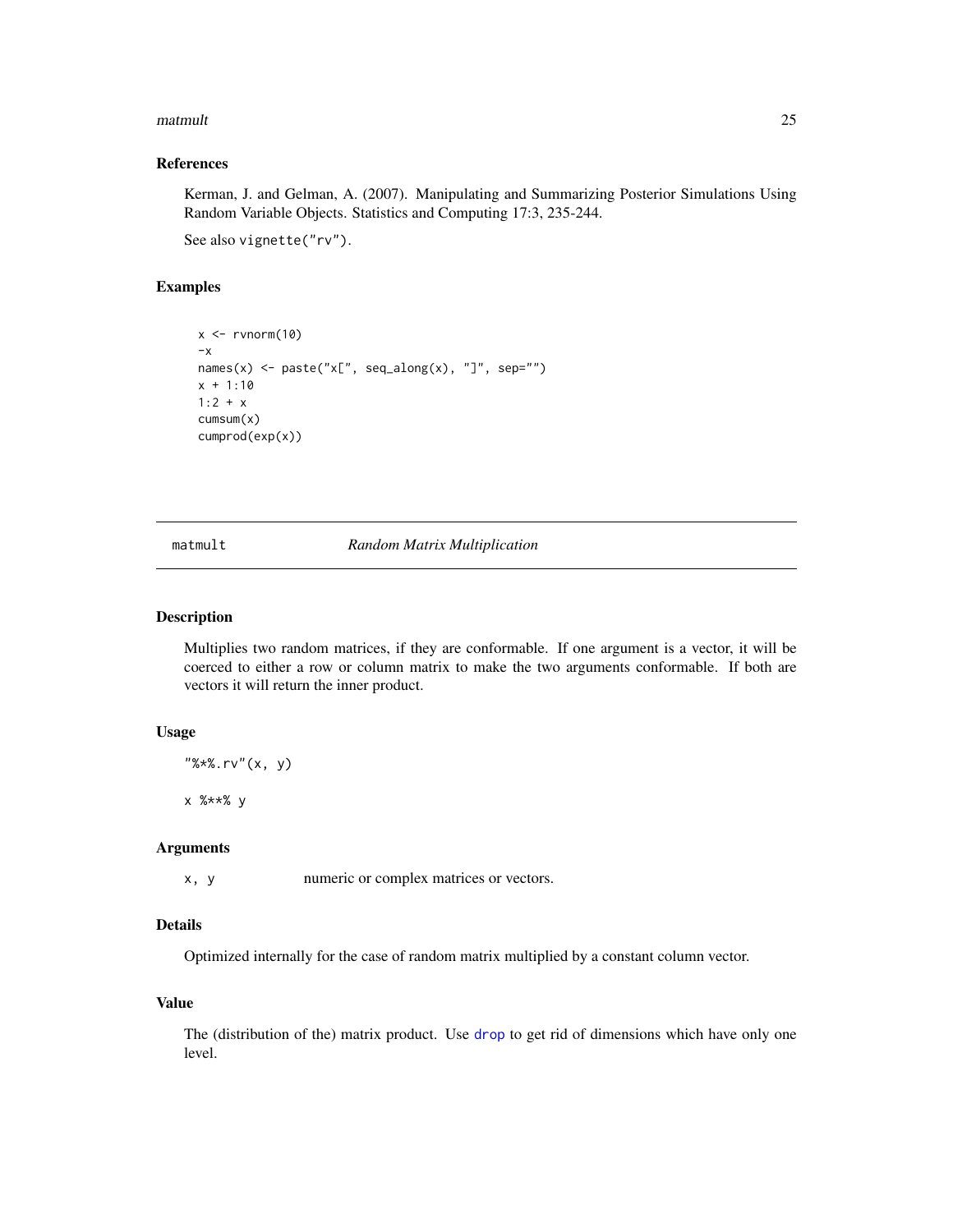### References

Kerman, J. and Gelman, A. (2007). Manipulating and Summarizing Posterior Simulations Using Random Variable Objects. Statistics and Computing 17:3, 235-244.

See also `vignette("rv")`.

### Examples

```
x <- rvnorm(10)
-x
names(x) <- paste("x[", seq_along(x), "]", sep="")
x + 1:10
1:2 + x
cumsum(x)
cumprod(exp(x))
```

---

## matmult — *Random Matrix Multiplication*

---

### Description

Multiplies two random matrices, if they are conformable. If one argument is a vector, it will be coerced to either a row or column matrix to make the two arguments conformable. If both are vectors it will return the inner product.

### Usage

```
"%*%.rv"(x, y)

x %**% y
```

### Arguments

| | |
|---|---|
| `x, y` | numeric or complex matrices or vectors. |

### Details

Optimized internally for the case of random matrix multiplied by a constant column vector.

### Value

The (distribution of the) matrix product. Use `drop` to get rid of dimensions which have only one level.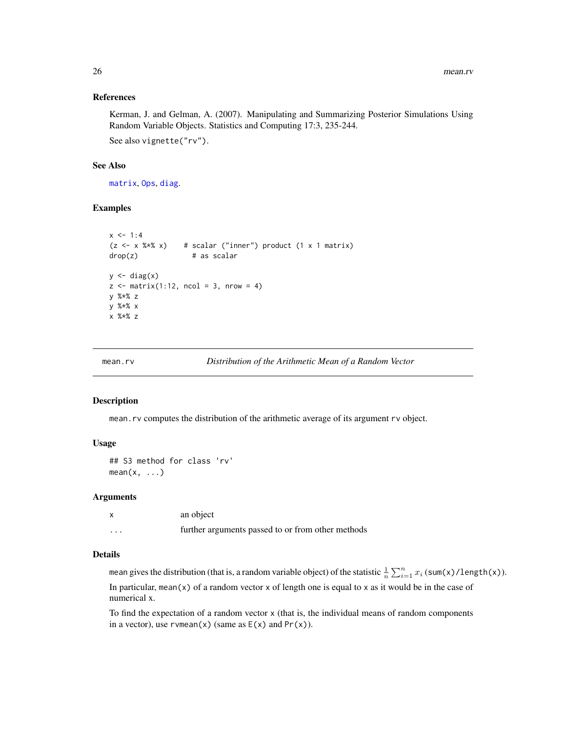### References

Kerman, J. and Gelman, A. (2007). Manipulating and Summarizing Posterior Simulations Using Random Variable Objects. Statistics and Computing 17:3, 235-244.

See also vignette("rv").

### See Also

matrix, Ops, diag.

### Examples

```
x <- 1:4
(z <- x %*% x)    # scalar ("inner") product (1 x 1 matrix)
drop(z)             # as scalar

y <- diag(x)
z <- matrix(1:12, ncol = 3, nrow = 4)
y %*% z
y %*% x
x %*% z
```

---

## mean.rv — *Distribution of the Arithmetic Mean of a Random Vector*

### Description

mean.rv computes the distribution of the arithmetic average of its argument rv object.

### Usage

```
## S3 method for class 'rv'
mean(x, ...)
```

### Arguments

| | |
|---|---|
| x | an object |
| ... | further arguments passed to or from other methods |

### Details

mean gives the distribution (that is, a random variable object) of the statistic $\frac{1}{n}\sum_{i=1}^{n} x_i$ (sum(x)/length(x)).

In particular, mean(x) of a random vector x of length one is equal to x as it would be in the case of numerical x.

To find the expectation of a random vector x (that is, the individual means of random components in a vector), use rvmean(x) (same as E(x) and Pr(x)).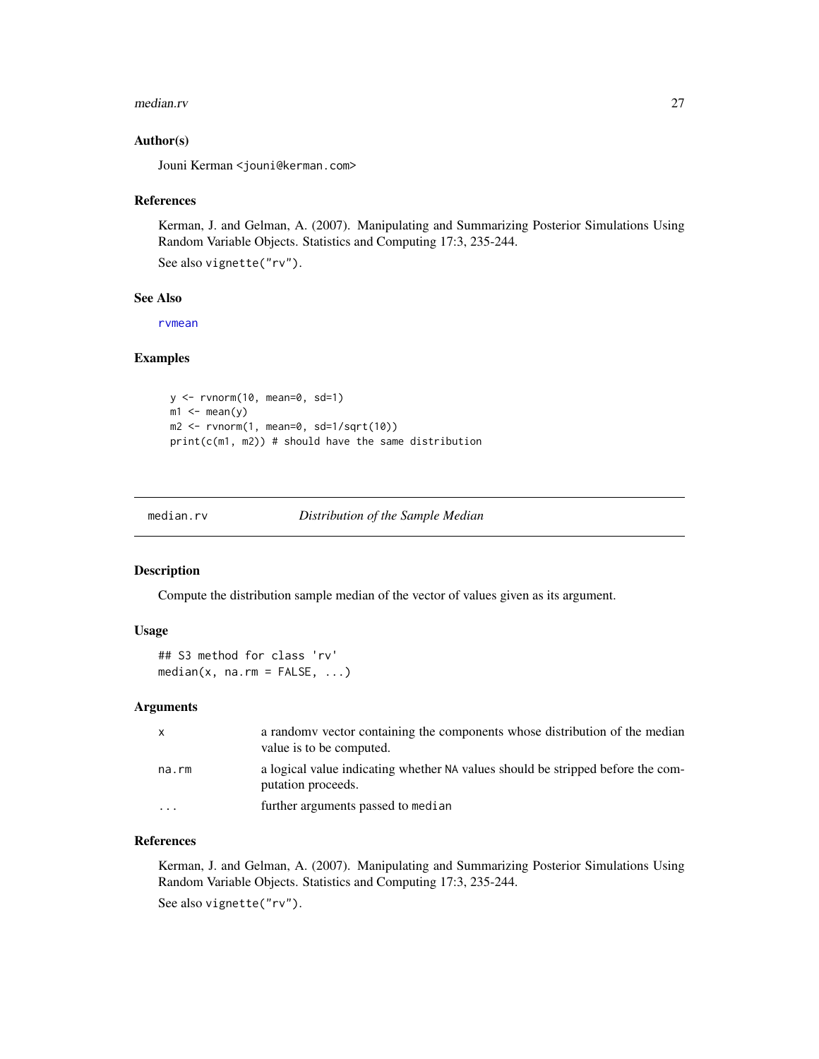### Author(s)

Jouni Kerman <jouni@kerman.com>

### References

Kerman, J. and Gelman, A. (2007). Manipulating and Summarizing Posterior Simulations Using Random Variable Objects. Statistics and Computing 17:3, 235-244.

See also vignette("rv").

### See Also

rvmean

### Examples

```
y <- rvnorm(10, mean=0, sd=1)
m1 <- mean(y)
m2 <- rvnorm(1, mean=0, sd=1/sqrt(10))
print(c(m1, m2)) # should have the same distribution
```

---

## median.rv *Distribution of the Sample Median*

### Description

Compute the distribution sample median of the vector of values given as its argument.

### Usage

```
## S3 method for class 'rv'
median(x, na.rm = FALSE, ...)
```

### Arguments

| | |
|---|---|
| x | a randomv vector containing the components whose distribution of the median value is to be computed. |
| na.rm | a logical value indicating whether NA values should be stripped before the computation proceeds. |
| ... | further arguments passed to median |

### References

Kerman, J. and Gelman, A. (2007). Manipulating and Summarizing Posterior Simulations Using Random Variable Objects. Statistics and Computing 17:3, 235-244.

See also vignette("rv").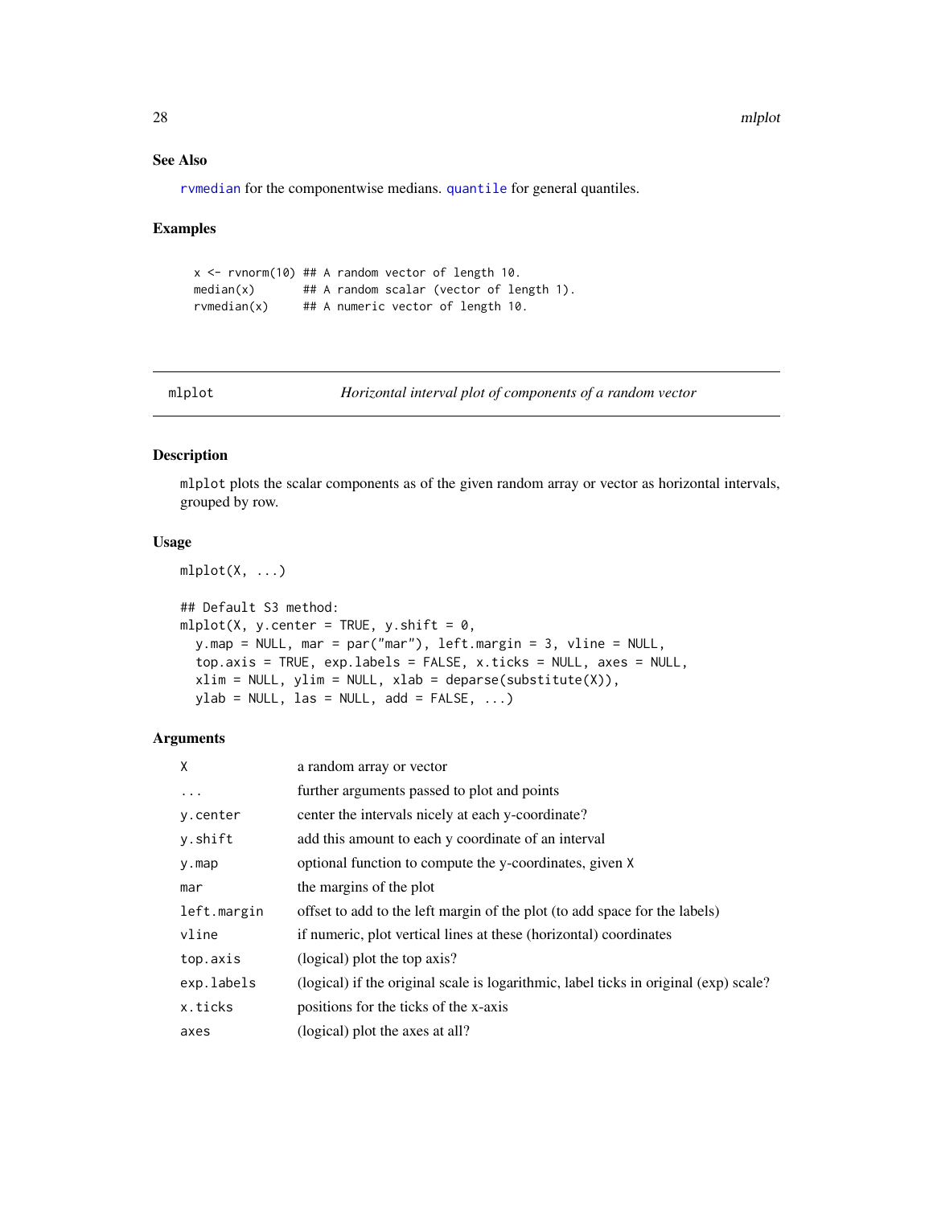### See Also

`rvmedian` for the componentwise medians. `quantile` for general quantiles.

### Examples

```
x <- rvnorm(10) ## A random vector of length 10.
median(x)       ## A random scalar (vector of length 1).
rvmedian(x)     ## A numeric vector of length 10.
```

---

## mlplot — *Horizontal interval plot of components of a random vector*

### Description

`mlplot` plots the scalar components as of the given random array or vector as horizontal intervals, grouped by row.

### Usage

```
mlplot(X, ...)

## Default S3 method:
mlplot(X, y.center = TRUE, y.shift = 0,
  y.map = NULL, mar = par("mar"), left.margin = 3, vline = NULL,
  top.axis = TRUE, exp.labels = FALSE, x.ticks = NULL, axes = NULL,
  xlim = NULL, ylim = NULL, xlab = deparse(substitute(X)),
  ylab = NULL, las = NULL, add = FALSE, ...)
```

### Arguments

| | |
|---|---|
| `X` | a random array or vector |
| `...` | further arguments passed to plot and points |
| `y.center` | center the intervals nicely at each y-coordinate? |
| `y.shift` | add this amount to each y coordinate of an interval |
| `y.map` | optional function to compute the y-coordinates, given `X` |
| `mar` | the margins of the plot |
| `left.margin` | offset to add to the left margin of the plot (to add space for the labels) |
| `vline` | if numeric, plot vertical lines at these (horizontal) coordinates |
| `top.axis` | (logical) plot the top axis? |
| `exp.labels` | (logical) if the original scale is logarithmic, label ticks in original (exp) scale? |
| `x.ticks` | positions for the ticks of the x-axis |
| `axes` | (logical) plot the axes at all? |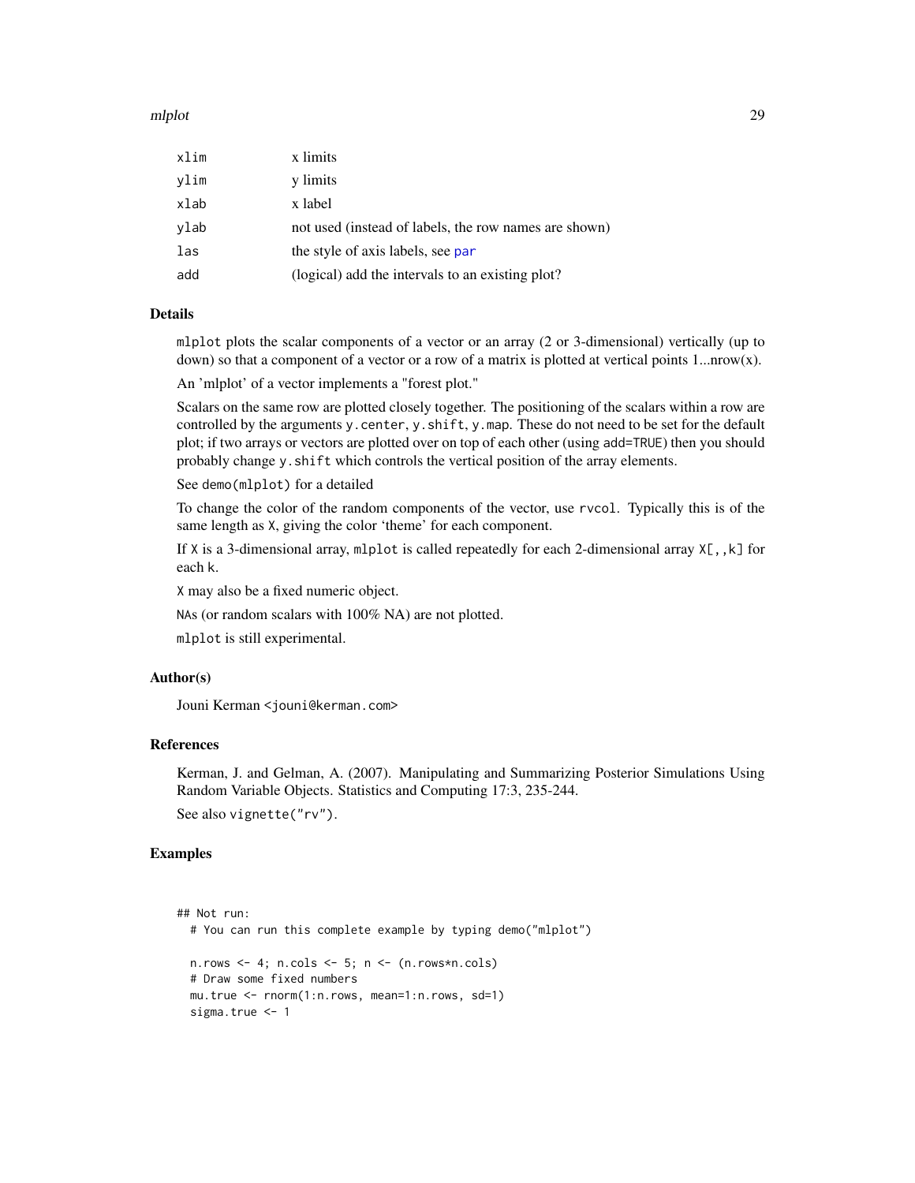| | |
|---|---|
| xlim | x limits |
| ylim | y limits |
| xlab | x label |
| ylab | not used (instead of labels, the row names are shown) |
| las | the style of axis labels, see par |
| add | (logical) add the intervals to an existing plot? |

## Details

mlplot plots the scalar components of a vector or an array (2 or 3-dimensional) vertically (up to down) so that a component of a vector or a row of a matrix is plotted at vertical points 1...nrow(x).

An 'mlplot' of a vector implements a "forest plot."

Scalars on the same row are plotted closely together. The positioning of the scalars within a row are controlled by the arguments y.center, y.shift, y.map. These do not need to be set for the default plot; if two arrays or vectors are plotted over on top of each other (using add=TRUE) then you should probably change y.shift which controls the vertical position of the array elements.

See demo(mlplot) for a detailed

To change the color of the random components of the vector, use rvcol. Typically this is of the same length as X, giving the color 'theme' for each component.

If X is a 3-dimensional array, mlplot is called repeatedly for each 2-dimensional array X[,,k] for each k.

X may also be a fixed numeric object.

NAs (or random scalars with 100% NA) are not plotted.

mlplot is still experimental.

## Author(s)

Jouni Kerman <jouni@kerman.com>

## References

Kerman, J. and Gelman, A. (2007). Manipulating and Summarizing Posterior Simulations Using Random Variable Objects. Statistics and Computing 17:3, 235-244.

See also vignette("rv").

## Examples

```
## Not run:
  # You can run this complete example by typing demo("mlplot")

  n.rows <- 4; n.cols <- 5; n <- (n.rows*n.cols)
  # Draw some fixed numbers
  mu.true <- rnorm(1:n.rows, mean=1:n.rows, sd=1)
  sigma.true <- 1
```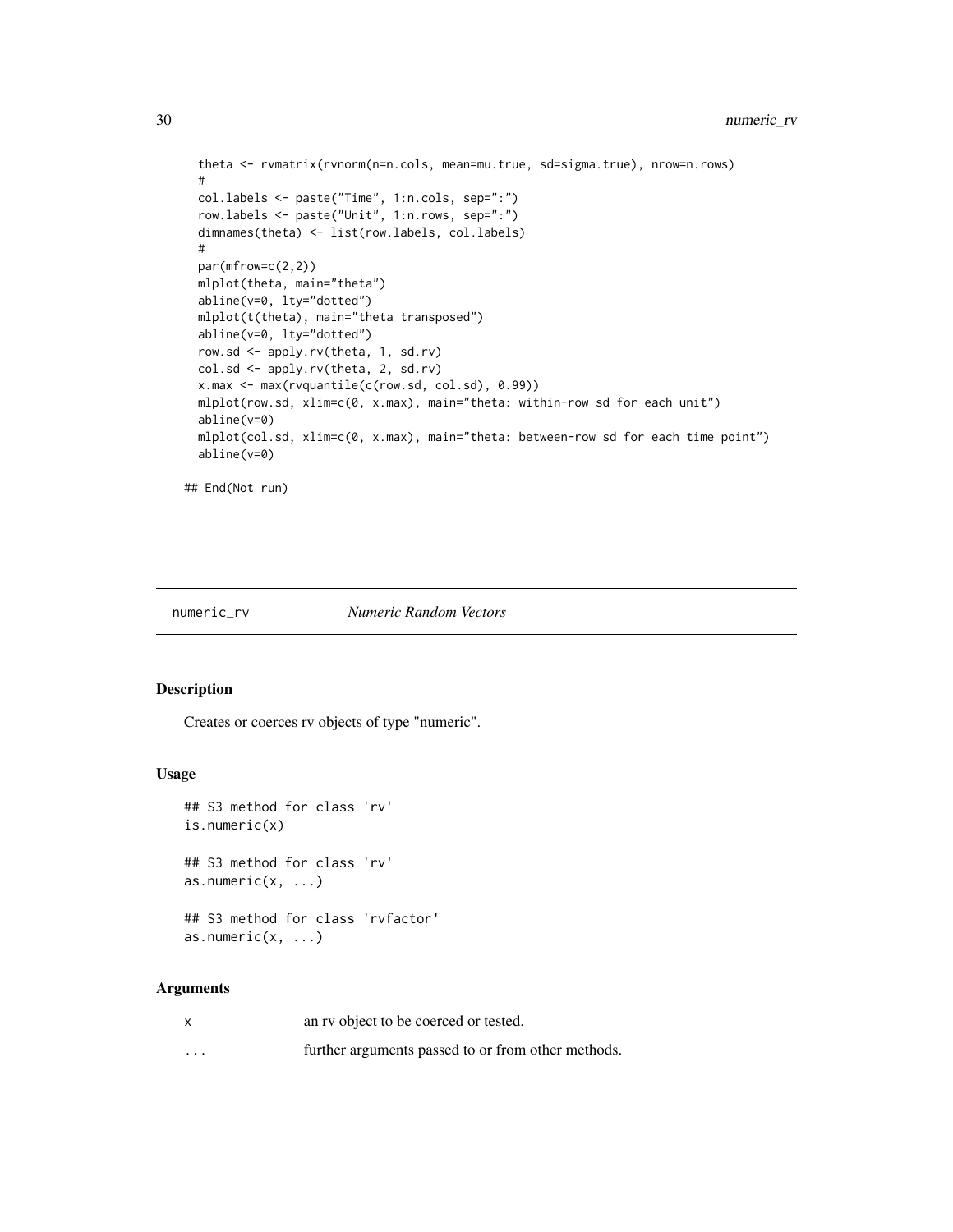```
  theta <- rvmatrix(rvnorm(n=n.cols, mean=mu.true, sd=sigma.true), nrow=n.rows)
  #
  col.labels <- paste("Time", 1:n.cols, sep=":")
  row.labels <- paste("Unit", 1:n.rows, sep=":")
  dimnames(theta) <- list(row.labels, col.labels)
  #
  par(mfrow=c(2,2))
  mlplot(theta, main="theta")
  abline(v=0, lty="dotted")
  mlplot(t(theta), main="theta transposed")
  abline(v=0, lty="dotted")
  row.sd <- apply.rv(theta, 1, sd.rv)
  col.sd <- apply.rv(theta, 2, sd.rv)
  x.max <- max(rvquantile(c(row.sd, col.sd), 0.99))
  mlplot(row.sd, xlim=c(0, x.max), main="theta: within-row sd for each unit")
  abline(v=0)
  mlplot(col.sd, xlim=c(0, x.max), main="theta: between-row sd for each time point")
  abline(v=0)

## End(Not run)
```

---

## numeric_rv *Numeric Random Vectors*

### Description

Creates or coerces rv objects of type "numeric".

### Usage

```
## S3 method for class 'rv'
is.numeric(x)

## S3 method for class 'rv'
as.numeric(x, ...)

## S3 method for class 'rvfactor'
as.numeric(x, ...)
```

### Arguments

| | |
|---|---|
| x | an rv object to be coerced or tested. |
| ... | further arguments passed to or from other methods. |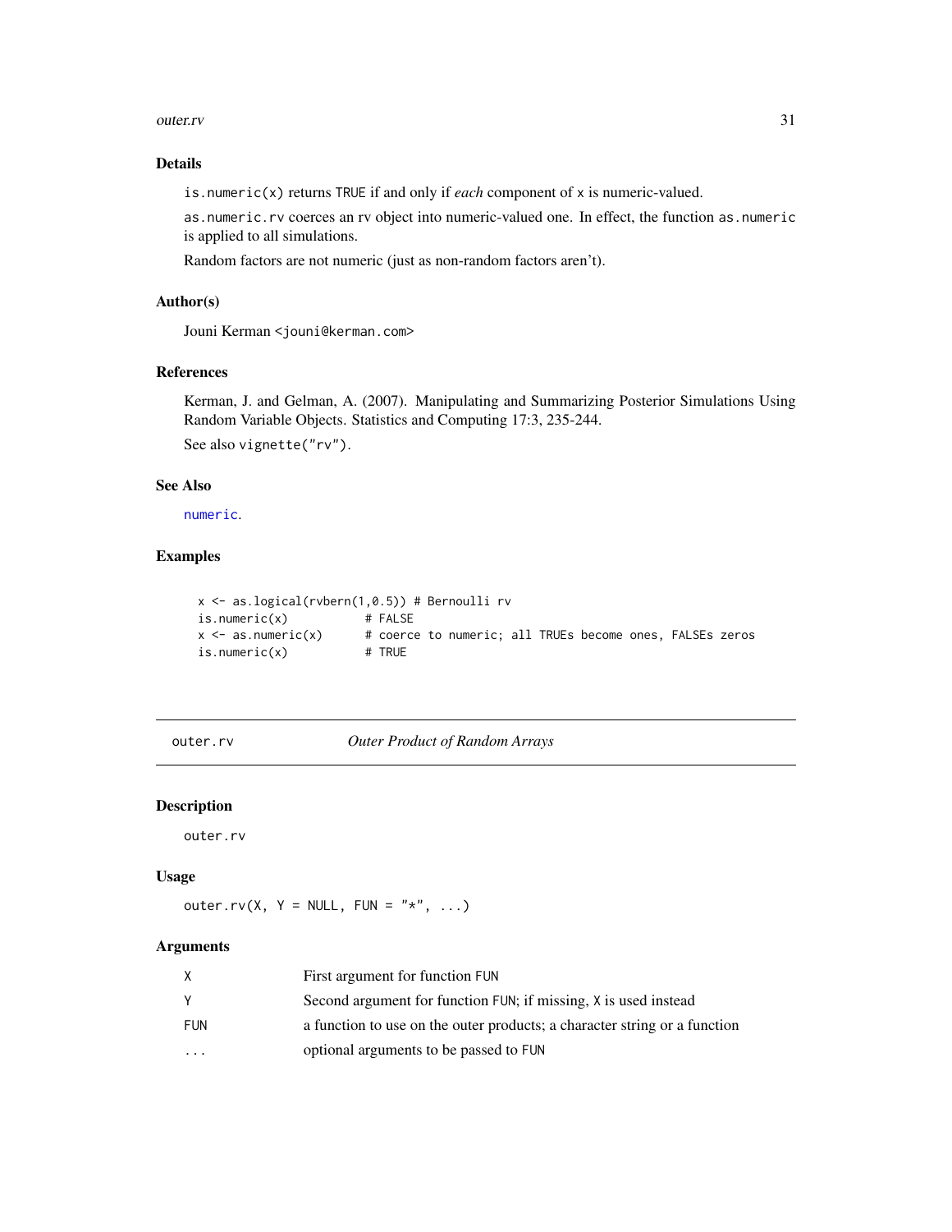## Details

`is.numeric(x)` returns `TRUE` if and only if *each* component of `x` is numeric-valued.

`as.numeric.rv` coerces an rv object into numeric-valued one. In effect, the function `as.numeric` is applied to all simulations.

Random factors are not numeric (just as non-random factors aren't).

## Author(s)

Jouni Kerman <jouni@kerman.com>

## References

Kerman, J. and Gelman, A. (2007). Manipulating and Summarizing Posterior Simulations Using Random Variable Objects. Statistics and Computing 17:3, 235-244.

See also `vignette("rv")`.

## See Also

`numeric`.

## Examples

```
x <- as.logical(rvbern(1,0.5)) # Bernoulli rv
is.numeric(x)          # FALSE
x <- as.numeric(x)     # coerce to numeric; all TRUEs become ones, FALSEs zeros
is.numeric(x)          # TRUE
```

---

# outer.rv — *Outer Product of Random Arrays*

## Description

`outer.rv`

## Usage

```
outer.rv(X, Y = NULL, FUN = "*", ...)
```

## Arguments

| | |
|---|---|
| X | First argument for function FUN |
| Y | Second argument for function FUN; if missing, X is used instead |
| FUN | a function to use on the outer products; a character string or a function |
| ... | optional arguments to be passed to FUN |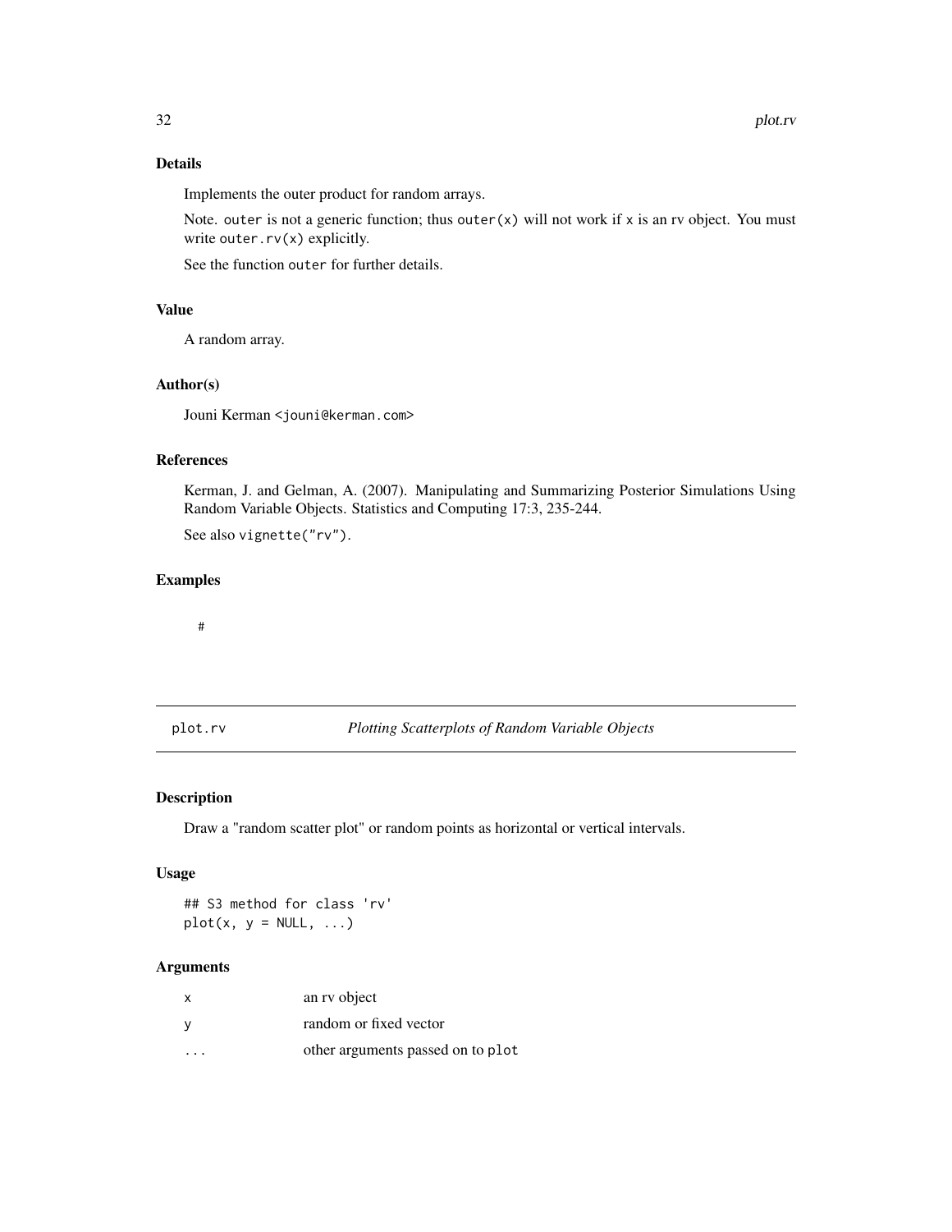### Details

Implements the outer product for random arrays.

Note. `outer` is not a generic function; thus `outer(x)` will not work if `x` is an rv object. You must write `outer.rv(x)` explicitly.

See the function `outer` for further details.

### Value

A random array.

### Author(s)

Jouni Kerman <jouni@kerman.com>

### References

Kerman, J. and Gelman, A. (2007). Manipulating and Summarizing Posterior Simulations Using Random Variable Objects. Statistics and Computing 17:3, 235-244.

See also `vignette("rv")`.

### Examples

```
#
```

---

## plot.rv — *Plotting Scatterplots of Random Variable Objects*

### Description

Draw a "random scatter plot" or random points as horizontal or vertical intervals.

### Usage

```
## S3 method for class 'rv'
plot(x, y = NULL, ...)
```

### Arguments

| | |
|---|---|
| x | an rv object |
| y | random or fixed vector |
| ... | other arguments passed on to `plot` |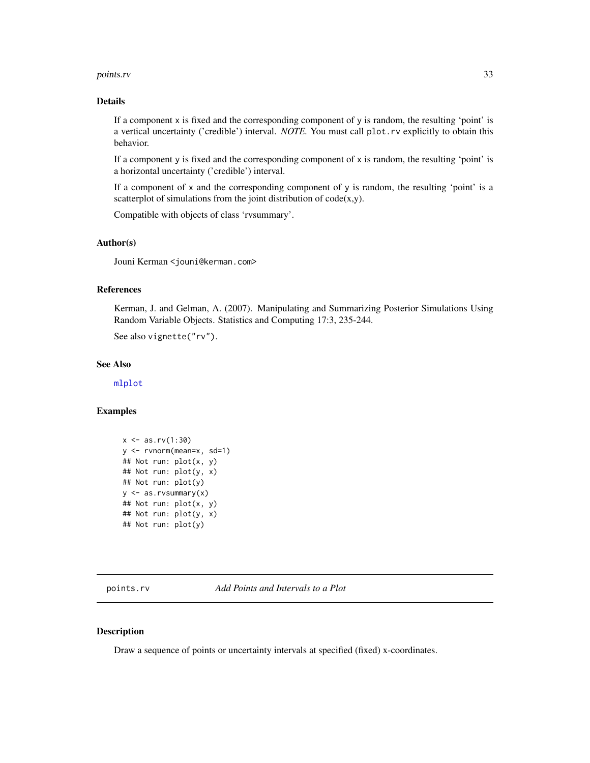## Details

If a component x is fixed and the corresponding component of y is random, the resulting 'point' is a vertical uncertainty ('credible') interval. *NOTE.* You must call plot.rv explicitly to obtain this behavior.

If a component y is fixed and the corresponding component of x is random, the resulting 'point' is a horizontal uncertainty ('credible') interval.

If a component of x and the corresponding component of y is random, the resulting 'point' is a scatterplot of simulations from the joint distribution of code(x,y).

Compatible with objects of class 'rvsummary'.

## Author(s)

Jouni Kerman <jouni@kerman.com>

## References

Kerman, J. and Gelman, A. (2007). Manipulating and Summarizing Posterior Simulations Using Random Variable Objects. Statistics and Computing 17:3, 235-244.

See also vignette("rv").

## See Also

mlplot

## Examples

```
x <- as.rv(1:30)
y <- rvnorm(mean=x, sd=1)
## Not run: plot(x, y)
## Not run: plot(y, x)
## Not run: plot(y)
y <- as.rvsummary(x)
## Not run: plot(x, y)
## Not run: plot(y, x)
## Not run: plot(y)
```

---

# points.rv    *Add Points and Intervals to a Plot*

## Description

Draw a sequence of points or uncertainty intervals at specified (fixed) x-coordinates.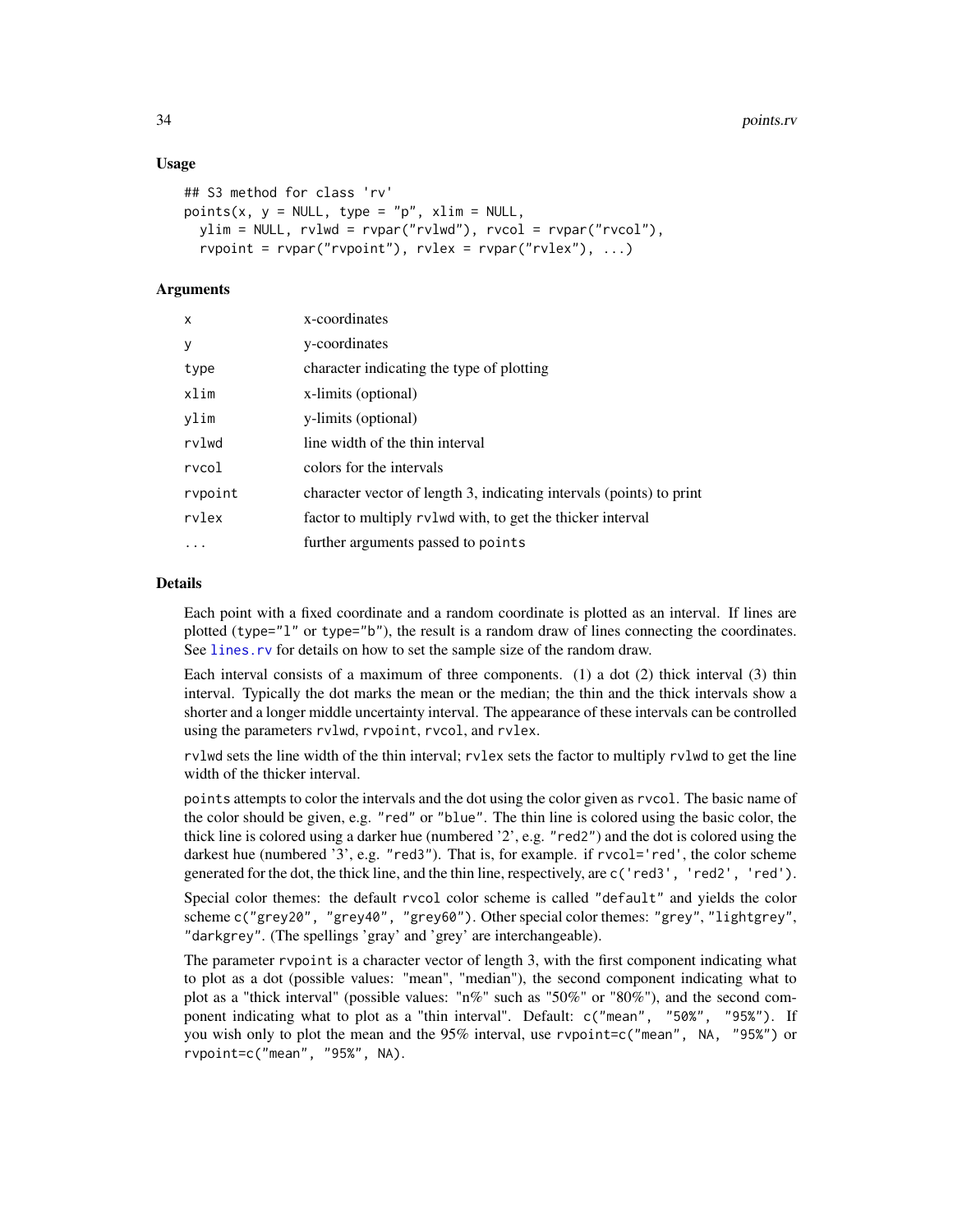### Usage

```
## S3 method for class 'rv'
points(x, y = NULL, type = "p", xlim = NULL,
  ylim = NULL, rvlwd = rvpar("rvlwd"), rvcol = rvpar("rvcol"),
  rvpoint = rvpar("rvpoint"), rvlex = rvpar("rvlex"), ...)
```

### Arguments

| | |
|---|---|
| x | x-coordinates |
| y | y-coordinates |
| type | character indicating the type of plotting |
| xlim | x-limits (optional) |
| ylim | y-limits (optional) |
| rvlwd | line width of the thin interval |
| rvcol | colors for the intervals |
| rvpoint | character vector of length 3, indicating intervals (points) to print |
| rvlex | factor to multiply `rvlwd` with, to get the thicker interval |
| ... | further arguments passed to `points` |

### Details

Each point with a fixed coordinate and a random coordinate is plotted as an interval. If lines are plotted (`type="l"` or `type="b"`), the result is a random draw of lines connecting the coordinates. See `lines.rv` for details on how to set the sample size of the random draw.

Each interval consists of a maximum of three components. (1) a dot (2) thick interval (3) thin interval. Typically the dot marks the mean or the median; the thin and the thick intervals show a shorter and a longer middle uncertainty interval. The appearance of these intervals can be controlled using the parameters `rvlwd`, `rvpoint`, `rvcol`, and `rvlex`.

`rvlwd` sets the line width of the thin interval; `rvlex` sets the factor to multiply `rvlwd` to get the line width of the thicker interval.

`points` attempts to color the intervals and the dot using the color given as `rvcol`. The basic name of the color should be given, e.g. `"red"` or `"blue"`. The thin line is colored using the basic color, the thick line is colored using a darker hue (numbered '2', e.g. `"red2"`) and the dot is colored using the darkest hue (numbered '3', e.g. `"red3"`). That is, for example. if `rvcol='red'`, the color scheme generated for the dot, the thick line, and the thin line, respectively, are `c('red3', 'red2', 'red')`.

Special color themes: the default `rvcol` color scheme is called `"default"` and yields the color scheme `c("grey20", "grey40", "grey60")`. Other special color themes: `"grey"`, `"lightgrey"`, `"darkgrey"`. (The spellings 'gray' and 'grey' are interchangeable).

The parameter `rvpoint` is a character vector of length 3, with the first component indicating what to plot as a dot (possible values: "mean", "median"), the second component indicating what to plot as a "thick interval" (possible values: "n%" such as "50%" or "80%"), and the second component indicating what to plot as a "thin interval". Default: `c("mean", "50%", "95%")`. If you wish only to plot the mean and the 95% interval, use `rvpoint=c("mean", NA, "95%")` or `rvpoint=c("mean", "95%", NA)`.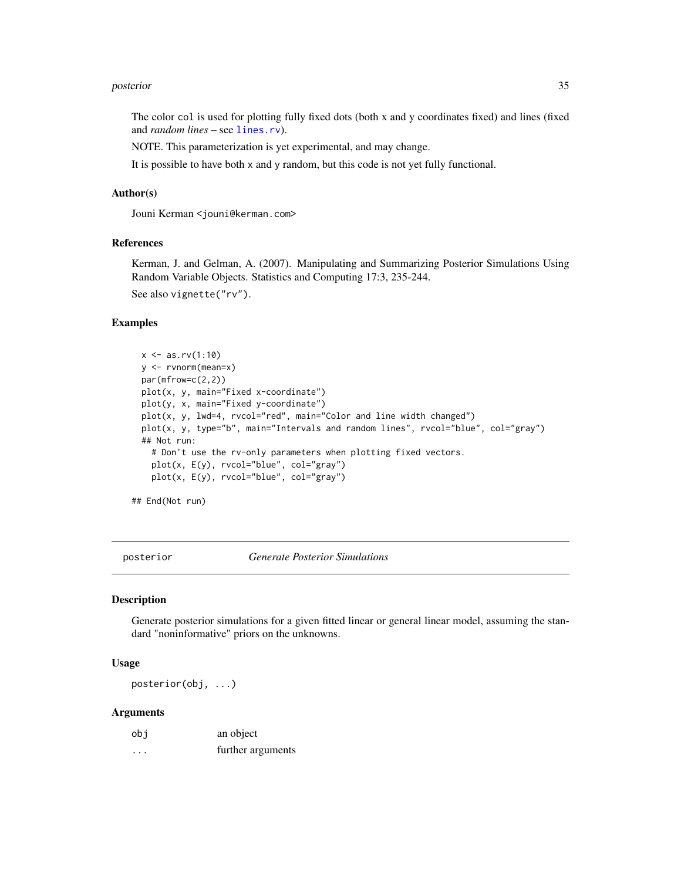The color `col` is used for plotting fully fixed dots (both x and y coordinates fixed) and lines (fixed and *random lines* – see `lines.rv`).

NOTE. This parameterization is yet experimental, and may change.

It is possible to have both x and y random, but this code is not yet fully functional.

### Author(s)

Jouni Kerman <jouni@kerman.com>

### References

Kerman, J. and Gelman, A. (2007). Manipulating and Summarizing Posterior Simulations Using Random Variable Objects. Statistics and Computing 17:3, 235-244.

See also `vignette("rv")`.

### Examples

```
  x <- as.rv(1:10)
  y <- rvnorm(mean=x)
  par(mfrow=c(2,2))
  plot(x, y, main="Fixed x-coordinate")
  plot(y, x, main="Fixed y-coordinate")
  plot(x, y, lwd=4, rvcol="red", main="Color and line width changed")
  plot(x, y, type="b", main="Intervals and random lines", rvcol="blue", col="gray")
  ## Not run:
    # Don't use the rv-only parameters when plotting fixed vectors.
    plot(x, E(y), rvcol="blue", col="gray")
    plot(x, E(y), rvcol="blue", col="gray")

## End(Not run)
```

---

## posterior — *Generate Posterior Simulations*

### Description

Generate posterior simulations for a given fitted linear or general linear model, assuming the standard "noninformative" priors on the unknowns.

### Usage

```
posterior(obj, ...)
```

### Arguments

| | |
|---|---|
| `obj` | an object |
| `...` | further arguments |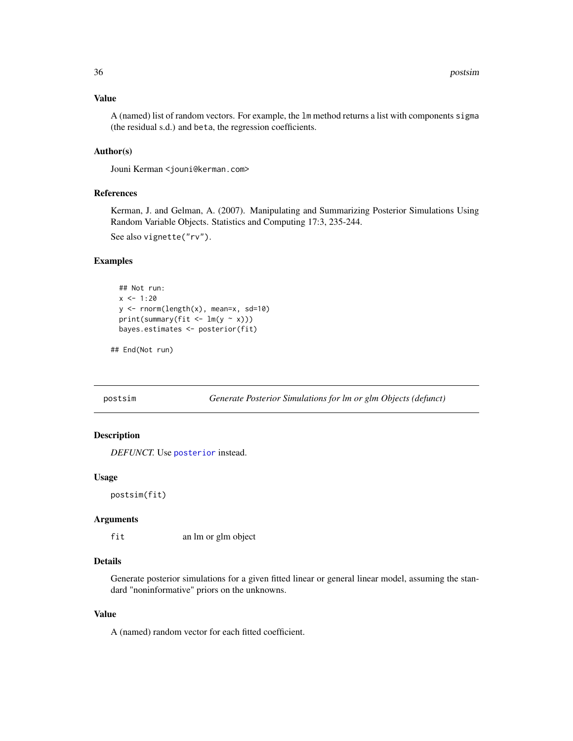### Value

A (named) list of random vectors. For example, the `lm` method returns a list with components `sigma` (the residual s.d.) and `beta`, the regression coefficients.

### Author(s)

Jouni Kerman <jouni@kerman.com>

### References

Kerman, J. and Gelman, A. (2007). Manipulating and Summarizing Posterior Simulations Using Random Variable Objects. Statistics and Computing 17:3, 235-244.

See also `vignette("rv")`.

### Examples

```
  ## Not run:
  x <- 1:20
  y <- rnorm(length(x), mean=x, sd=10)
  print(summary(fit <- lm(y ~ x)))
  bayes.estimates <- posterior(fit)

## End(Not run)
```

---

## postsim — *Generate Posterior Simulations for lm or glm Objects (defunct)*

### Description

*DEFUNCT.* Use `posterior` instead.

### Usage

```
postsim(fit)
```

### Arguments

| | |
|---|---|
| `fit` | an lm or glm object |

### Details

Generate posterior simulations for a given fitted linear or general linear model, assuming the standard "noninformative" priors on the unknowns.

### Value

A (named) random vector for each fitted coefficient.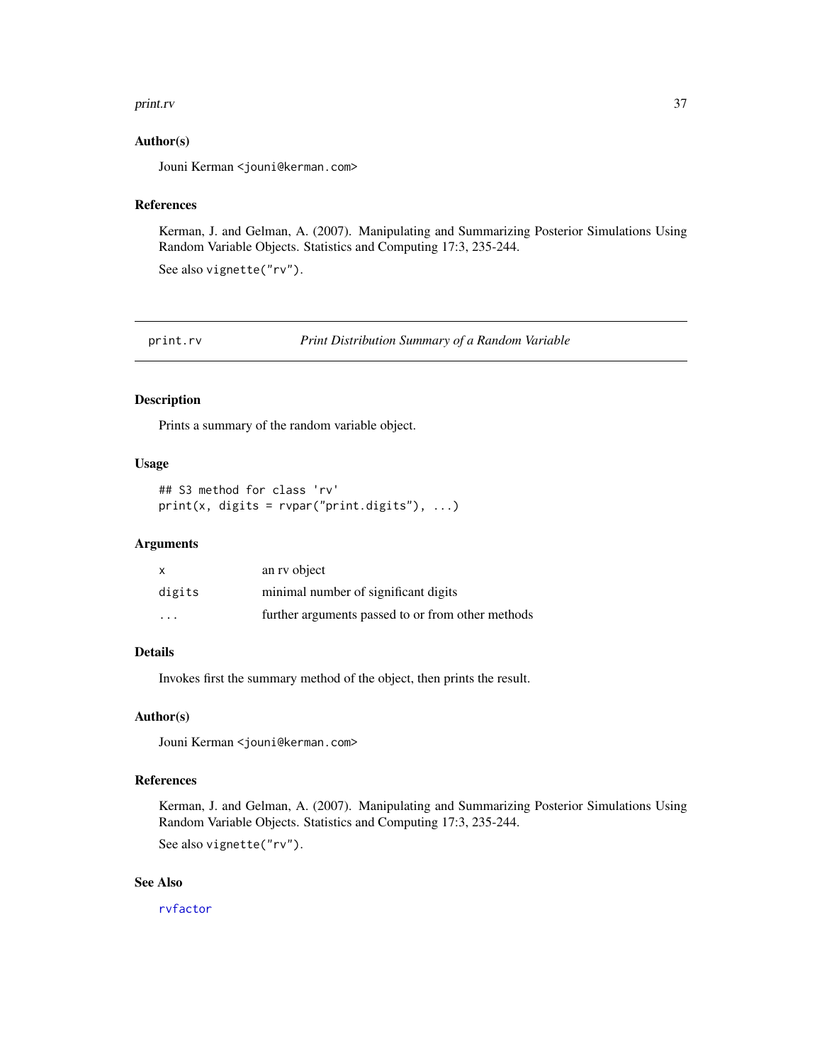### Author(s)

Jouni Kerman <jouni@kerman.com>

### References

Kerman, J. and Gelman, A. (2007). Manipulating and Summarizing Posterior Simulations Using Random Variable Objects. Statistics and Computing 17:3, 235-244.

See also `vignette("rv")`.

---

## print.rv — *Print Distribution Summary of a Random Variable*

### Description

Prints a summary of the random variable object.

### Usage

```
## S3 method for class 'rv'
print(x, digits = rvpar("print.digits"), ...)
```

### Arguments

| | |
|---|---|
| `x` | an rv object |
| `digits` | minimal number of significant digits |
| `...` | further arguments passed to or from other methods |

### Details

Invokes first the summary method of the object, then prints the result.

### Author(s)

Jouni Kerman <jouni@kerman.com>

### References

Kerman, J. and Gelman, A. (2007). Manipulating and Summarizing Posterior Simulations Using Random Variable Objects. Statistics and Computing 17:3, 235-244.

See also `vignette("rv")`.

### See Also

`rvfactor`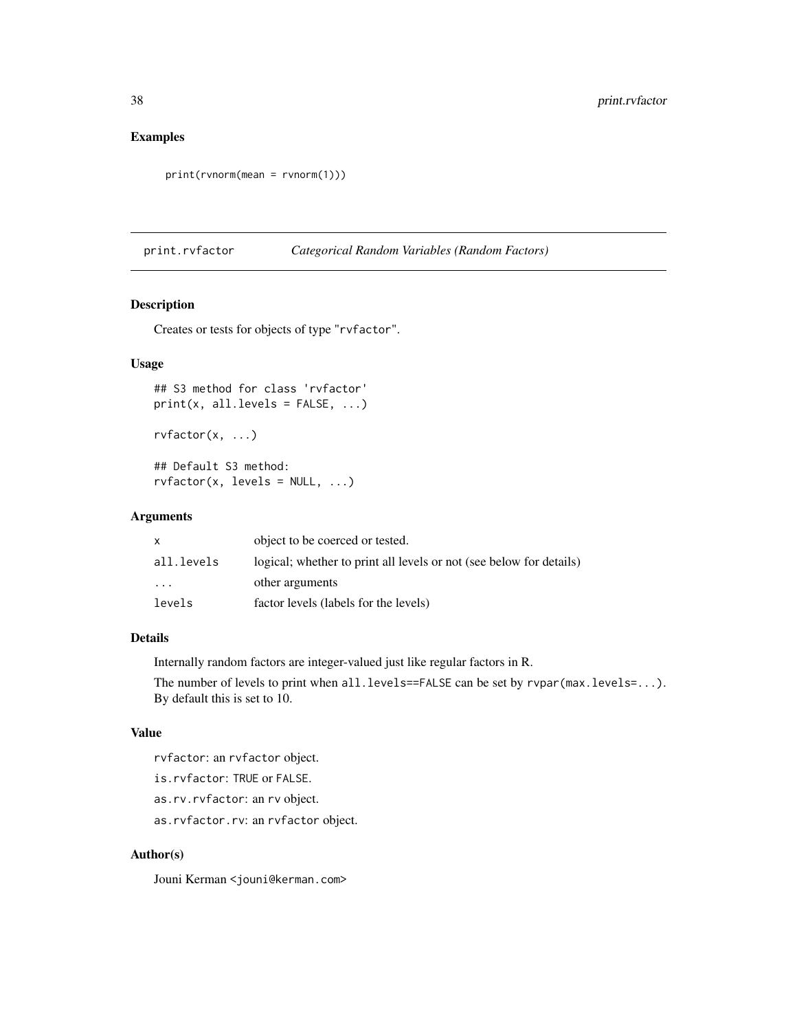## Examples

```
print(rvnorm(mean = rvnorm(1)))
```

---

# print.rvfactor — *Categorical Random Variables (Random Factors)*

---

### Description

Creates or tests for objects of type "rvfactor".

### Usage

```
## S3 method for class 'rvfactor'
print(x, all.levels = FALSE, ...)

rvfactor(x, ...)

## Default S3 method:
rvfactor(x, levels = NULL, ...)
```

### Arguments

| | |
|---|---|
| x | object to be coerced or tested. |
| all.levels | logical; whether to print all levels or not (see below for details) |
| ... | other arguments |
| levels | factor levels (labels for the levels) |

### Details

Internally random factors are integer-valued just like regular factors in R.

The number of levels to print when `all.levels==FALSE` can be set by `rvpar(max.levels=...)`. By default this is set to 10.

### Value

`rvfactor`: an `rvfactor` object.

`is.rvfactor`: `TRUE` or `FALSE`.

`as.rv.rvfactor`: an `rv` object.

`as.rvfactor.rv`: an `rvfactor` object.

### Author(s)

Jouni Kerman <jouni@kerman.com>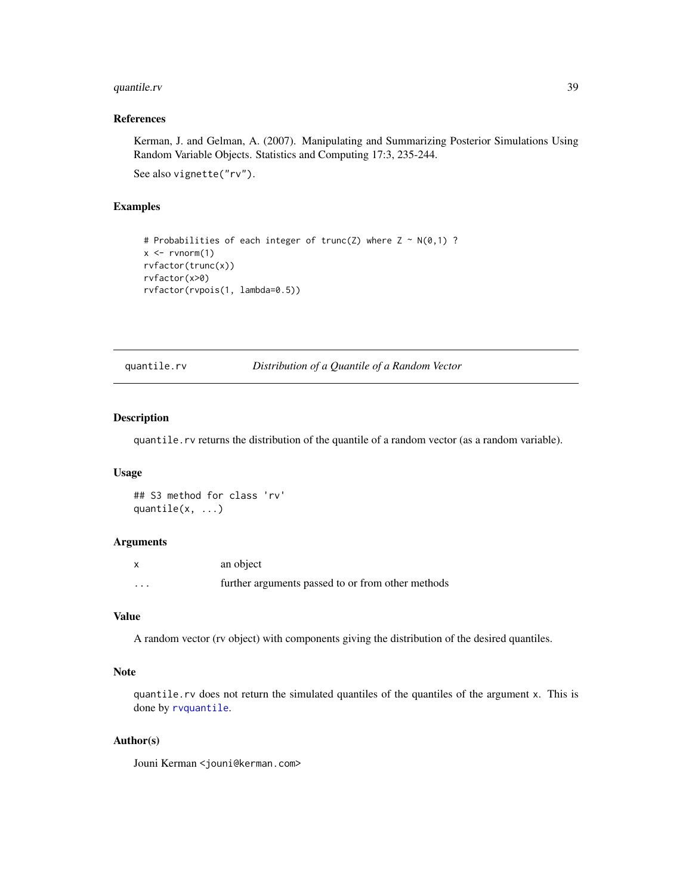### References

Kerman, J. and Gelman, A. (2007). Manipulating and Summarizing Posterior Simulations Using Random Variable Objects. Statistics and Computing 17:3, 235-244.

See also `vignette("rv")`.

### Examples

```
# Probabilities of each integer of trunc(Z) where Z ~ N(0,1) ?
x <- rvnorm(1)
rvfactor(trunc(x))
rvfactor(x>0)
rvfactor(rvpois(1, lambda=0.5))
```

---

## quantile.rv *Distribution of a Quantile of a Random Vector*

---

### Description

`quantile.rv` returns the distribution of the quantile of a random vector (as a random variable).

### Usage

```
## S3 method for class 'rv'
quantile(x, ...)
```

### Arguments

| | |
|---|---|
| x | an object |
| ... | further arguments passed to or from other methods |

### Value

A random vector (rv object) with components giving the distribution of the desired quantiles.

### Note

`quantile.rv` does not return the simulated quantiles of the quantiles of the argument `x`. This is done by `rvquantile`.

### Author(s)

Jouni Kerman <jouni@kerman.com>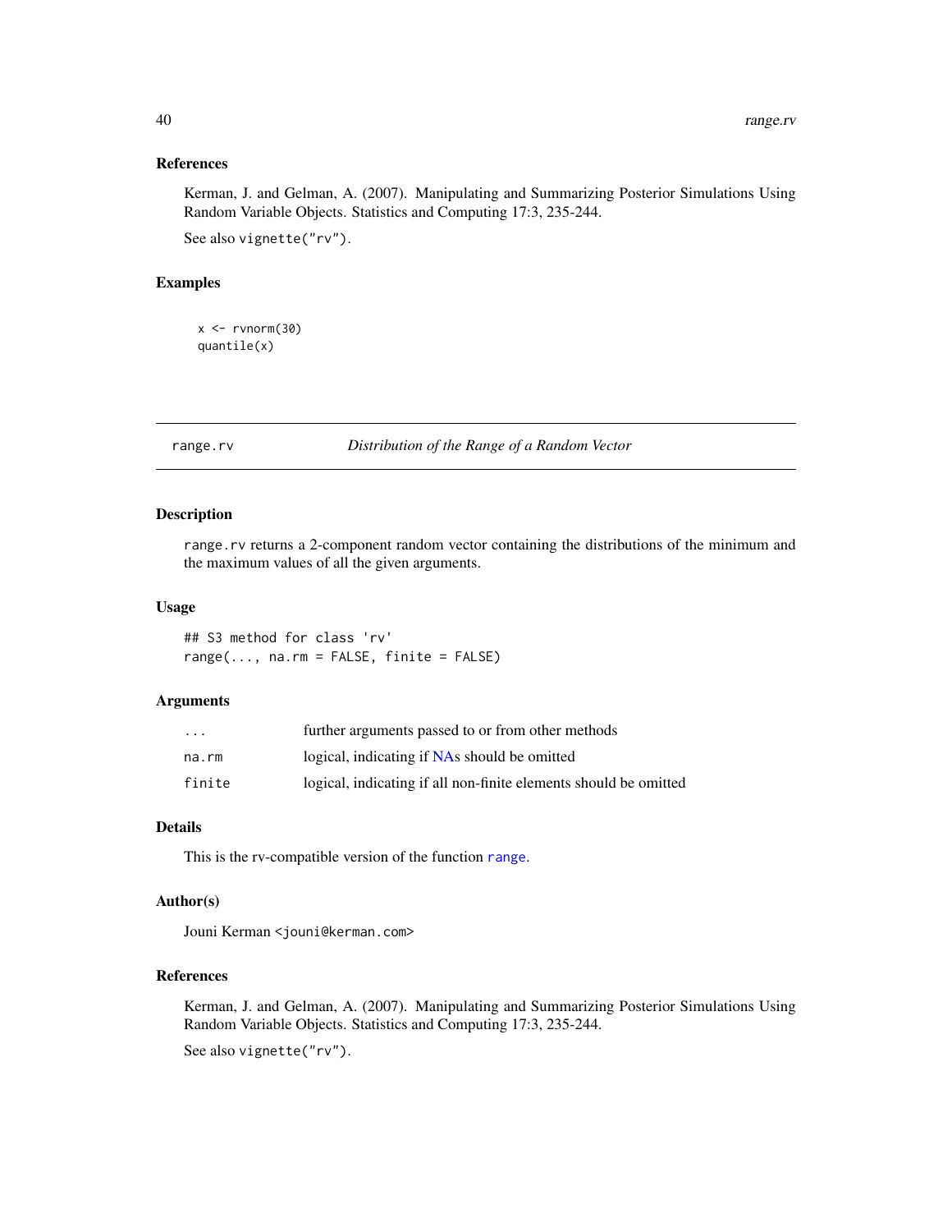### References

Kerman, J. and Gelman, A. (2007). Manipulating and Summarizing Posterior Simulations Using Random Variable Objects. Statistics and Computing 17:3, 235-244.

See also `vignette("rv")`.

### Examples

```
x <- rvnorm(30)
quantile(x)
```

---

## range.rv — *Distribution of the Range of a Random Vector*

---

### Description

`range.rv` returns a 2-component random vector containing the distributions of the minimum and the maximum values of all the given arguments.

### Usage

```
## S3 method for class 'rv'
range(..., na.rm = FALSE, finite = FALSE)
```

### Arguments

| | |
|---|---|
| `...` | further arguments passed to or from other methods |
| `na.rm` | logical, indicating if NAs should be omitted |
| `finite` | logical, indicating if all non-finite elements should be omitted |

### Details

This is the rv-compatible version of the function `range`.

### Author(s)

Jouni Kerman <jouni@kerman.com>

### References

Kerman, J. and Gelman, A. (2007). Manipulating and Summarizing Posterior Simulations Using Random Variable Objects. Statistics and Computing 17:3, 235-244.

See also `vignette("rv")`.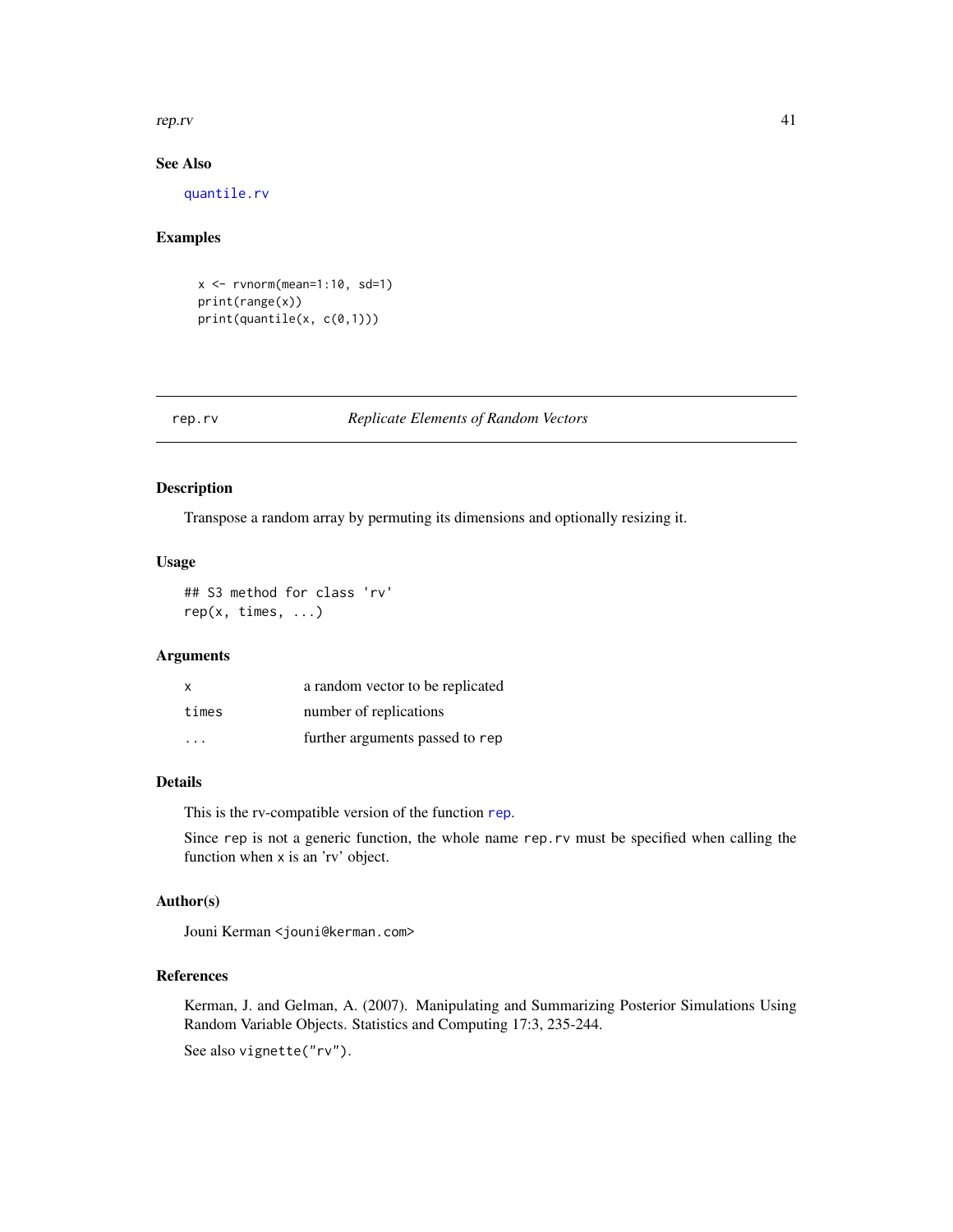## See Also

quantile.rv

## Examples

```
x <- rvnorm(mean=1:10, sd=1)
print(range(x))
print(quantile(x, c(0,1)))
```

---

# rep.rv — *Replicate Elements of Random Vectors*

## Description

Transpose a random array by permuting its dimensions and optionally resizing it.

## Usage

```
## S3 method for class 'rv'
rep(x, times, ...)
```

## Arguments

| | |
|---|---|
| x | a random vector to be replicated |
| times | number of replications |
| ... | further arguments passed to rep |

## Details

This is the rv-compatible version of the function rep.

Since rep is not a generic function, the whole name rep.rv must be specified when calling the function when x is an 'rv' object.

## Author(s)

Jouni Kerman <jouni@kerman.com>

## References

Kerman, J. and Gelman, A. (2007). Manipulating and Summarizing Posterior Simulations Using Random Variable Objects. Statistics and Computing 17:3, 235-244.

See also vignette("rv").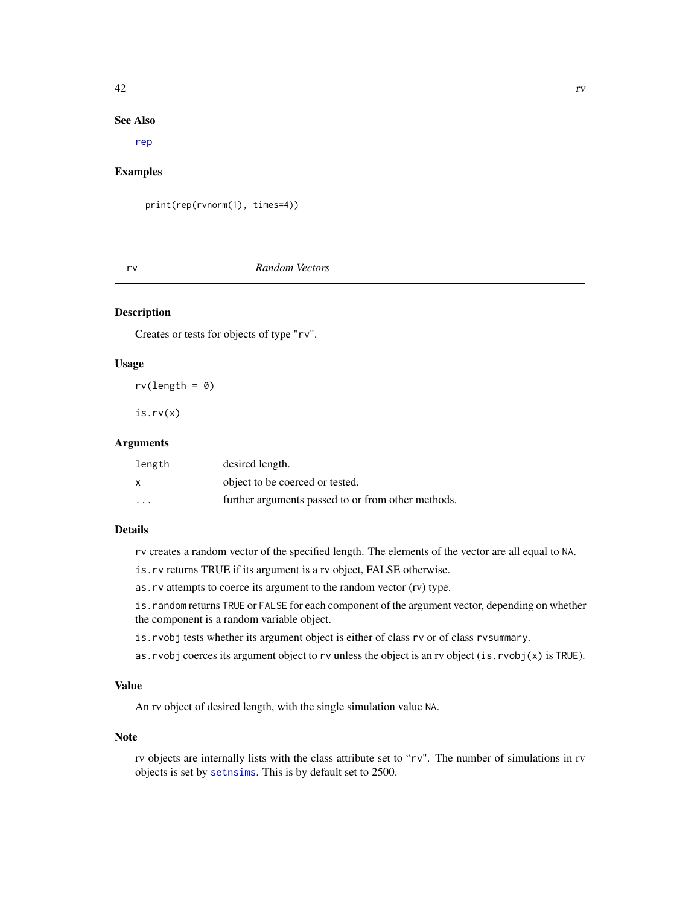## See Also

rep

## Examples

```
print(rep(rvnorm(1), times=4))
```

---

# rv — *Random Vectors*

---

## Description

Creates or tests for objects of type "rv".

## Usage

```
rv(length = 0)

is.rv(x)
```

## Arguments

| | |
|---|---|
| length | desired length. |
| x | object to be coerced or tested. |
| ... | further arguments passed to or from other methods. |

## Details

rv creates a random vector of the specified length. The elements of the vector are all equal to NA.

is.rv returns TRUE if its argument is a rv object, FALSE otherwise.

as.rv attempts to coerce its argument to the random vector (rv) type.

is.random returns TRUE or FALSE for each component of the argument vector, depending on whether the component is a random variable object.

is.rvobj tests whether its argument object is either of class rv or of class rvsummary.

as.rvobj coerces its argument object to rv unless the object is an rv object (is.rvobj(x) is TRUE).

## Value

An rv object of desired length, with the single simulation value NA.

## Note

rv objects are internally lists with the class attribute set to "rv". The number of simulations in rv objects is set by setnsims. This is by default set to 2500.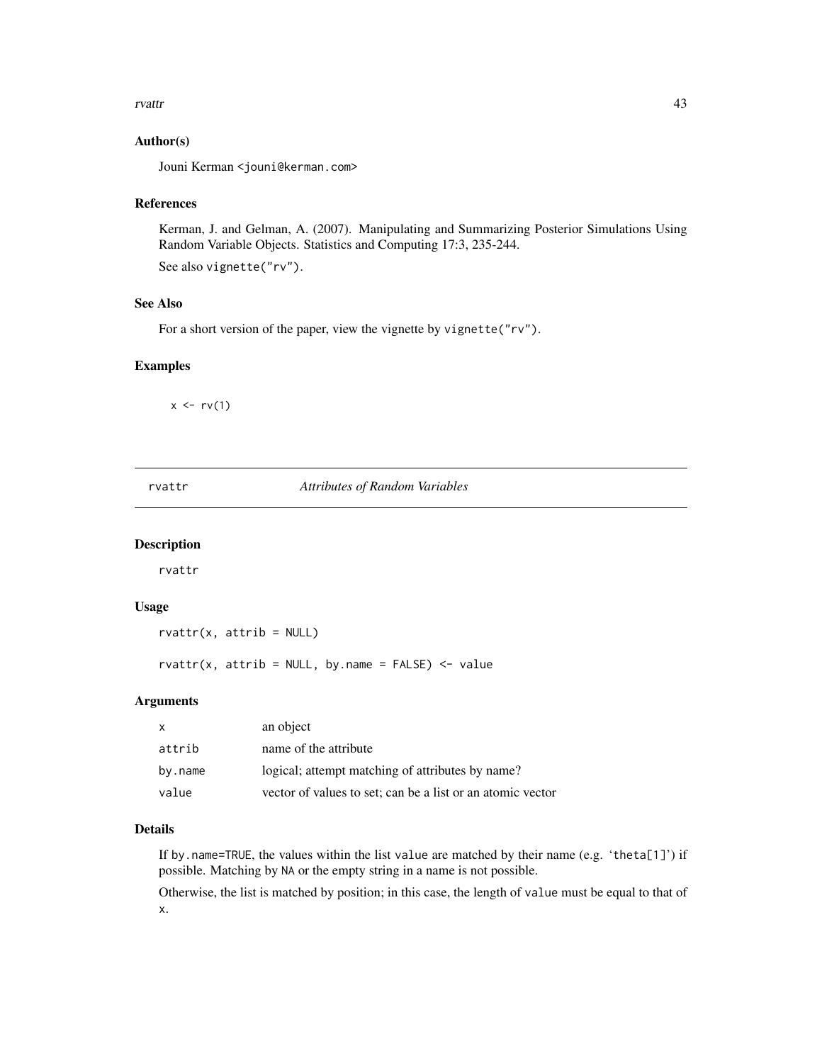### Author(s)

Jouni Kerman <jouni@kerman.com>

### References

Kerman, J. and Gelman, A. (2007). Manipulating and Summarizing Posterior Simulations Using Random Variable Objects. Statistics and Computing 17:3, 235-244.

See also `vignette("rv")`.

### See Also

For a short version of the paper, view the vignette by `vignette("rv")`.

### Examples

```
x <- rv(1)
```

---

## rvattr *Attributes of Random Variables*

---

### Description

rvattr

### Usage

```
rvattr(x, attrib = NULL)

rvattr(x, attrib = NULL, by.name = FALSE) <- value
```

### Arguments

| | |
|---|---|
| x | an object |
| attrib | name of the attribute |
| by.name | logical; attempt matching of attributes by name? |
| value | vector of values to set; can be a list or an atomic vector |

### Details

If `by.name=TRUE`, the values within the list `value` are matched by their name (e.g. '`theta[1]`') if possible. Matching by `NA` or the empty string in a name is not possible.

Otherwise, the list is matched by position; in this case, the length of `value` must be equal to that of `x`.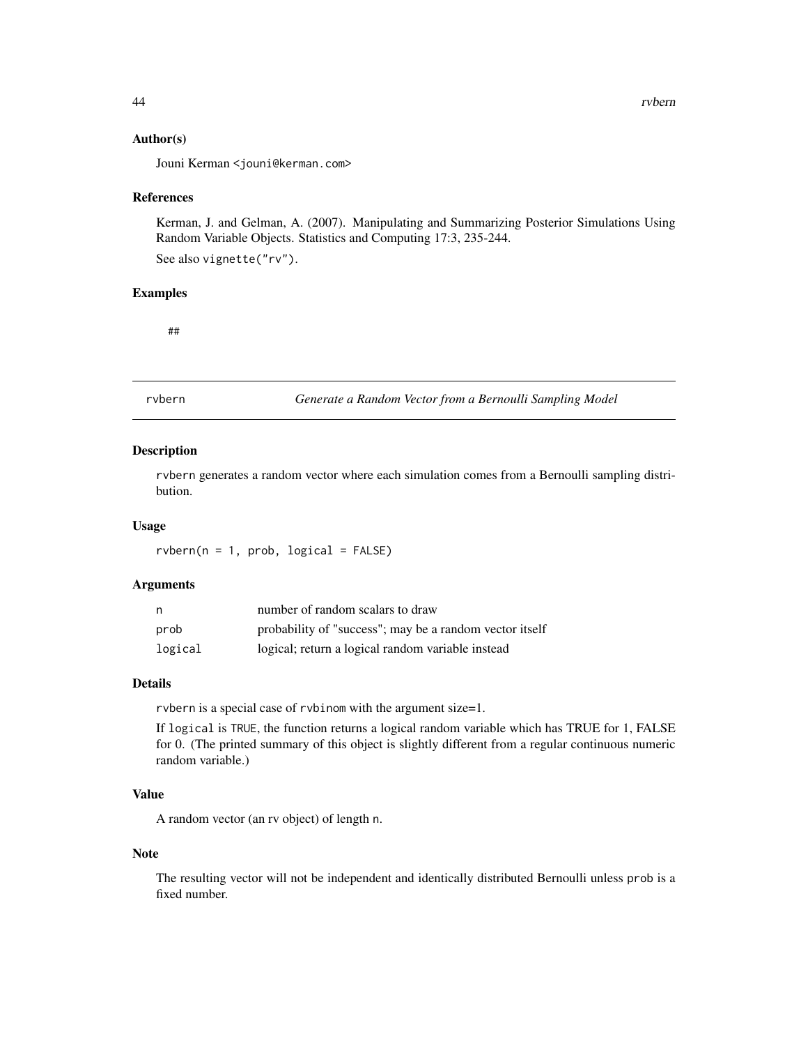### Author(s)

Jouni Kerman <jouni@kerman.com>

### References

Kerman, J. and Gelman, A. (2007). Manipulating and Summarizing Posterior Simulations Using Random Variable Objects. Statistics and Computing 17:3, 235-244.

See also `vignette("rv")`.

### Examples

```
##
```

---

## rvbern — *Generate a Random Vector from a Bernoulli Sampling Model*

---

### Description

`rvbern` generates a random vector where each simulation comes from a Bernoulli sampling distribution.

### Usage

```
rvbern(n = 1, prob, logical = FALSE)
```

### Arguments

| | |
|---|---|
| `n` | number of random scalars to draw |
| `prob` | probability of "success"; may be a random vector itself |
| `logical` | logical; return a logical random variable instead |

### Details

`rvbern` is a special case of `rvbinom` with the argument size=1.

If `logical` is `TRUE`, the function returns a logical random variable which has TRUE for 1, FALSE for 0. (The printed summary of this object is slightly different from a regular continuous numeric random variable.)

### Value

A random vector (an rv object) of length `n`.

### Note

The resulting vector will not be independent and identically distributed Bernoulli unless `prob` is a fixed number.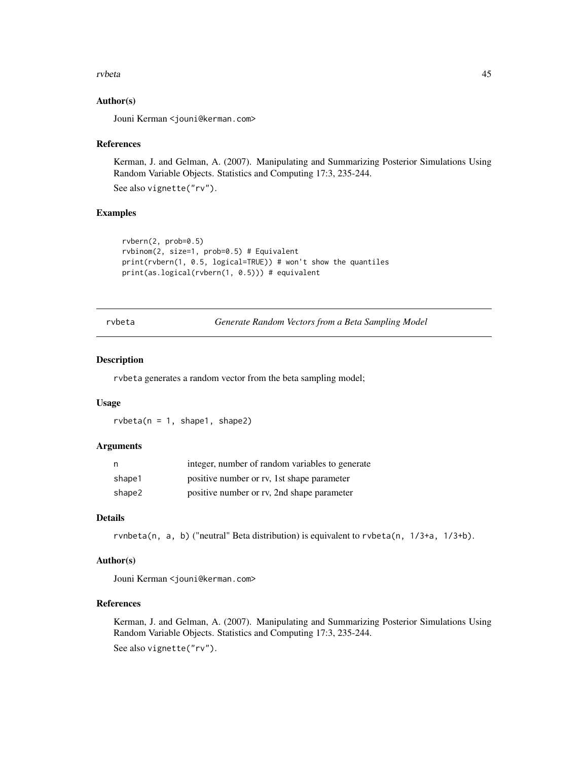### Author(s)

Jouni Kerman <jouni@kerman.com>

### References

Kerman, J. and Gelman, A. (2007). Manipulating and Summarizing Posterior Simulations Using Random Variable Objects. Statistics and Computing 17:3, 235-244.

See also vignette("rv").

### Examples

```
rvbern(2, prob=0.5)
rvbinom(2, size=1, prob=0.5) # Equivalent
print(rvbern(1, 0.5, logical=TRUE)) # won't show the quantiles
print(as.logical(rvbern(1, 0.5))) # equivalent
```

---

## rvbeta — *Generate Random Vectors from a Beta Sampling Model*

### Description

rvbeta generates a random vector from the beta sampling model;

### Usage

```
rvbeta(n = 1, shape1, shape2)
```

### Arguments

| | |
|---|---|
| n | integer, number of random variables to generate |
| shape1 | positive number or rv, 1st shape parameter |
| shape2 | positive number or rv, 2nd shape parameter |

### Details

rvnbeta(n, a, b) ("neutral" Beta distribution) is equivalent to rvbeta(n, 1/3+a, 1/3+b).

### Author(s)

Jouni Kerman <jouni@kerman.com>

### References

Kerman, J. and Gelman, A. (2007). Manipulating and Summarizing Posterior Simulations Using Random Variable Objects. Statistics and Computing 17:3, 235-244.

See also vignette("rv").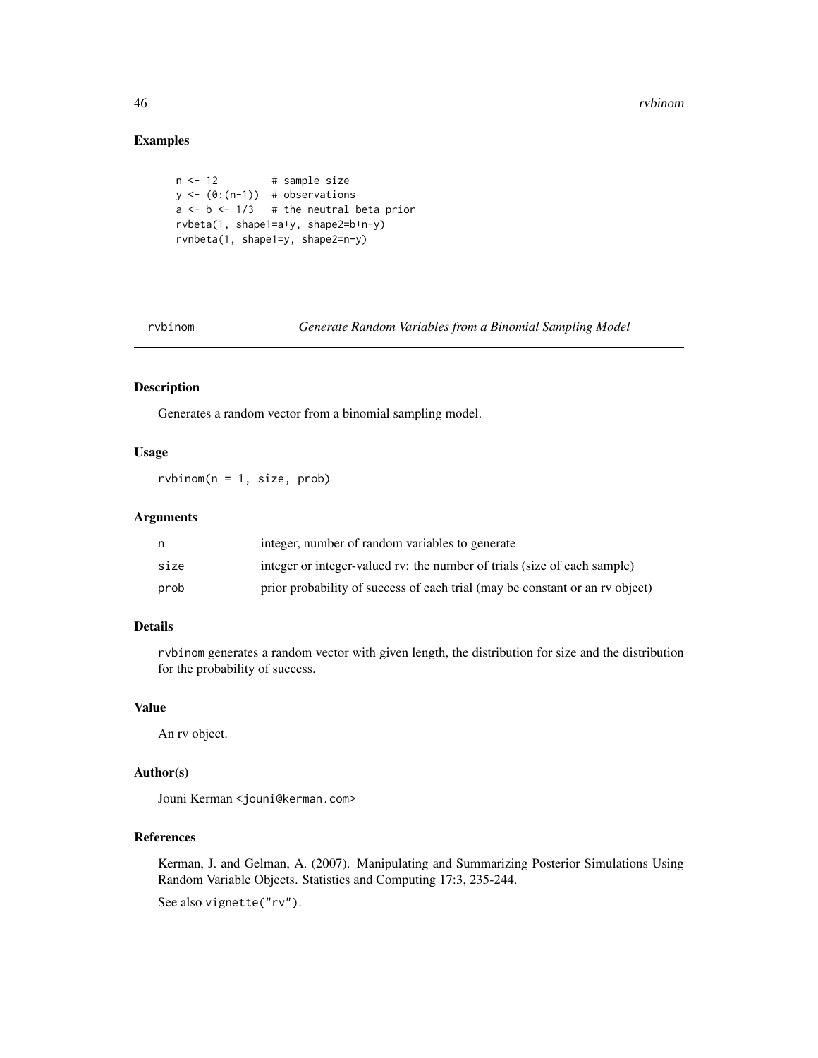## Examples

```
n <- 12         # sample size
y <- (0:(n-1))  # observations
a <- b <- 1/3   # the neutral beta prior
rvbeta(1, shape1=a+y, shape2=b+n-y)
rvnbeta(1, shape1=y, shape2=n-y)
```

---

# rvbinom *Generate Random Variables from a Binomial Sampling Model*

---

## Description

Generates a random vector from a binomial sampling model.

## Usage

```
rvbinom(n = 1, size, prob)
```

## Arguments

| | |
|---|---|
| n | integer, number of random variables to generate |
| size | integer or integer-valued rv: the number of trials (size of each sample) |
| prob | prior probability of success of each trial (may be constant or an rv object) |

## Details

rvbinom generates a random vector with given length, the distribution for size and the distribution for the probability of success.

## Value

An rv object.

## Author(s)

Jouni Kerman <jouni@kerman.com>

## References

Kerman, J. and Gelman, A. (2007). Manipulating and Summarizing Posterior Simulations Using Random Variable Objects. Statistics and Computing 17:3, 235-244.

See also vignette("rv").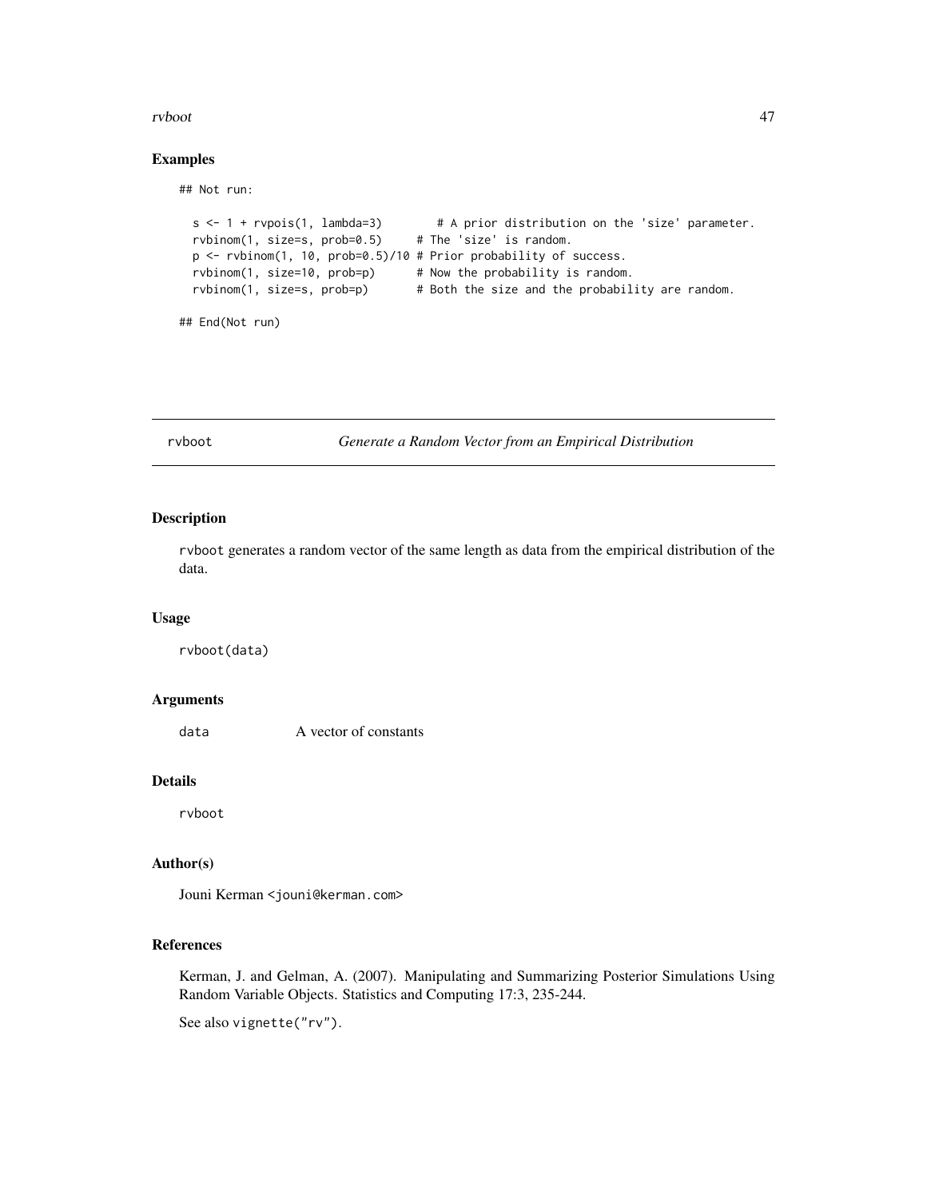## Examples

```
## Not run:

  s <- 1 + rvpois(1, lambda=3)        # A prior distribution on the 'size' parameter.
  rvbinom(1, size=s, prob=0.5)     # The 'size' is random.
  p <- rvbinom(1, 10, prob=0.5)/10 # Prior probability of success.
  rvbinom(1, size=10, prob=p)      # Now the probability is random.
  rvbinom(1, size=s, prob=p)       # Both the size and the probability are random.

## End(Not run)
```

---

# rvboot — *Generate a Random Vector from an Empirical Distribution*

## Description

`rvboot` generates a random vector of the same length as data from the empirical distribution of the data.

## Usage

```
rvboot(data)
```

## Arguments

| | |
|---|---|
| `data` | A vector of constants |

## Details

`rvboot`

## Author(s)

Jouni Kerman <jouni@kerman.com>

## References

Kerman, J. and Gelman, A. (2007). Manipulating and Summarizing Posterior Simulations Using Random Variable Objects. Statistics and Computing 17:3, 235-244.

See also `vignette("rv")`.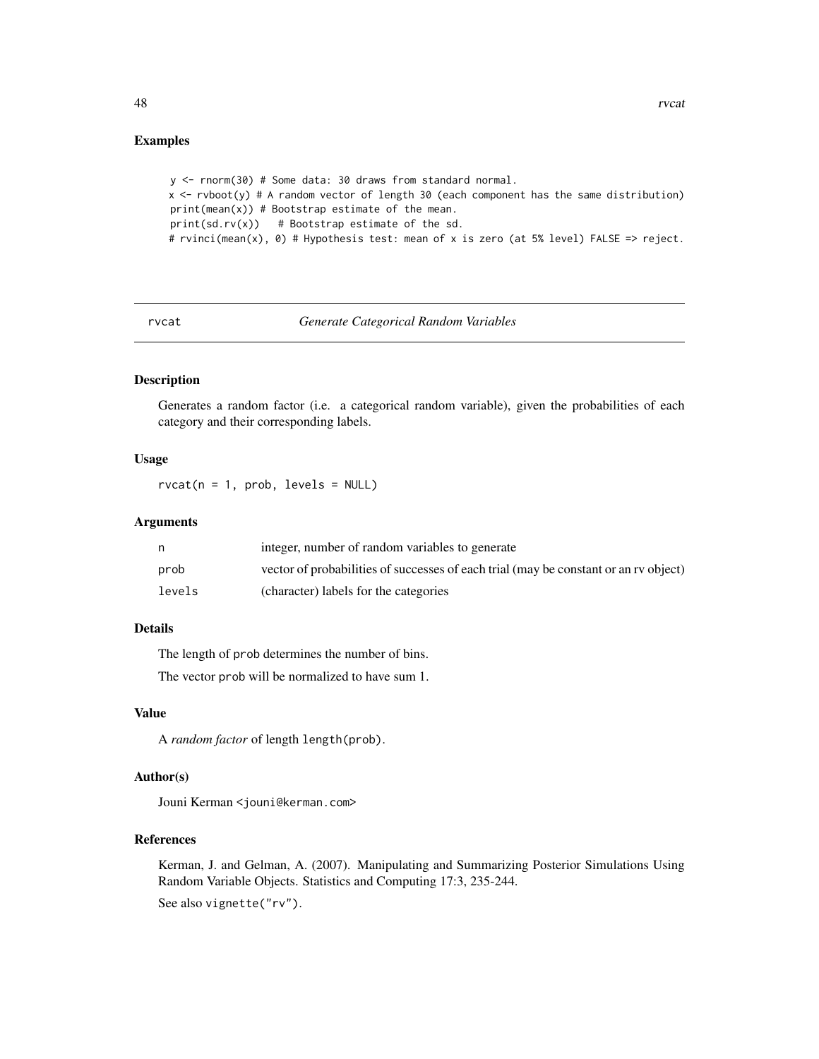## Examples

```
y <- rnorm(30) # Some data: 30 draws from standard normal.
x <- rvboot(y) # A random vector of length 30 (each component has the same distribution)
print(mean(x)) # Bootstrap estimate of the mean.
print(sd.rv(x))   # Bootstrap estimate of the sd.
# rvinci(mean(x), 0) # Hypothesis test: mean of x is zero (at 5% level) FALSE => reject.
```

---

# rvcat — *Generate Categorical Random Variables*

## Description

Generates a random factor (i.e. a categorical random variable), given the probabilities of each category and their corresponding labels.

## Usage

```
rvcat(n = 1, prob, levels = NULL)
```

## Arguments

| | |
|---|---|
| n | integer, number of random variables to generate |
| prob | vector of probabilities of successes of each trial (may be constant or an rv object) |
| levels | (character) labels for the categories |

## Details

The length of prob determines the number of bins.

The vector prob will be normalized to have sum 1.

## Value

A *random factor* of length length(prob).

## Author(s)

Jouni Kerman <jouni@kerman.com>

## References

Kerman, J. and Gelman, A. (2007). Manipulating and Summarizing Posterior Simulations Using Random Variable Objects. Statistics and Computing 17:3, 235-244.

See also vignette("rv").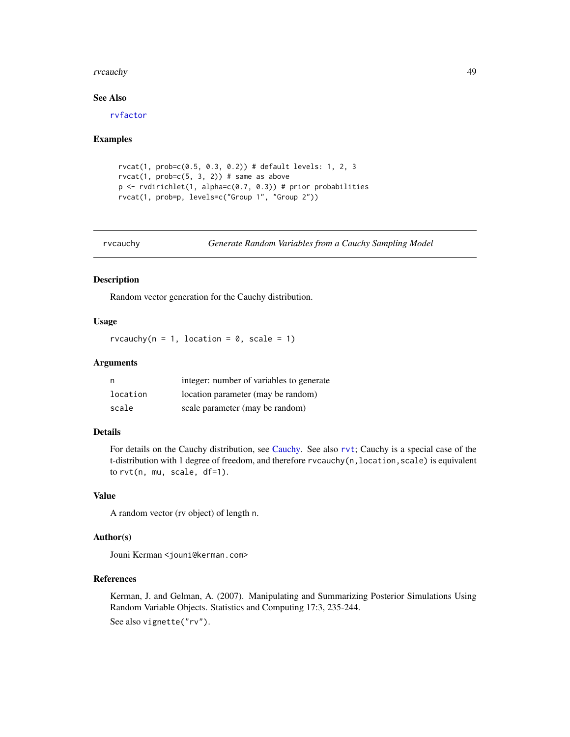### See Also

rvfactor

### Examples

```
rvcat(1, prob=c(0.5, 0.3, 0.2)) # default levels: 1, 2, 3
rvcat(1, prob=c(5, 3, 2)) # same as above
p <- rvdirichlet(1, alpha=c(0.7, 0.3)) # prior probabilities
rvcat(1, prob=p, levels=c("Group 1", "Group 2"))
```

---

## rvcauchy — *Generate Random Variables from a Cauchy Sampling Model*

---

### Description

Random vector generation for the Cauchy distribution.

### Usage

```
rvcauchy(n = 1, location = 0, scale = 1)
```

### Arguments

| | |
|---|---|
| n | integer: number of variables to generate |
| location | location parameter (may be random) |
| scale | scale parameter (may be random) |

### Details

For details on the Cauchy distribution, see Cauchy. See also `rvt`; Cauchy is a special case of the t-distribution with 1 degree of freedom, and therefore `rvcauchy(n,location,scale)` is equivalent to `rvt(n, mu, scale, df=1)`.

### Value

A random vector (rv object) of length `n`.

### Author(s)

Jouni Kerman <jouni@kerman.com>

### References

Kerman, J. and Gelman, A. (2007). Manipulating and Summarizing Posterior Simulations Using Random Variable Objects. Statistics and Computing 17:3, 235-244.

See also `vignette("rv")`.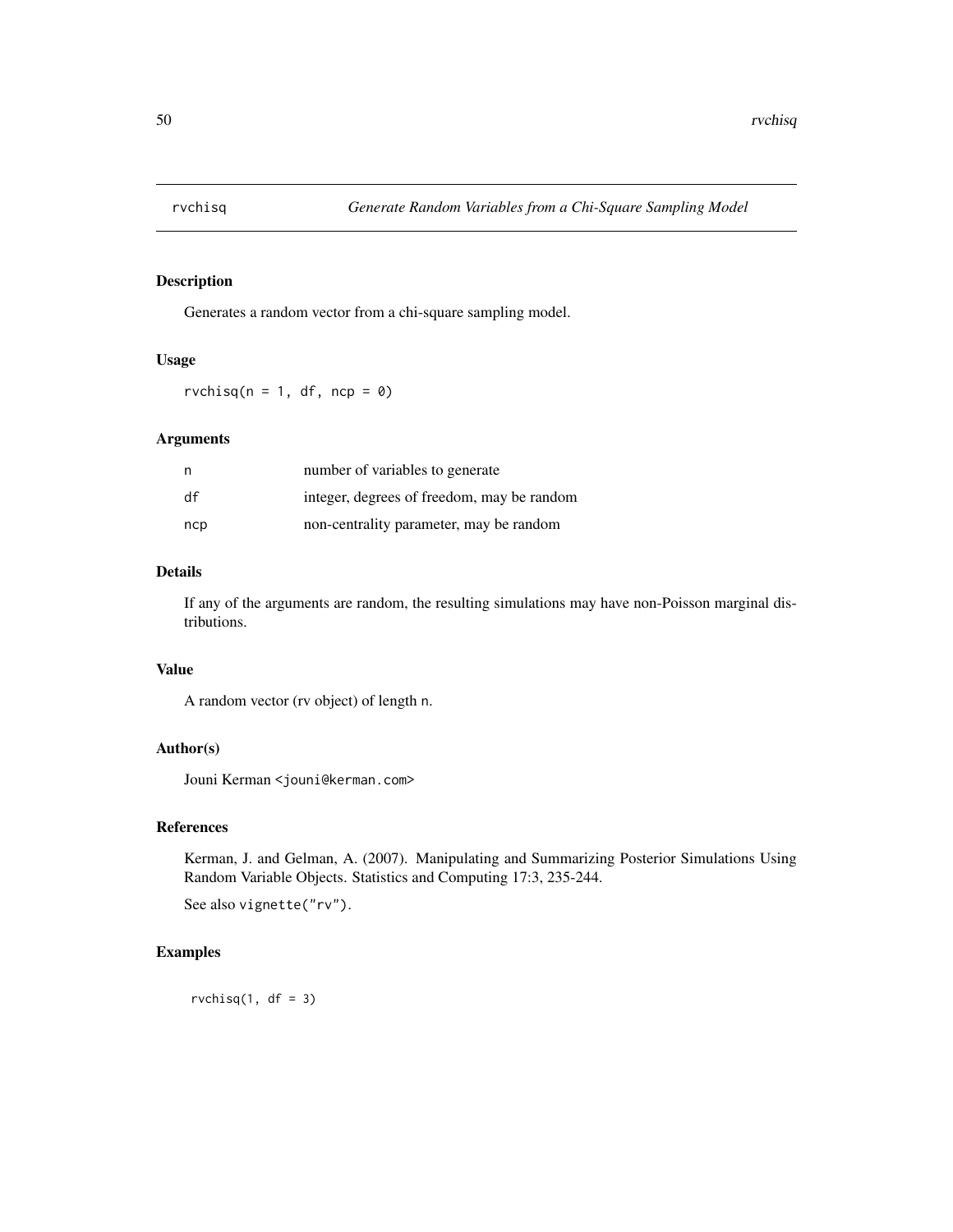# rvchisq — *Generate Random Variables from a Chi-Square Sampling Model*

## Description

Generates a random vector from a chi-square sampling model.

## Usage

```
rvchisq(n = 1, df, ncp = 0)
```

## Arguments

| | |
|---|---|
| n | number of variables to generate |
| df | integer, degrees of freedom, may be random |
| ncp | non-centrality parameter, may be random |

## Details

If any of the arguments are random, the resulting simulations may have non-Poisson marginal distributions.

## Value

A random vector (rv object) of length n.

## Author(s)

Jouni Kerman <jouni@kerman.com>

## References

Kerman, J. and Gelman, A. (2007). Manipulating and Summarizing Posterior Simulations Using Random Variable Objects. Statistics and Computing 17:3, 235-244.

See also vignette("rv").

## Examples

```
rvchisq(1, df = 3)
```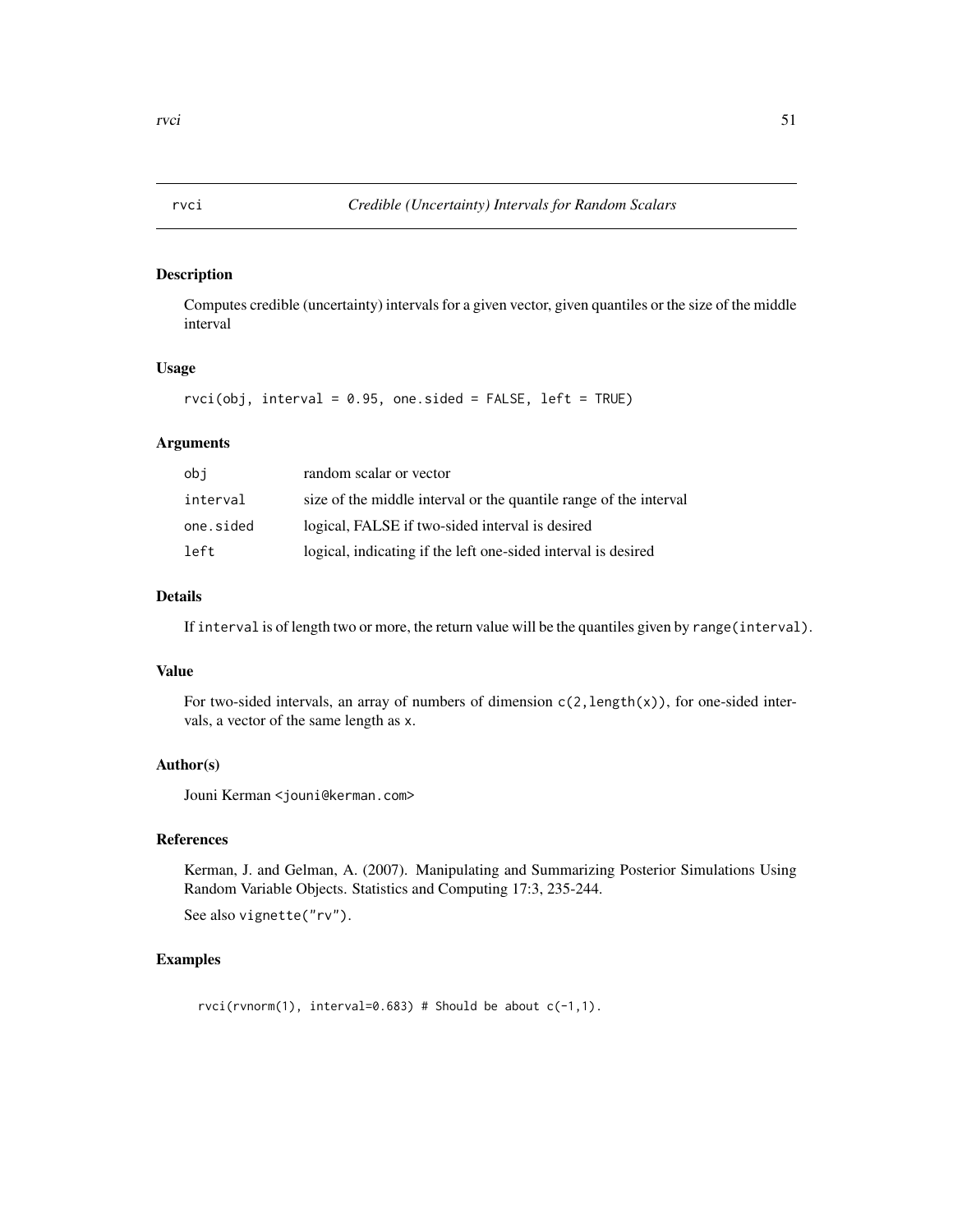# rvci — *Credible (Uncertainty) Intervals for Random Scalars*

## Description

Computes credible (uncertainty) intervals for a given vector, given quantiles or the size of the middle interval

## Usage

```
rvci(obj, interval = 0.95, one.sided = FALSE, left = TRUE)
```

## Arguments

| | |
|---|---|
| `obj` | random scalar or vector |
| `interval` | size of the middle interval or the quantile range of the interval |
| `one.sided` | logical, FALSE if two-sided interval is desired |
| `left` | logical, indicating if the left one-sided interval is desired |

## Details

If `interval` is of length two or more, the return value will be the quantiles given by `range(interval)`.

## Value

For two-sided intervals, an array of numbers of dimension `c(2,length(x))`, for one-sided intervals, a vector of the same length as `x`.

## Author(s)

Jouni Kerman `<jouni@kerman.com>`

## References

Kerman, J. and Gelman, A. (2007). Manipulating and Summarizing Posterior Simulations Using Random Variable Objects. Statistics and Computing 17:3, 235-244.

See also `vignette("rv")`.

## Examples

```
rvci(rvnorm(1), interval=0.683) # Should be about c(-1,1).
```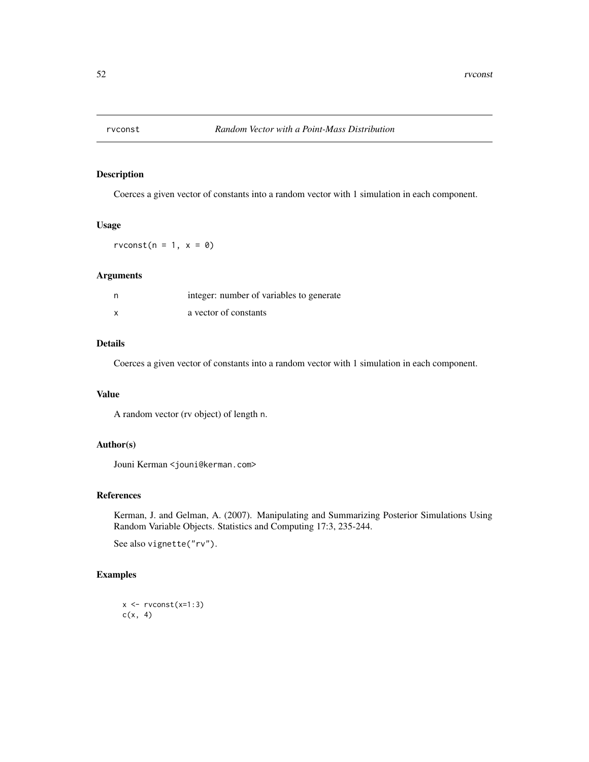## rvconst *Random Vector with a Point-Mass Distribution*

### Description

Coerces a given vector of constants into a random vector with 1 simulation in each component.

### Usage

```
rvconst(n = 1, x = 0)
```

### Arguments

| | |
|---|---|
| n | integer: number of variables to generate |
| x | a vector of constants |

### Details

Coerces a given vector of constants into a random vector with 1 simulation in each component.

### Value

A random vector (rv object) of length n.

### Author(s)

Jouni Kerman <jouni@kerman.com>

### References

Kerman, J. and Gelman, A. (2007). Manipulating and Summarizing Posterior Simulations Using Random Variable Objects. Statistics and Computing 17:3, 235-244.

See also vignette("rv").

### Examples

```
x <- rvconst(x=1:3)
c(x, 4)
```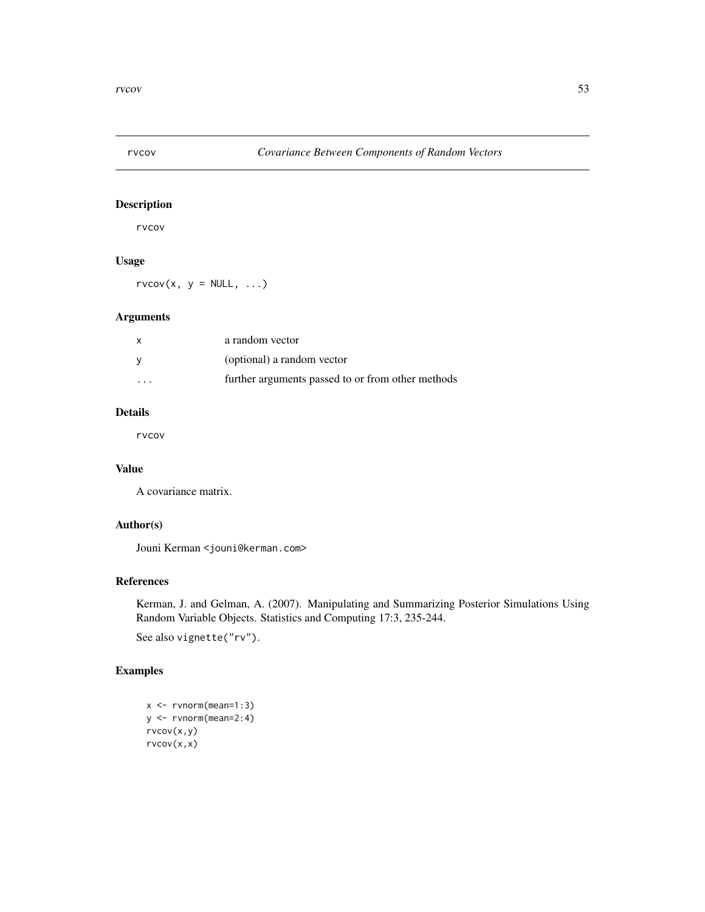# rvcov — *Covariance Between Components of Random Vectors*

## Description

rvcov

## Usage

```
rvcov(x, y = NULL, ...)
```

## Arguments

| | |
|---|---|
| x | a random vector |
| y | (optional) a random vector |
| ... | further arguments passed to or from other methods |

## Details

rvcov

## Value

A covariance matrix.

## Author(s)

Jouni Kerman <jouni@kerman.com>

## References

Kerman, J. and Gelman, A. (2007). Manipulating and Summarizing Posterior Simulations Using Random Variable Objects. Statistics and Computing 17:3, 235-244.

See also `vignette("rv")`.

## Examples

```
x <- rvnorm(mean=1:3)
y <- rvnorm(mean=2:4)
rvcov(x,y)
rvcov(x,x)
```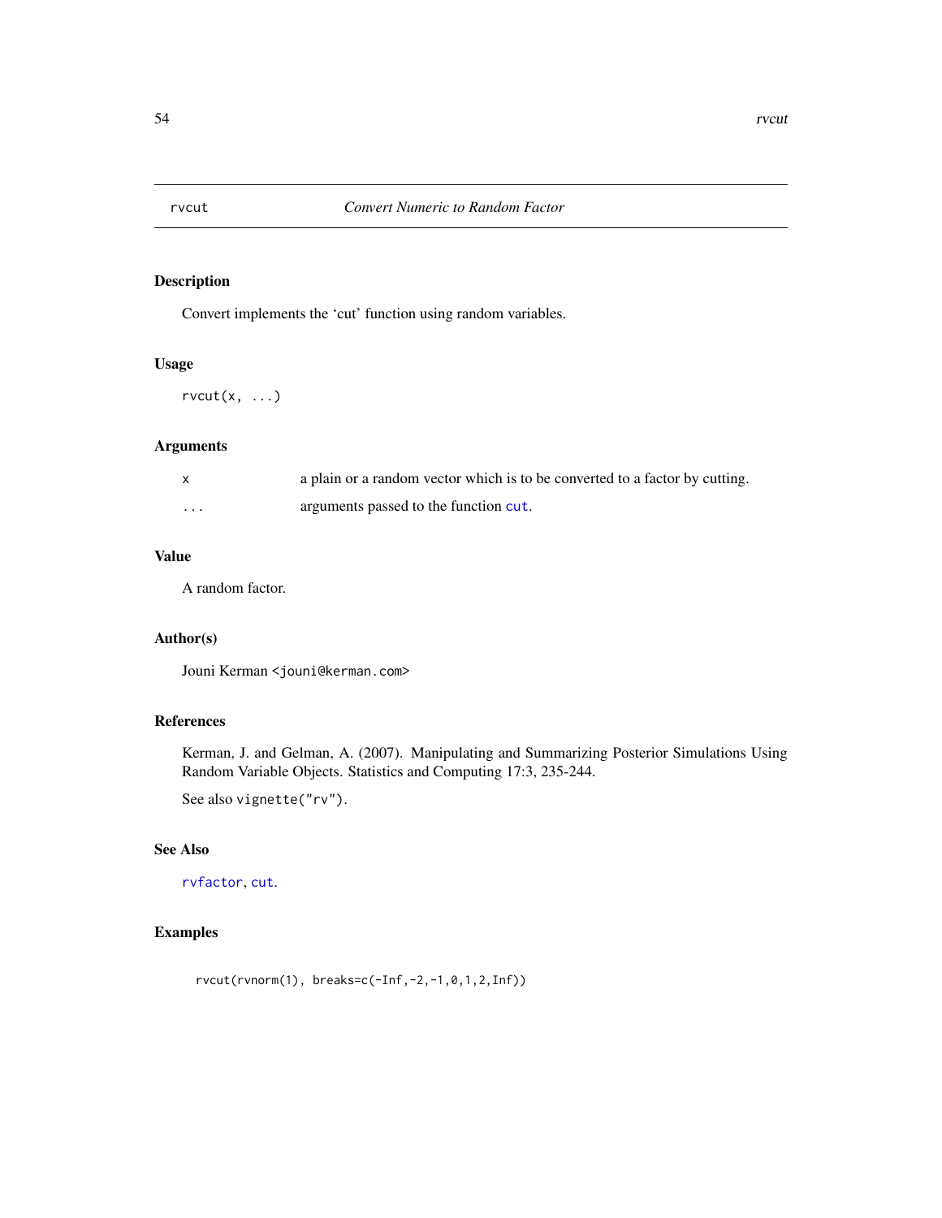# rvcut — *Convert Numeric to Random Factor*

## Description

Convert implements the 'cut' function using random variables.

## Usage

```
rvcut(x, ...)
```

## Arguments

| | |
|---|---|
| `x` | a plain or a random vector which is to be converted to a factor by cutting. |
| `...` | arguments passed to the function `cut`. |

## Value

A random factor.

## Author(s)

Jouni Kerman <jouni@kerman.com>

## References

Kerman, J. and Gelman, A. (2007). Manipulating and Summarizing Posterior Simulations Using Random Variable Objects. Statistics and Computing 17:3, 235-244.

See also `vignette("rv")`.

## See Also

`rvfactor`, `cut`.

## Examples

```
rvcut(rvnorm(1), breaks=c(-Inf,-2,-1,0,1,2,Inf))
```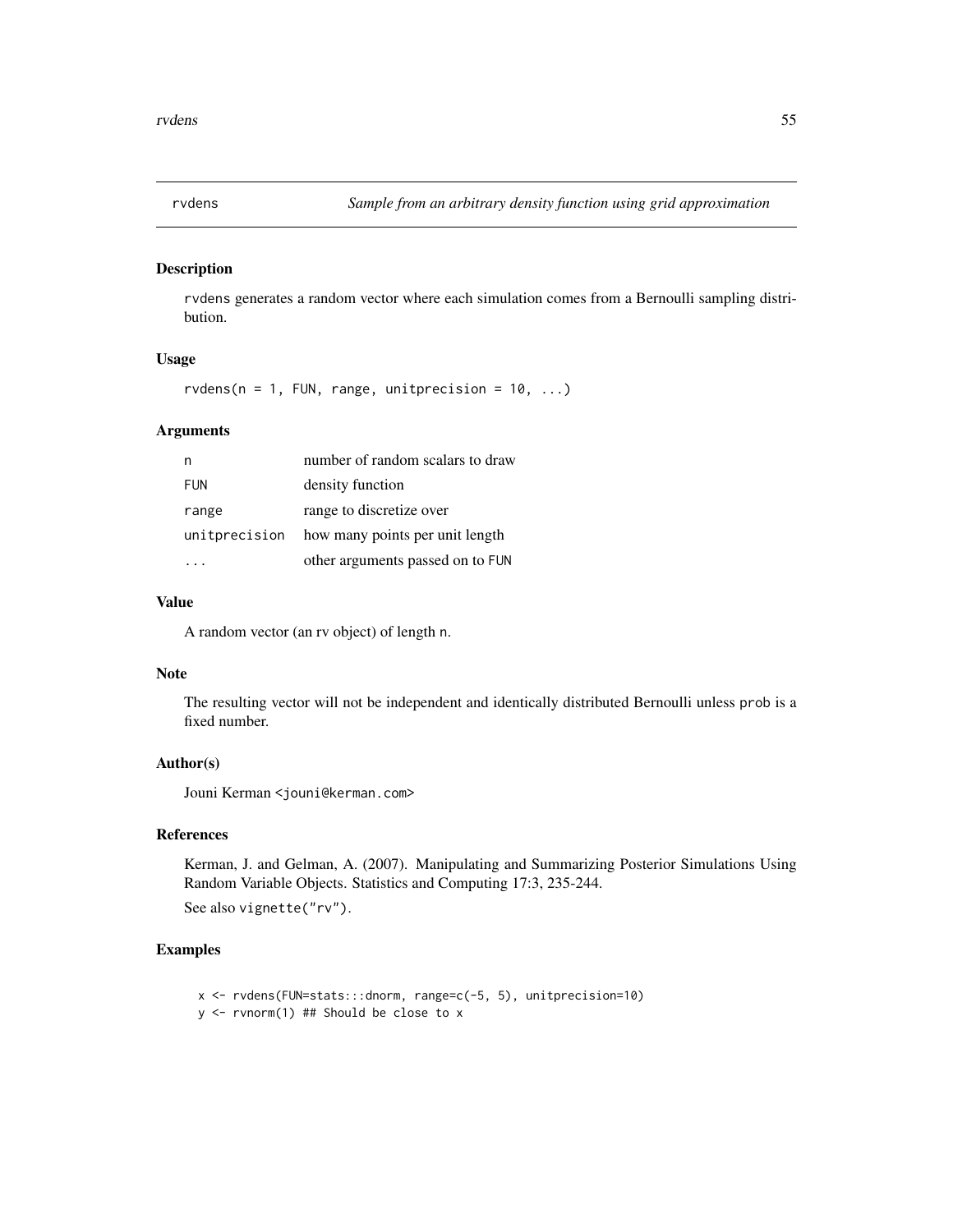rvdens *Sample from an arbitrary density function using grid approximation*

## Description

rvdens generates a random vector where each simulation comes from a Bernoulli sampling distribution.

## Usage

```
rvdens(n = 1, FUN, range, unitprecision = 10, ...)
```

## Arguments

| | |
|---|---|
| n | number of random scalars to draw |
| FUN | density function |
| range | range to discretize over |
| unitprecision | how many points per unit length |
| ... | other arguments passed on to FUN |

## Value

A random vector (an rv object) of length n.

## Note

The resulting vector will not be independent and identically distributed Bernoulli unless prob is a fixed number.

## Author(s)

Jouni Kerman <jouni@kerman.com>

## References

Kerman, J. and Gelman, A. (2007). Manipulating and Summarizing Posterior Simulations Using Random Variable Objects. Statistics and Computing 17:3, 235-244.

See also vignette("rv").

## Examples

```
x <- rvdens(FUN=stats:::dnorm, range=c(-5, 5), unitprecision=10)
y <- rvnorm(1) ## Should be close to x
```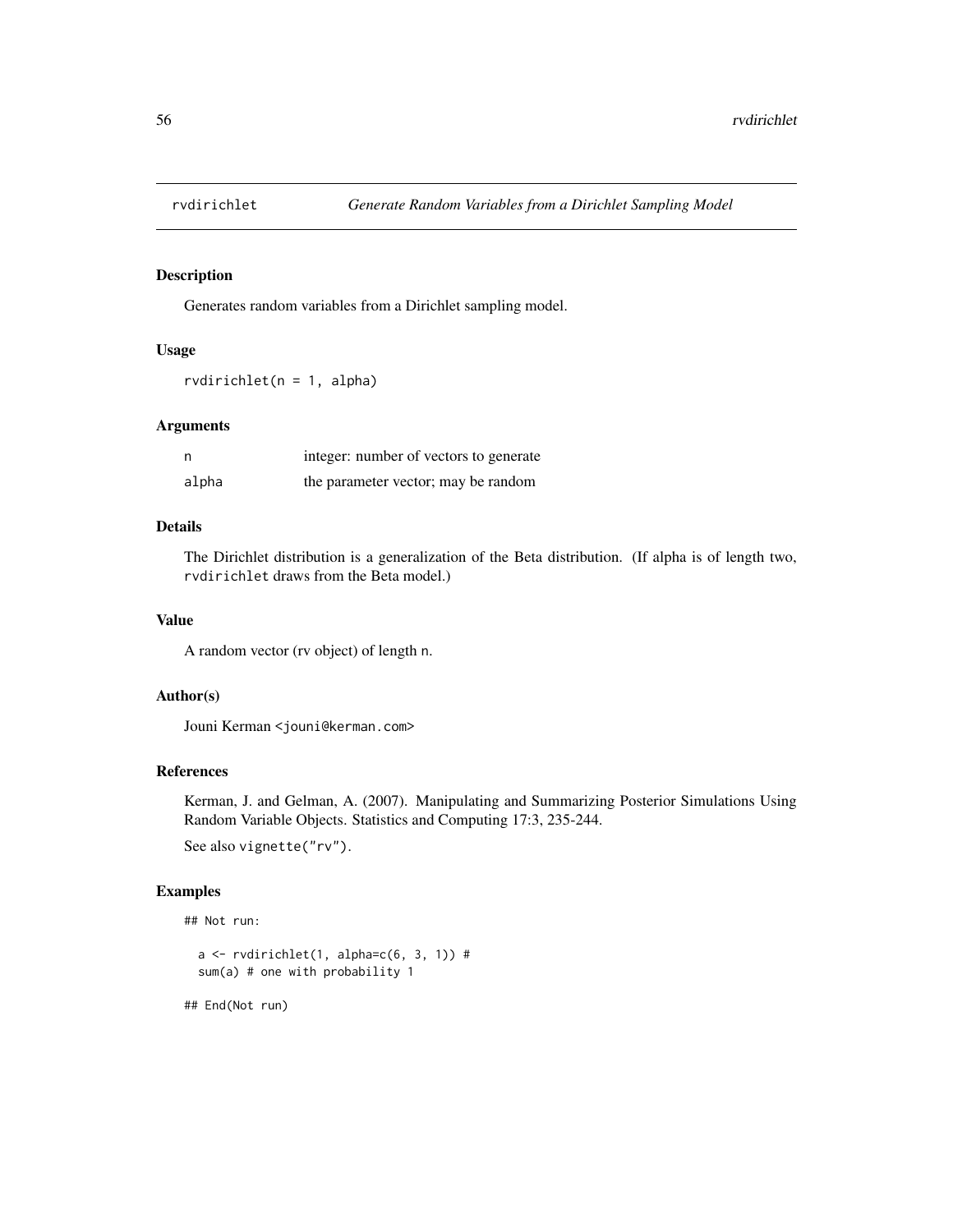# rvdirichlet — *Generate Random Variables from a Dirichlet Sampling Model*

## Description

Generates random variables from a Dirichlet sampling model.

## Usage

```
rvdirichlet(n = 1, alpha)
```

## Arguments

| | |
|---|---|
| n | integer: number of vectors to generate |
| alpha | the parameter vector; may be random |

## Details

The Dirichlet distribution is a generalization of the Beta distribution. (If alpha is of length two, `rvdirichlet` draws from the Beta model.)

## Value

A random vector (rv object) of length `n`.

## Author(s)

Jouni Kerman <jouni@kerman.com>

## References

Kerman, J. and Gelman, A. (2007). Manipulating and Summarizing Posterior Simulations Using Random Variable Objects. Statistics and Computing 17:3, 235-244.

See also `vignette("rv")`.

## Examples

```
## Not run:

  a <- rvdirichlet(1, alpha=c(6, 3, 1)) #
  sum(a) # one with probability 1

## End(Not run)
```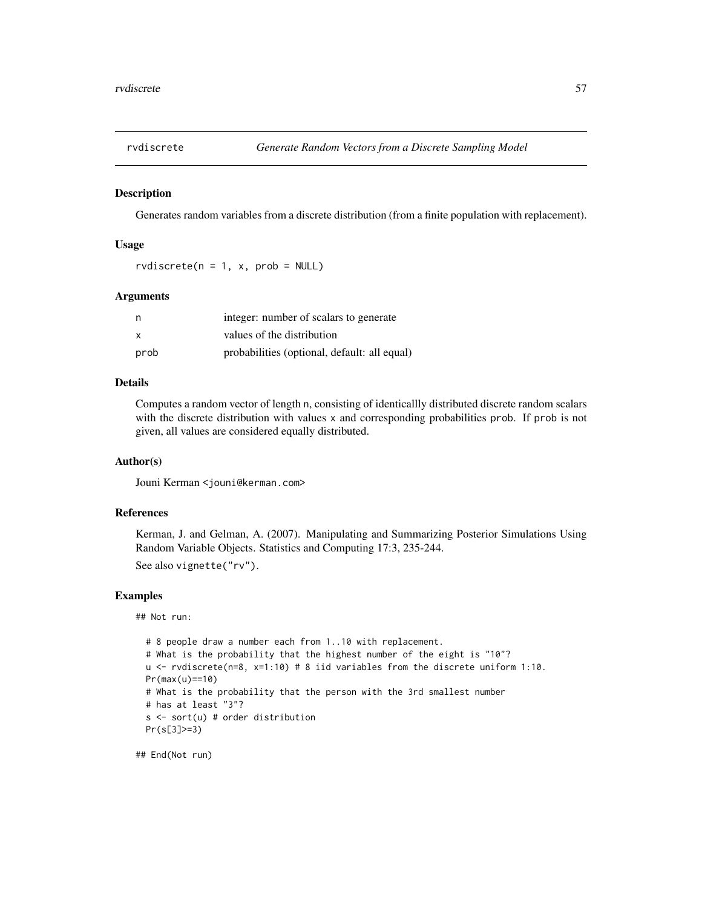# rvdiscrete *Generate Random Vectors from a Discrete Sampling Model*

## Description

Generates random variables from a discrete distribution (from a finite population with replacement).

## Usage

```
rvdiscrete(n = 1, x, prob = NULL)
```

## Arguments

| | |
|---|---|
| n | integer: number of scalars to generate |
| x | values of the distribution |
| prob | probabilities (optional, default: all equal) |

## Details

Computes a random vector of length n, consisting of identicallly distributed discrete random scalars with the discrete distribution with values x and corresponding probabilities prob. If prob is not given, all values are considered equally distributed.

## Author(s)

Jouni Kerman <jouni@kerman.com>

## References

Kerman, J. and Gelman, A. (2007). Manipulating and Summarizing Posterior Simulations Using Random Variable Objects. Statistics and Computing 17:3, 235-244.

See also vignette("rv").

## Examples

```
## Not run:

  # 8 people draw a number each from 1..10 with replacement.
  # What is the probability that the highest number of the eight is "10"?
  u <- rvdiscrete(n=8, x=1:10) # 8 iid variables from the discrete uniform 1:10.
  Pr(max(u)==10)
  # What is the probability that the person with the 3rd smallest number
  # has at least "3"?
  s <- sort(u) # order distribution
  Pr(s[3]>=3)

## End(Not run)
```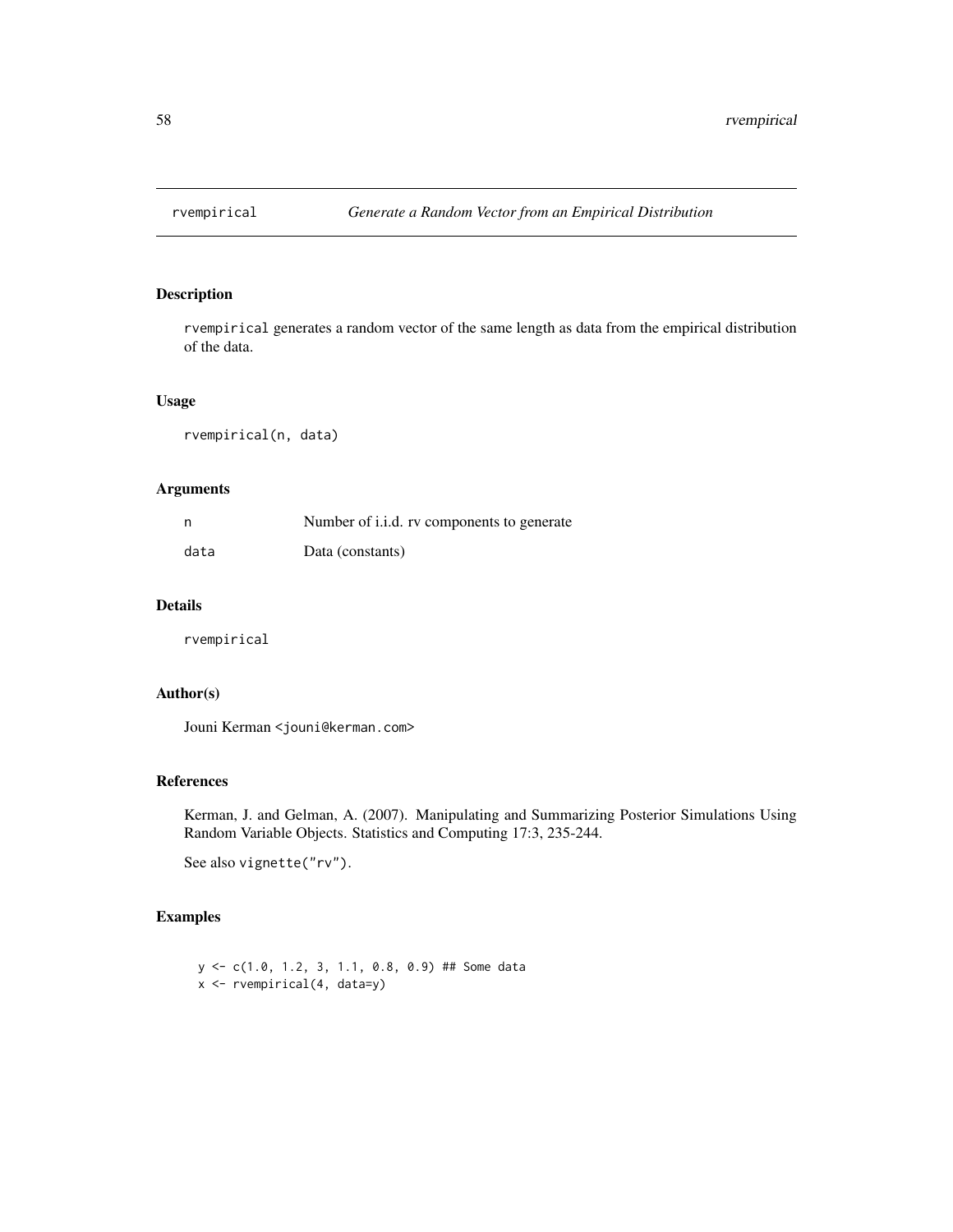# rvempirical — *Generate a Random Vector from an Empirical Distribution*

## Description

rvempirical generates a random vector of the same length as data from the empirical distribution of the data.

## Usage

```
rvempirical(n, data)
```

## Arguments

| | |
|---|---|
| n | Number of i.i.d. rv components to generate |
| data | Data (constants) |

## Details

rvempirical

## Author(s)

Jouni Kerman <jouni@kerman.com>

## References

Kerman, J. and Gelman, A. (2007). Manipulating and Summarizing Posterior Simulations Using Random Variable Objects. Statistics and Computing 17:3, 235-244.

See also vignette("rv").

## Examples

```
y <- c(1.0, 1.2, 3, 1.1, 0.8, 0.9) ## Some data
x <- rvempirical(4, data=y)
```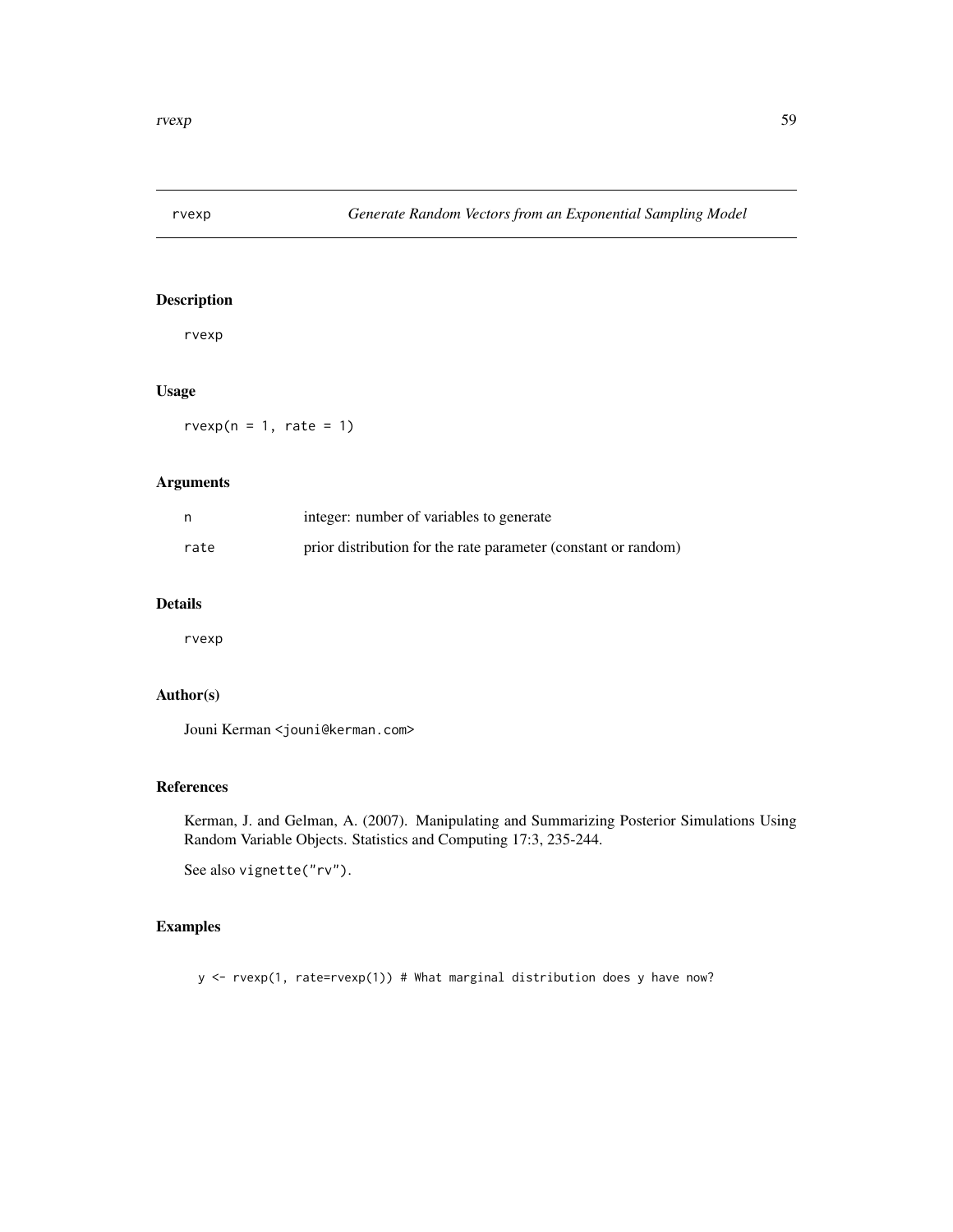# rvexp — *Generate Random Vectors from an Exponential Sampling Model*

## Description

rvexp

## Usage

```
rvexp(n = 1, rate = 1)
```

## Arguments

| | |
|---|---|
| n | integer: number of variables to generate |
| rate | prior distribution for the rate parameter (constant or random) |

## Details

rvexp

## Author(s)

Jouni Kerman <jouni@kerman.com>

## References

Kerman, J. and Gelman, A. (2007). Manipulating and Summarizing Posterior Simulations Using Random Variable Objects. Statistics and Computing 17:3, 235-244.

See also vignette("rv").

## Examples

```
y <- rvexp(1, rate=rvexp(1)) # What marginal distribution does y have now?
```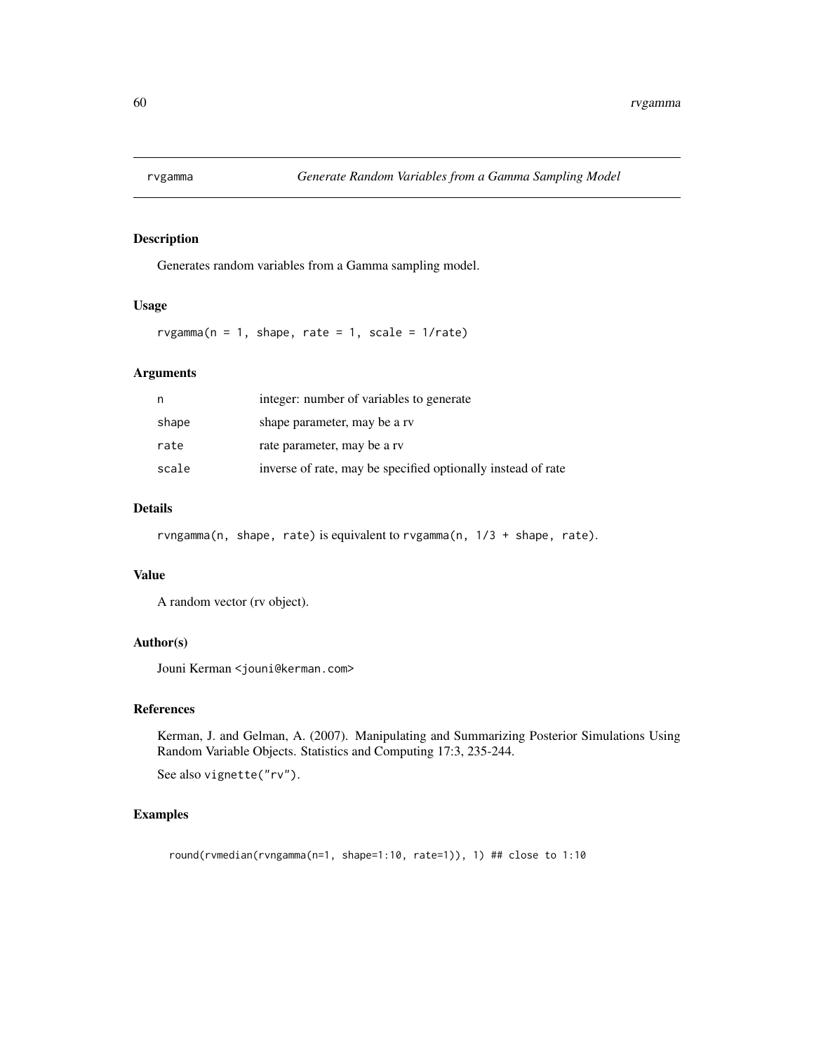# rvgamma — *Generate Random Variables from a Gamma Sampling Model*

## Description

Generates random variables from a Gamma sampling model.

## Usage

```
rvgamma(n = 1, shape, rate = 1, scale = 1/rate)
```

## Arguments

| | |
|---|---|
| n | integer: number of variables to generate |
| shape | shape parameter, may be a rv |
| rate | rate parameter, may be a rv |
| scale | inverse of rate, may be specified optionally instead of rate |

## Details

`rvngamma(n, shape, rate)` is equivalent to `rvgamma(n, 1/3 + shape, rate)`.

## Value

A random vector (rv object).

## Author(s)

Jouni Kerman <jouni@kerman.com>

## References

Kerman, J. and Gelman, A. (2007). Manipulating and Summarizing Posterior Simulations Using Random Variable Objects. Statistics and Computing 17:3, 235-244.

See also `vignette("rv")`.

## Examples

```
round(rvmedian(rvngamma(n=1, shape=1:10, rate=1)), 1) ## close to 1:10
```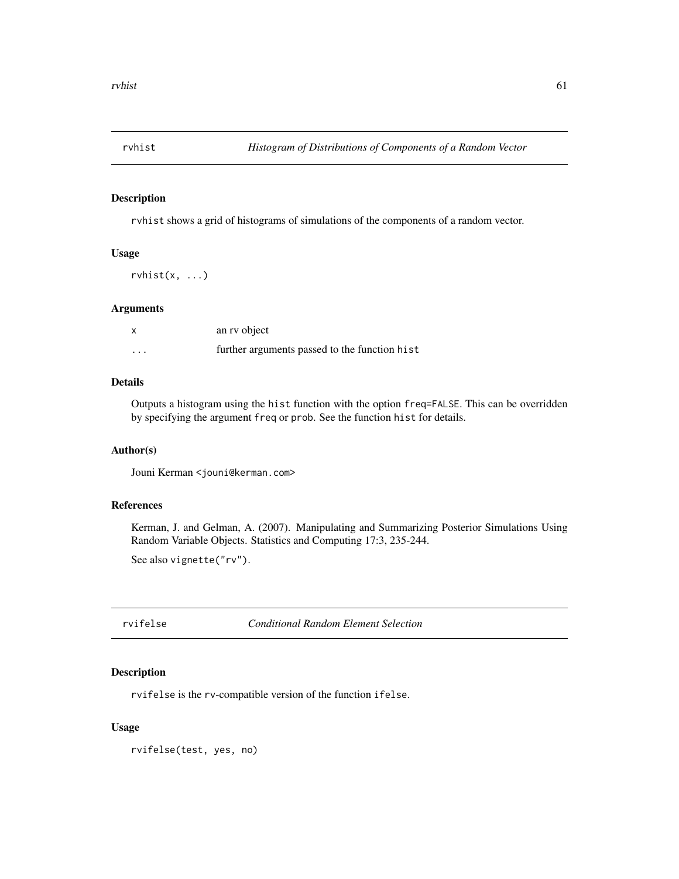## rvhist — *Histogram of Distributions of Components of a Random Vector*

### Description

rvhist shows a grid of histograms of simulations of the components of a random vector.

### Usage

```
rvhist(x, ...)
```

### Arguments

| | |
|---|---|
| x | an rv object |
| ... | further arguments passed to the function hist |

### Details

Outputs a histogram using the hist function with the option freq=FALSE. This can be overridden by specifying the argument freq or prob. See the function hist for details.

### Author(s)

Jouni Kerman <jouni@kerman.com>

### References

Kerman, J. and Gelman, A. (2007). Manipulating and Summarizing Posterior Simulations Using Random Variable Objects. Statistics and Computing 17:3, 235-244.

See also vignette("rv").

## rvifelse — *Conditional Random Element Selection*

### Description

rvifelse is the rv-compatible version of the function ifelse.

### Usage

```
rvifelse(test, yes, no)
```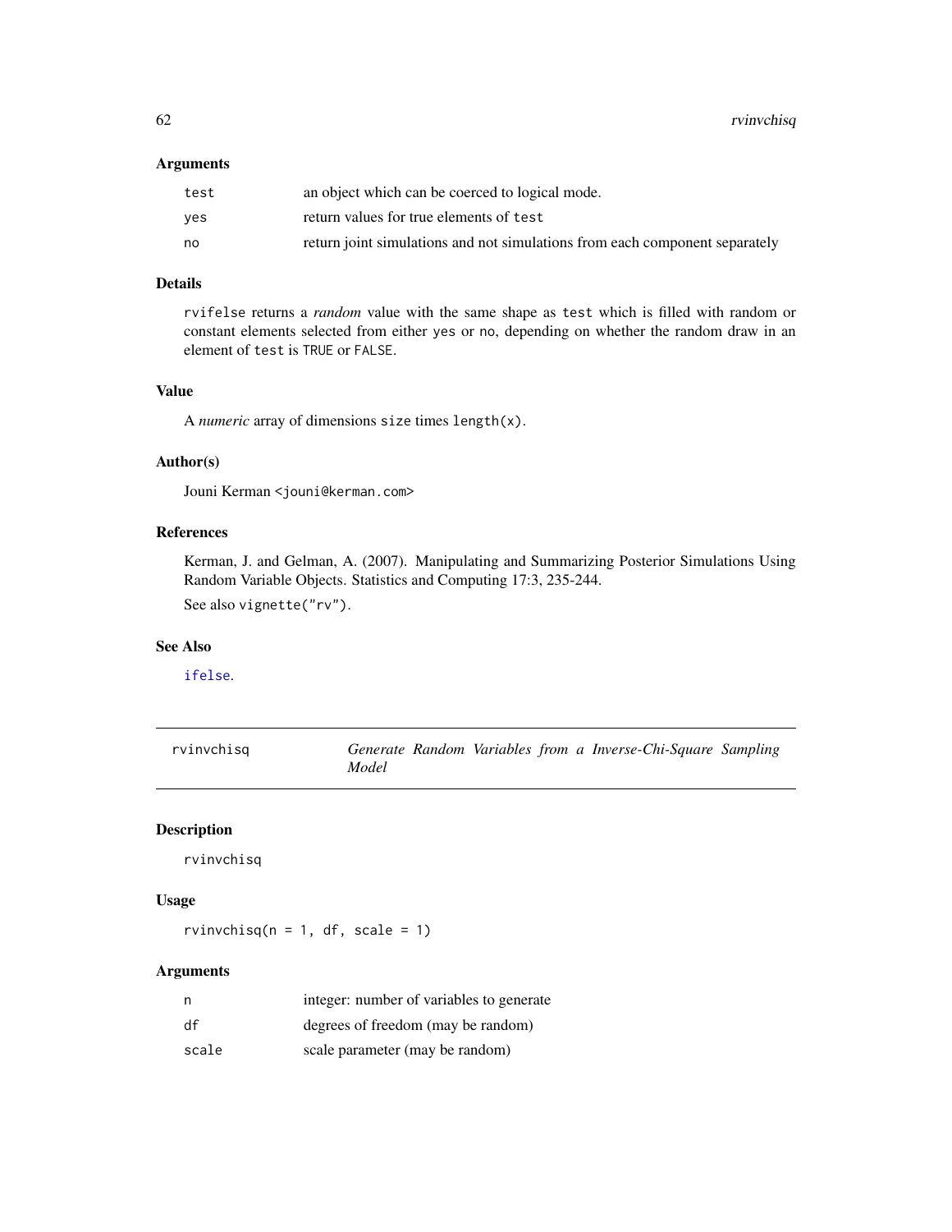## Arguments

| | |
|---|---|
| test | an object which can be coerced to logical mode. |
| yes | return values for true elements of test |
| no | return joint simulations and not simulations from each component separately |

## Details

rvifelse returns a *random* value with the same shape as test which is filled with random or constant elements selected from either yes or no, depending on whether the random draw in an element of test is TRUE or FALSE.

## Value

A *numeric* array of dimensions size times length(x).

## Author(s)

Jouni Kerman <jouni@kerman.com>

## References

Kerman, J. and Gelman, A. (2007). Manipulating and Summarizing Posterior Simulations Using Random Variable Objects. Statistics and Computing 17:3, 235-244.

See also vignette("rv").

## See Also

ifelse.

---

# rvinvchisq — *Generate Random Variables from a Inverse-Chi-Square Sampling Model*

---

## Description

rvinvchisq

## Usage

```
rvinvchisq(n = 1, df, scale = 1)
```

## Arguments

| | |
|---|---|
| n | integer: number of variables to generate |
| df | degrees of freedom (may be random) |
| scale | scale parameter (may be random) |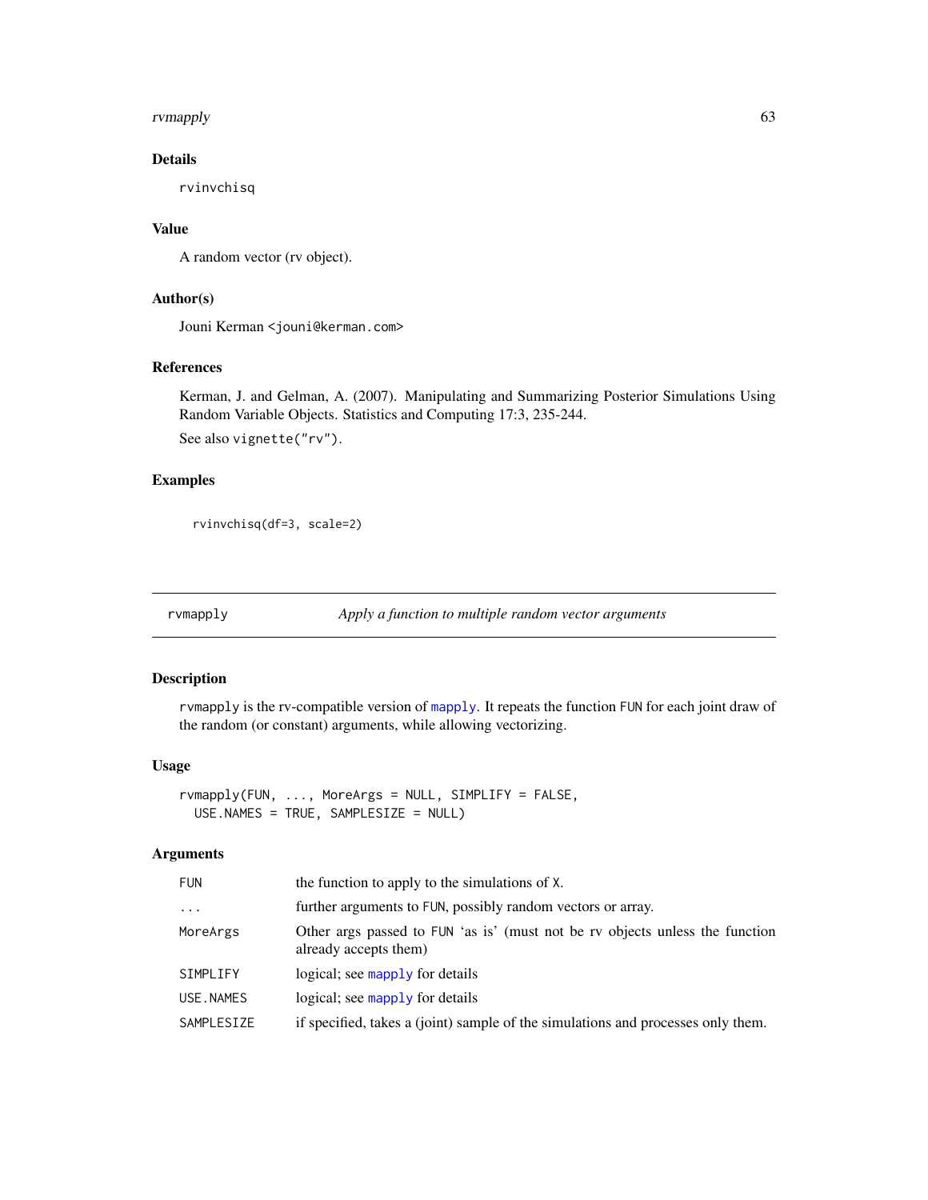## Details

rvinvchisq

## Value

A random vector (rv object).

## Author(s)

Jouni Kerman <jouni@kerman.com>

## References

Kerman, J. and Gelman, A. (2007). Manipulating and Summarizing Posterior Simulations Using Random Variable Objects. Statistics and Computing 17:3, 235-244.

See also vignette("rv").

## Examples

```
rvinvchisq(df=3, scale=2)
```

---

# rvmapply — *Apply a function to multiple random vector arguments*

## Description

rvmapply is the rv-compatible version of mapply. It repeats the function FUN for each joint draw of the random (or constant) arguments, while allowing vectorizing.

## Usage

```
rvmapply(FUN, ..., MoreArgs = NULL, SIMPLIFY = FALSE,
  USE.NAMES = TRUE, SAMPLESIZE = NULL)
```

## Arguments

| | |
|---|---|
| FUN | the function to apply to the simulations of X. |
| ... | further arguments to FUN, possibly random vectors or array. |
| MoreArgs | Other args passed to FUN 'as is' (must not be rv objects unless the function already accepts them) |
| SIMPLIFY | logical; see mapply for details |
| USE.NAMES | logical; see mapply for details |
| SAMPLESIZE | if specified, takes a (joint) sample of the simulations and processes only them. |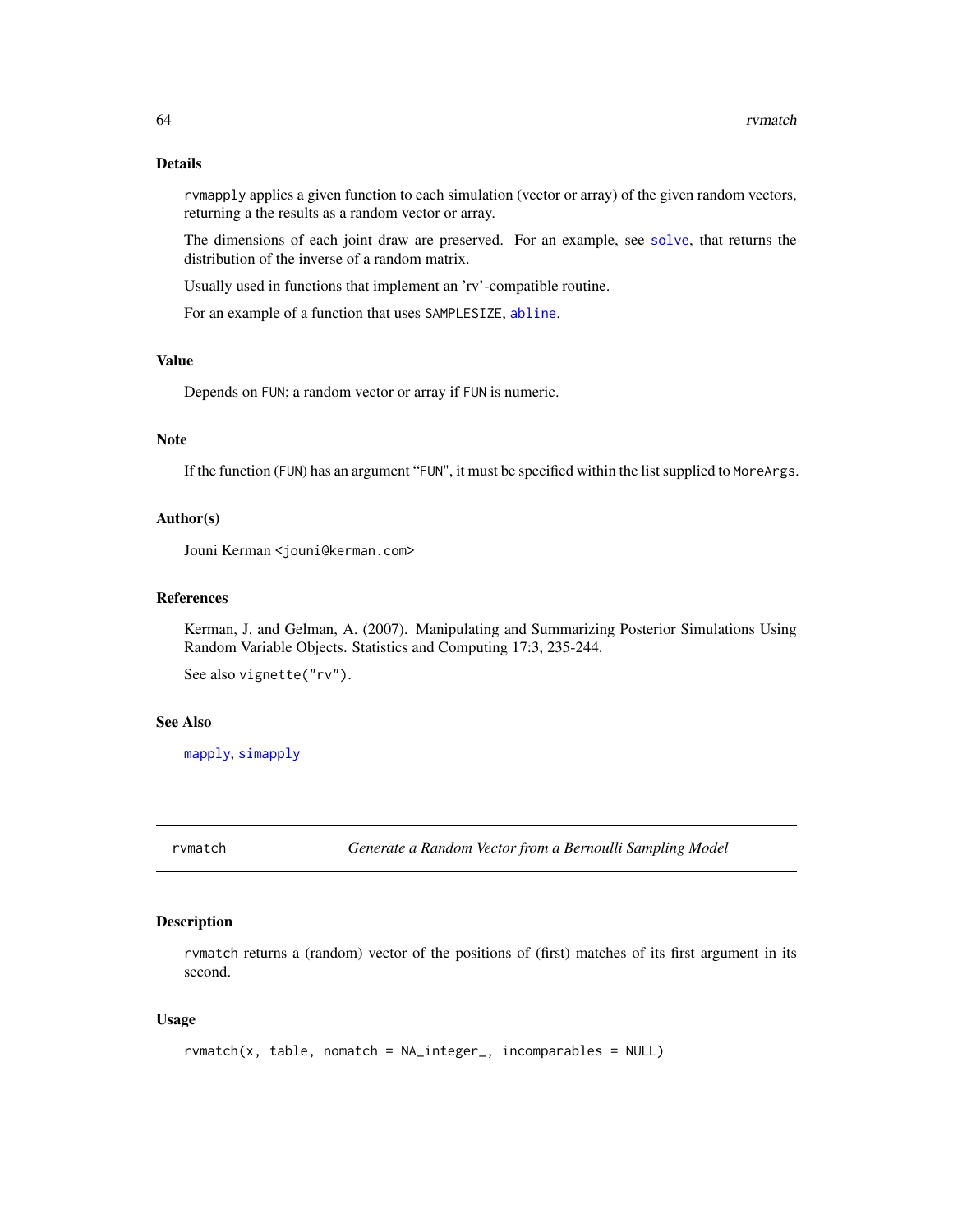### Details

rvmapply applies a given function to each simulation (vector or array) of the given random vectors, returning a the results as a random vector or array.

The dimensions of each joint draw are preserved. For an example, see solve, that returns the distribution of the inverse of a random matrix.

Usually used in functions that implement an 'rv'-compatible routine.

For an example of a function that uses SAMPLESIZE, abline.

### Value

Depends on FUN; a random vector or array if FUN is numeric.

### Note

If the function (FUN) has an argument "FUN", it must be specified within the list supplied to MoreArgs.

### Author(s)

Jouni Kerman <jouni@kerman.com>

### References

Kerman, J. and Gelman, A. (2007). Manipulating and Summarizing Posterior Simulations Using Random Variable Objects. Statistics and Computing 17:3, 235-244.

See also vignette("rv").

### See Also

mapply, simapply

---

## rvmatch — *Generate a Random Vector from a Bernoulli Sampling Model*

### Description

rvmatch returns a (random) vector of the positions of (first) matches of its first argument in its second.

### Usage

```
rvmatch(x, table, nomatch = NA_integer_, incomparables = NULL)
```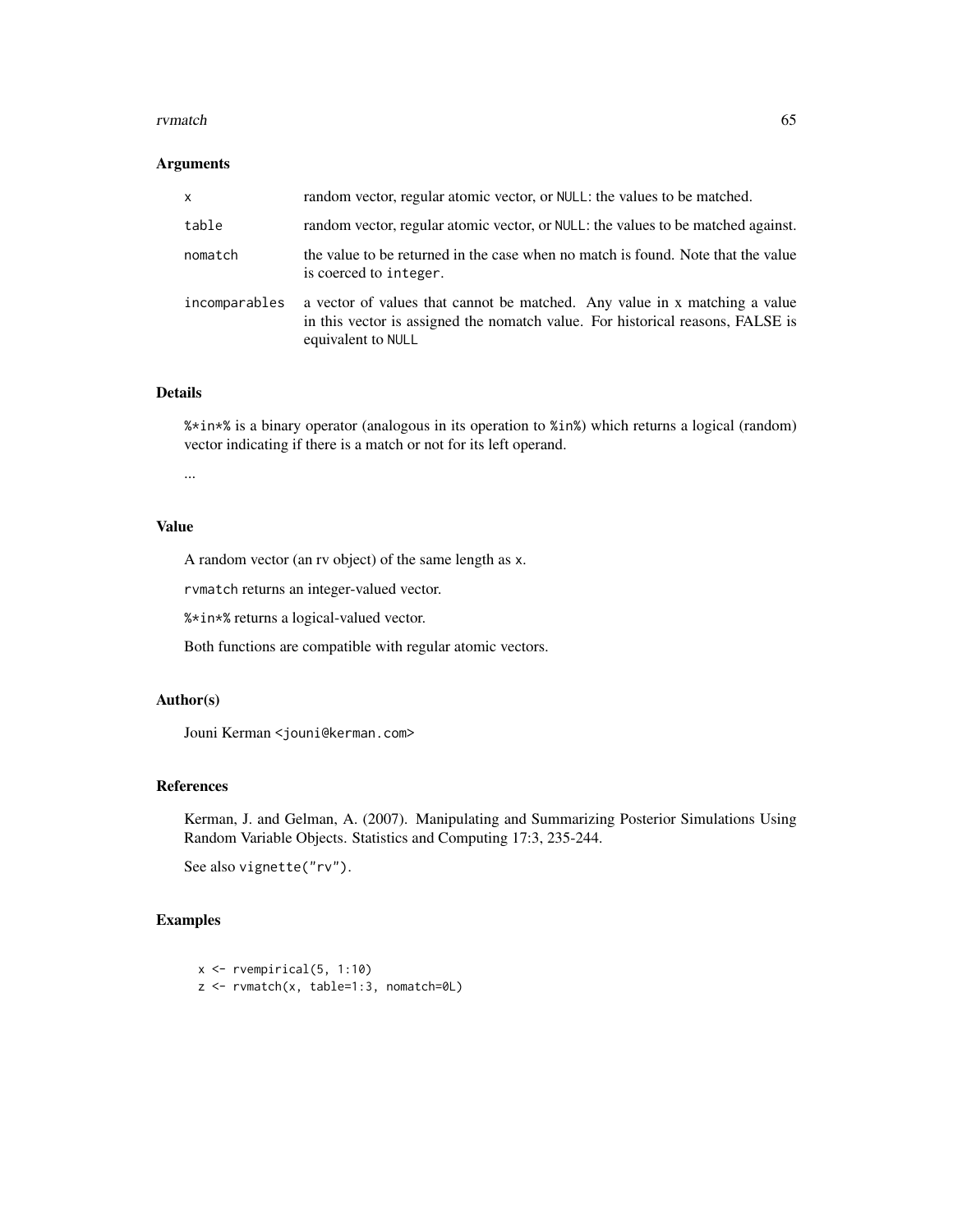## Arguments

| | |
|---|---|
| `x` | random vector, regular atomic vector, or `NULL`: the values to be matched. |
| `table` | random vector, regular atomic vector, or `NULL`: the values to be matched against. |
| `nomatch` | the value to be returned in the case when no match is found. Note that the value is coerced to `integer`. |
| `incomparables` | a vector of values that cannot be matched. Any value in x matching a value in this vector is assigned the nomatch value. For historical reasons, FALSE is equivalent to `NULL` |

## Details

`%*in*%` is a binary operator (analogous in its operation to `%in%`) which returns a logical (random) vector indicating if there is a match or not for its left operand.

...

## Value

A random vector (an rv object) of the same length as `x`.

`rvmatch` returns an integer-valued vector.

`%*in*%` returns a logical-valued vector.

Both functions are compatible with regular atomic vectors.

## Author(s)

Jouni Kerman `<jouni@kerman.com>`

## References

Kerman, J. and Gelman, A. (2007). Manipulating and Summarizing Posterior Simulations Using Random Variable Objects. Statistics and Computing 17:3, 235-244.

See also `vignette("rv")`.

## Examples

```
x <- rvempirical(5, 1:10)
z <- rvmatch(x, table=1:3, nomatch=0L)
```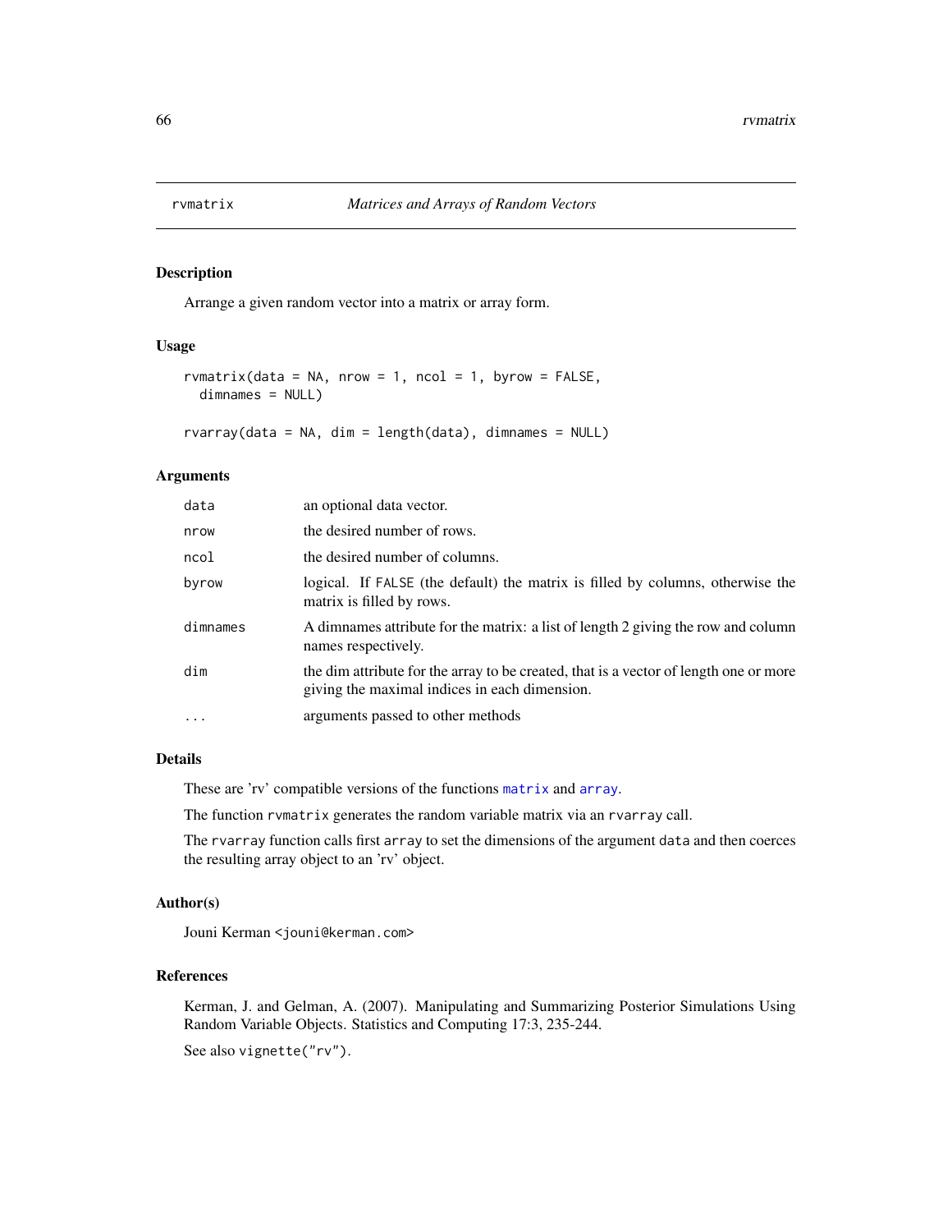## rvmatrix *Matrices and Arrays of Random Vectors*

### Description

Arrange a given random vector into a matrix or array form.

### Usage

```
rvmatrix(data = NA, nrow = 1, ncol = 1, byrow = FALSE,
  dimnames = NULL)

rvarray(data = NA, dim = length(data), dimnames = NULL)
```

### Arguments

| | |
|---|---|
| data | an optional data vector. |
| nrow | the desired number of rows. |
| ncol | the desired number of columns. |
| byrow | logical. If FALSE (the default) the matrix is filled by columns, otherwise the matrix is filled by rows. |
| dimnames | A dimnames attribute for the matrix: a list of length 2 giving the row and column names respectively. |
| dim | the dim attribute for the array to be created, that is a vector of length one or more giving the maximal indices in each dimension. |
| ... | arguments passed to other methods |

### Details

These are 'rv' compatible versions of the functions `matrix` and `array`.

The function `rvmatrix` generates the random variable matrix via an `rvarray` call.

The `rvarray` function calls first `array` to set the dimensions of the argument `data` and then coerces the resulting array object to an 'rv' object.

### Author(s)

Jouni Kerman <jouni@kerman.com>

### References

Kerman, J. and Gelman, A. (2007). Manipulating and Summarizing Posterior Simulations Using Random Variable Objects. Statistics and Computing 17:3, 235-244.

See also `vignette("rv")`.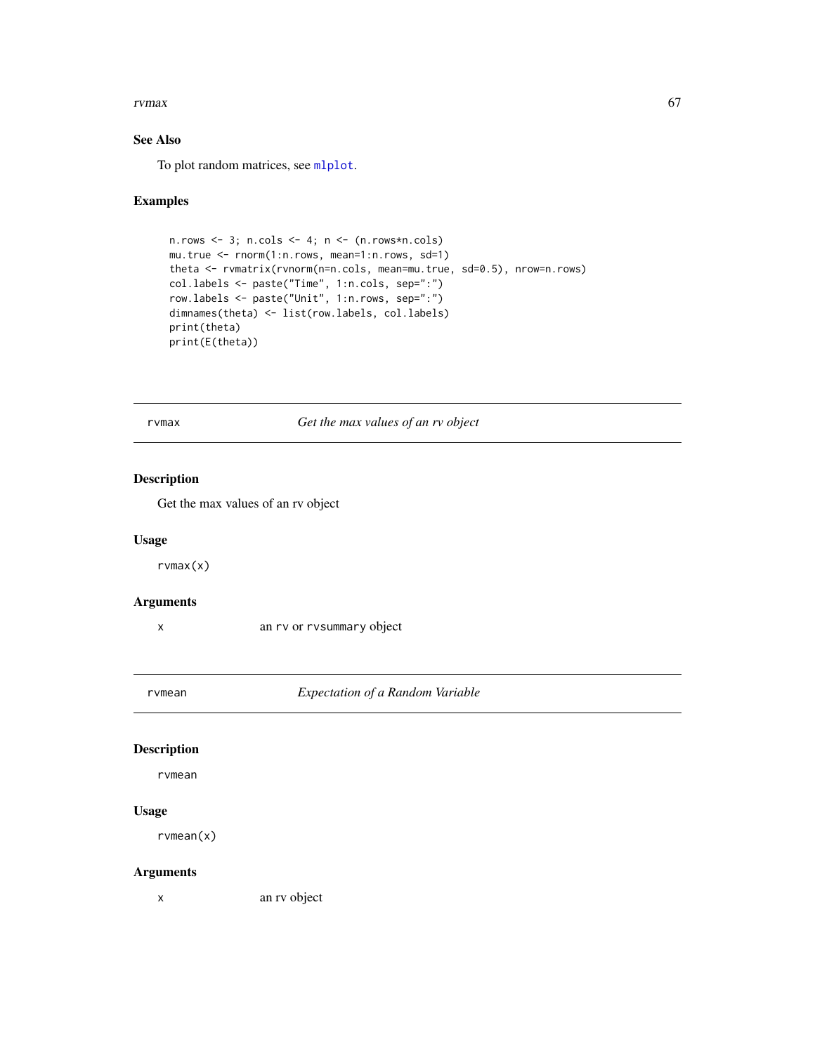## See Also

To plot random matrices, see `mlplot`.

## Examples

```
n.rows <- 3; n.cols <- 4; n <- (n.rows*n.cols)
mu.true <- rnorm(1:n.rows, mean=1:n.rows, sd=1)
theta <- rvmatrix(rvnorm(n=n.cols, mean=mu.true, sd=0.5), nrow=n.rows)
col.labels <- paste("Time", 1:n.cols, sep=":")
row.labels <- paste("Unit", 1:n.rows, sep=":")
dimnames(theta) <- list(row.labels, col.labels)
print(theta)
print(E(theta))
```

---

# rvmax — *Get the max values of an rv object*

## Description

Get the max values of an rv object

## Usage

```
rvmax(x)
```

## Arguments

| | |
|---|---|
| x | an `rv` or `rvsummary` object |

---

# rvmean — *Expectation of a Random Variable*

## Description

`rvmean`

## Usage

```
rvmean(x)
```

## Arguments

| | |
|---|---|
| x | an rv object |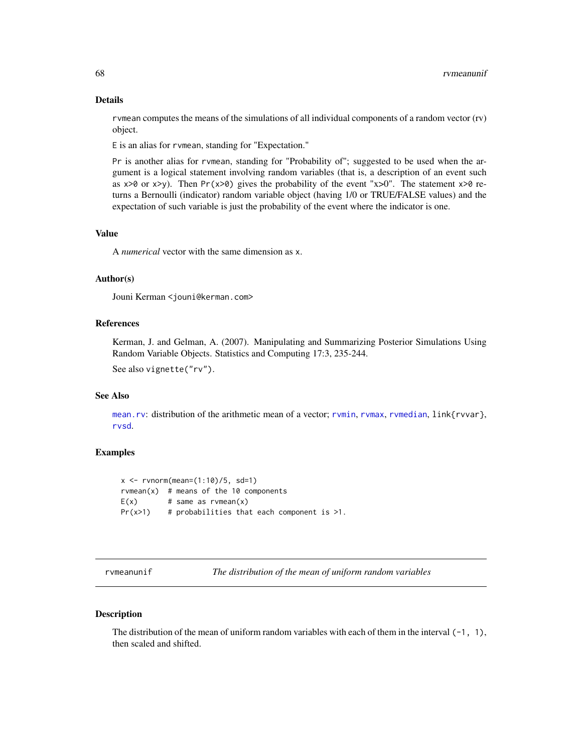## Details

rvmean computes the means of the simulations of all individual components of a random vector (rv) object.

E is an alias for rvmean, standing for "Expectation."

Pr is another alias for rvmean, standing for "Probability of"; suggested to be used when the argument is a logical statement involving random variables (that is, a description of an event such as x>0 or x>y). Then Pr(x>0) gives the probability of the event "x>0". The statement x>0 returns a Bernoulli (indicator) random variable object (having 1/0 or TRUE/FALSE values) and the expectation of such variable is just the probability of the event where the indicator is one.

## Value

A *numerical* vector with the same dimension as x.

## Author(s)

Jouni Kerman <jouni@kerman.com>

## References

Kerman, J. and Gelman, A. (2007). Manipulating and Summarizing Posterior Simulations Using Random Variable Objects. Statistics and Computing 17:3, 235-244.

See also vignette("rv").

## See Also

mean.rv: distribution of the arithmetic mean of a vector; rvmin, rvmax, rvmedian, link{rvvar}, rvsd.

## Examples

```
x <- rvnorm(mean=(1:10)/5, sd=1)
rvmean(x)  # means of the 10 components
E(x)       # same as rvmean(x)
Pr(x>1)    # probabilities that each component is >1.
```

---

# rvmeanunif — *The distribution of the mean of uniform random variables*

## Description

The distribution of the mean of uniform random variables with each of them in the interval (-1, 1), then scaled and shifted.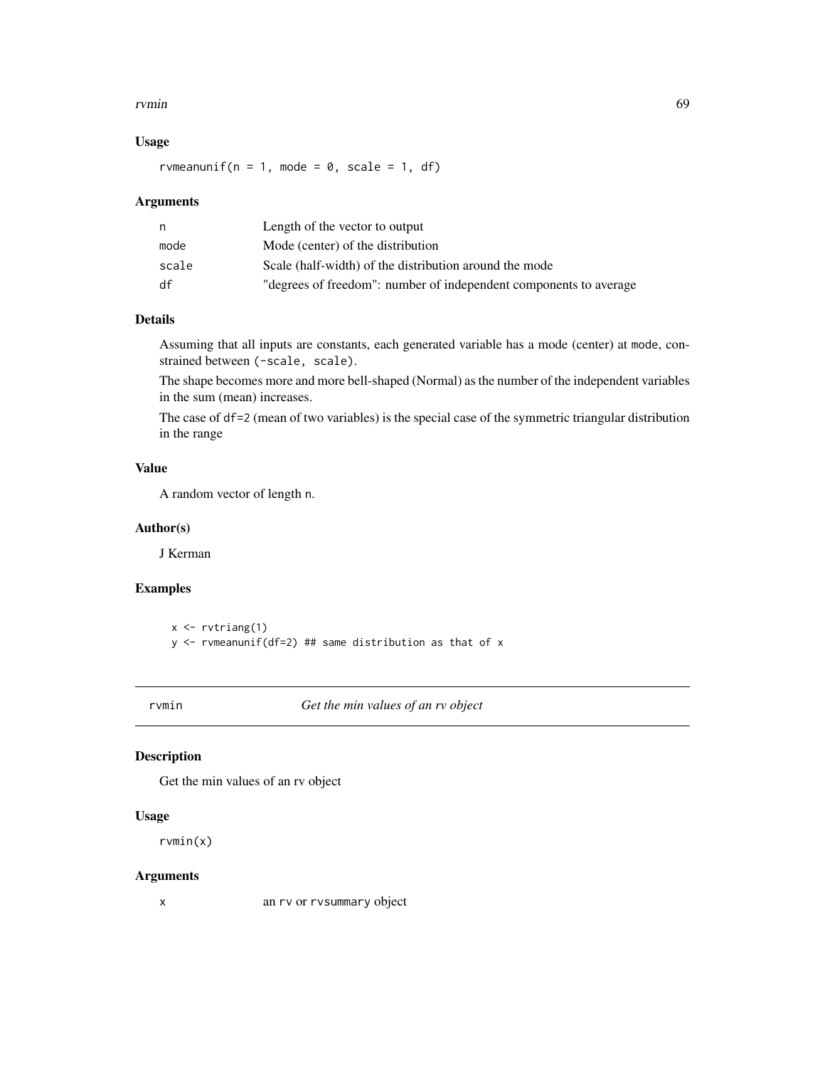### Usage

```
rvmeanunif(n = 1, mode = 0, scale = 1, df)
```

### Arguments

| | |
|---|---|
| n | Length of the vector to output |
| mode | Mode (center) of the distribution |
| scale | Scale (half-width) of the distribution around the mode |
| df | "degrees of freedom": number of independent components to average |

### Details

Assuming that all inputs are constants, each generated variable has a mode (center) at `mode`, constrained between `(-scale, scale)`.

The shape becomes more and more bell-shaped (Normal) as the number of the independent variables in the sum (mean) increases.

The case of `df=2` (mean of two variables) is the special case of the symmetric triangular distribution in the range

### Value

A random vector of length `n`.

### Author(s)

J Kerman

### Examples

```
x <- rvtriang(1)
y <- rvmeanunif(df=2) ## same distribution as that of x
```

---

## rvmin — *Get the min values of an rv object*

### Description

Get the min values of an rv object

### Usage

```
rvmin(x)
```

### Arguments

| | |
|---|---|
| x | an `rv` or `rvsummary` object |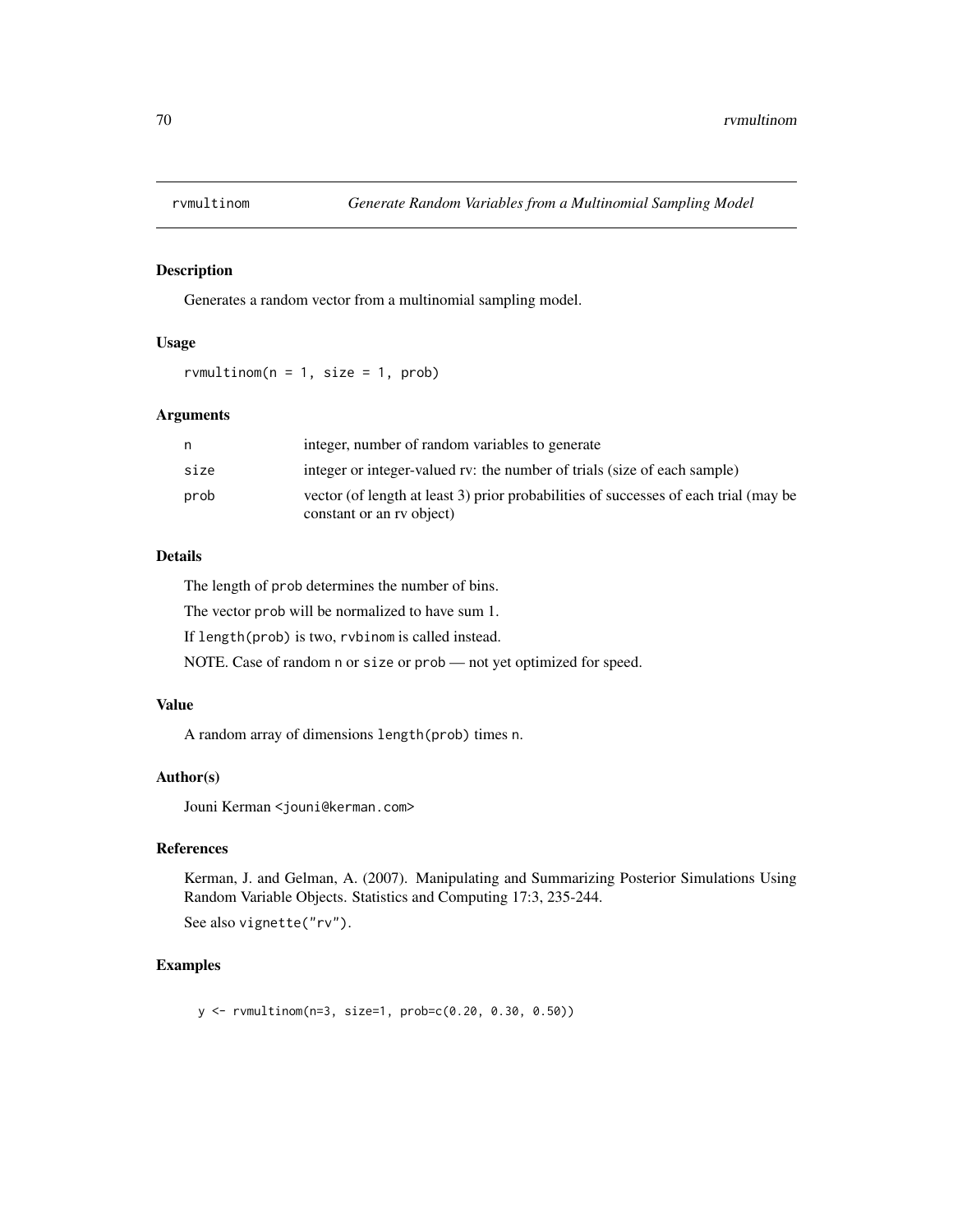## rvmultinom — *Generate Random Variables from a Multinomial Sampling Model*

### Description

Generates a random vector from a multinomial sampling model.

### Usage

```
rvmultinom(n = 1, size = 1, prob)
```

### Arguments

| | |
|---|---|
| n | integer, number of random variables to generate |
| size | integer or integer-valued rv: the number of trials (size of each sample) |
| prob | vector (of length at least 3) prior probabilities of successes of each trial (may be constant or an rv object) |

### Details

The length of prob determines the number of bins.

The vector prob will be normalized to have sum 1.

If length(prob) is two, rvbinom is called instead.

NOTE. Case of random n or size or prob — not yet optimized for speed.

### Value

A random array of dimensions length(prob) times n.

### Author(s)

Jouni Kerman <jouni@kerman.com>

### References

Kerman, J. and Gelman, A. (2007). Manipulating and Summarizing Posterior Simulations Using Random Variable Objects. Statistics and Computing 17:3, 235-244.

See also vignette("rv").

### Examples

```
y <- rvmultinom(n=3, size=1, prob=c(0.20, 0.30, 0.50))
```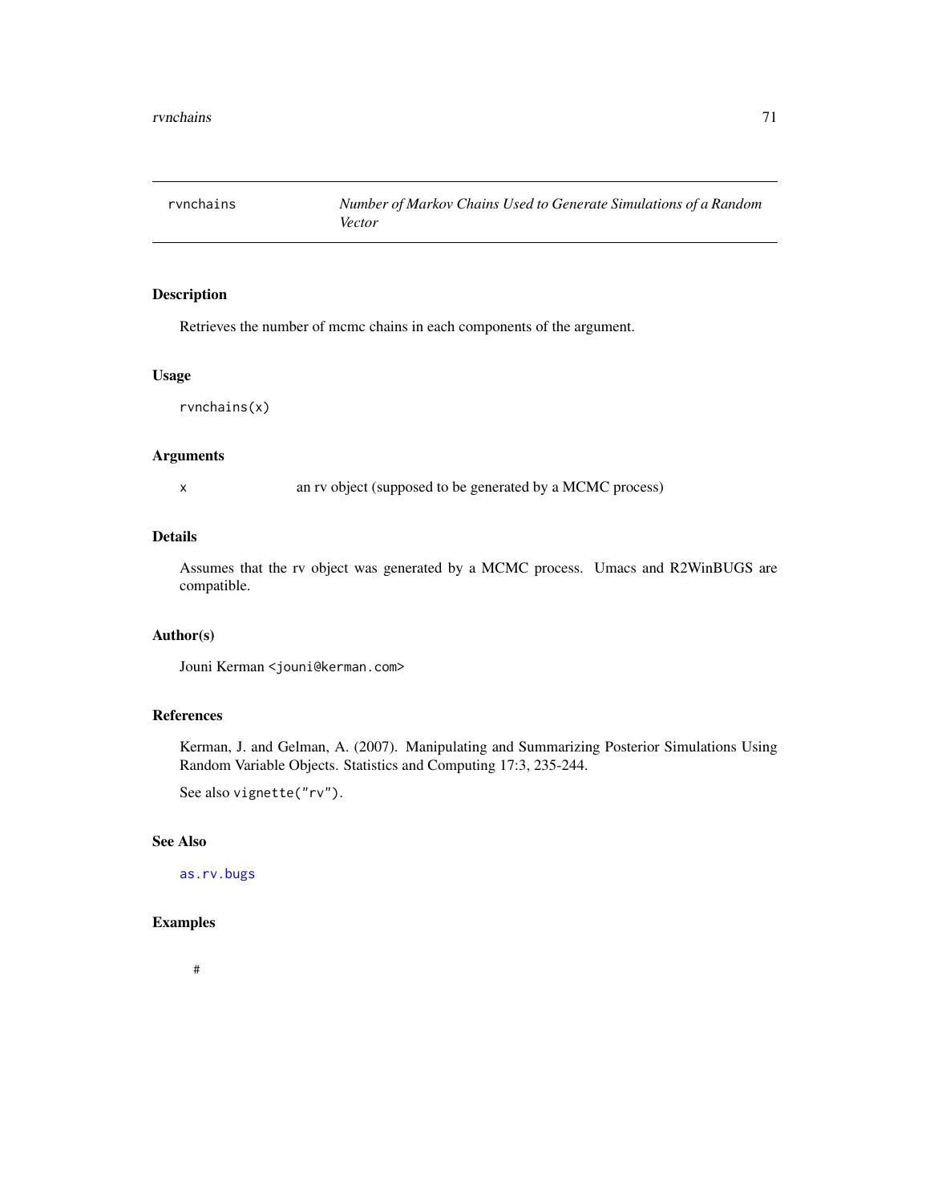rvnchains — *Number of Markov Chains Used to Generate Simulations of a Random Vector*

## Description

Retrieves the number of mcmc chains in each components of the argument.

## Usage

```
rvnchains(x)
```

## Arguments

| | |
|---|---|
| x | an rv object (supposed to be generated by a MCMC process) |

## Details

Assumes that the rv object was generated by a MCMC process. Umacs and R2WinBUGS are compatible.

## Author(s)

Jouni Kerman <jouni@kerman.com>

## References

Kerman, J. and Gelman, A. (2007). Manipulating and Summarizing Posterior Simulations Using Random Variable Objects. Statistics and Computing 17:3, 235-244.

See also `vignette("rv")`.

## See Also

`as.rv.bugs`

## Examples

```
#
```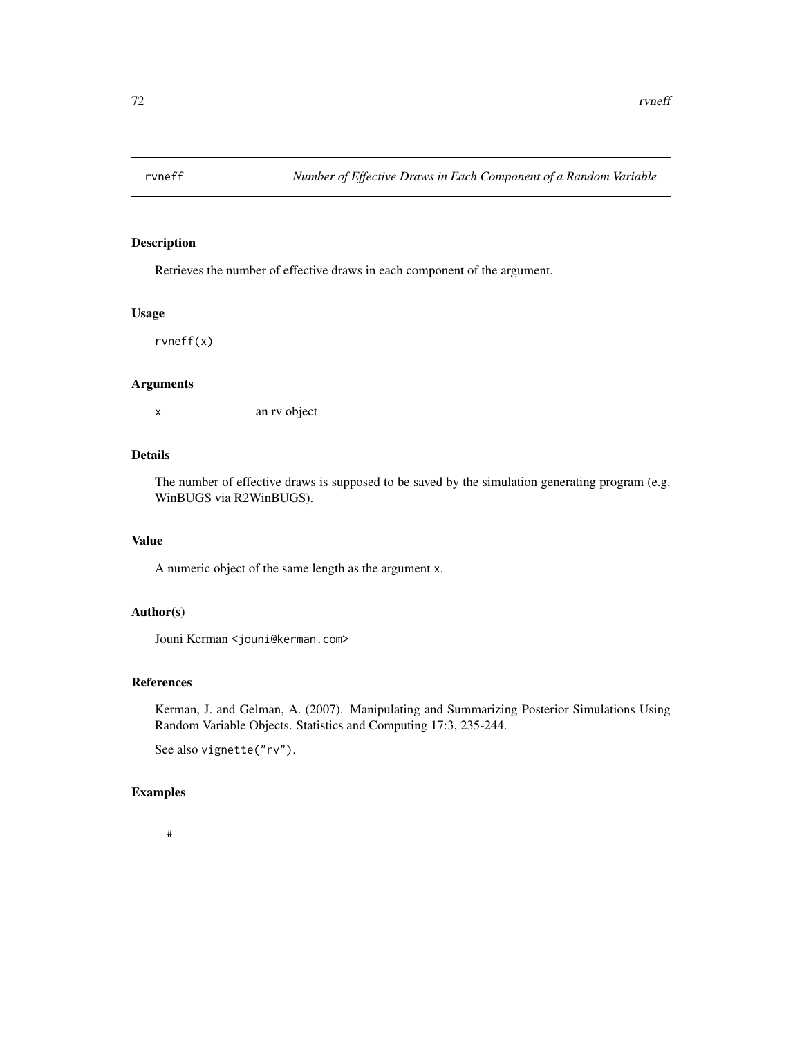rvneff *Number of Effective Draws in Each Component of a Random Variable*

## Description

Retrieves the number of effective draws in each component of the argument.

## Usage

```
rvneff(x)
```

## Arguments

x an rv object

## Details

The number of effective draws is supposed to be saved by the simulation generating program (e.g. WinBUGS via R2WinBUGS).

## Value

A numeric object of the same length as the argument x.

## Author(s)

Jouni Kerman <jouni@kerman.com>

## References

Kerman, J. and Gelman, A. (2007). Manipulating and Summarizing Posterior Simulations Using Random Variable Objects. Statistics and Computing 17:3, 235-244.

See also vignette("rv").

## Examples

```
#
```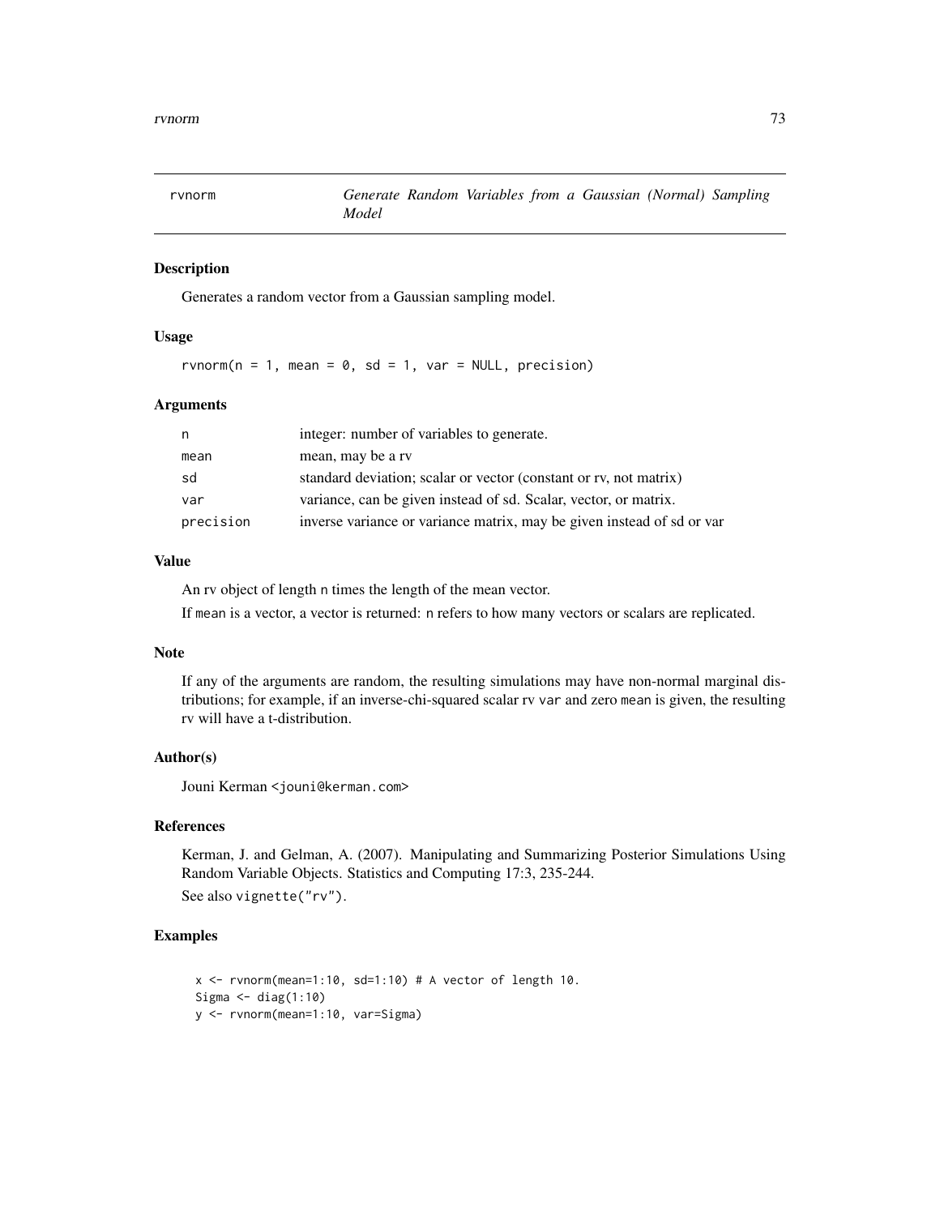# rvnorm — *Generate Random Variables from a Gaussian (Normal) Sampling Model*

## Description

Generates a random vector from a Gaussian sampling model.

## Usage

```
rvnorm(n = 1, mean = 0, sd = 1, var = NULL, precision)
```

## Arguments

| | |
|---|---|
| `n` | integer: number of variables to generate. |
| `mean` | mean, may be a rv |
| `sd` | standard deviation; scalar or vector (constant or rv, not matrix) |
| `var` | variance, can be given instead of sd. Scalar, vector, or matrix. |
| `precision` | inverse variance or variance matrix, may be given instead of sd or var |

## Value

An rv object of length `n` times the length of the mean vector.

If `mean` is a vector, a vector is returned: `n` refers to how many vectors or scalars are replicated.

## Note

If any of the arguments are random, the resulting simulations may have non-normal marginal distributions; for example, if an inverse-chi-squared scalar rv `var` and zero `mean` is given, the resulting rv will have a t-distribution.

## Author(s)

Jouni Kerman <jouni@kerman.com>

## References

Kerman, J. and Gelman, A. (2007). Manipulating and Summarizing Posterior Simulations Using Random Variable Objects. Statistics and Computing 17:3, 235-244.

See also `vignette("rv")`.

## Examples

```
x <- rvnorm(mean=1:10, sd=1:10) # A vector of length 10.
Sigma <- diag(1:10)
y <- rvnorm(mean=1:10, var=Sigma)
```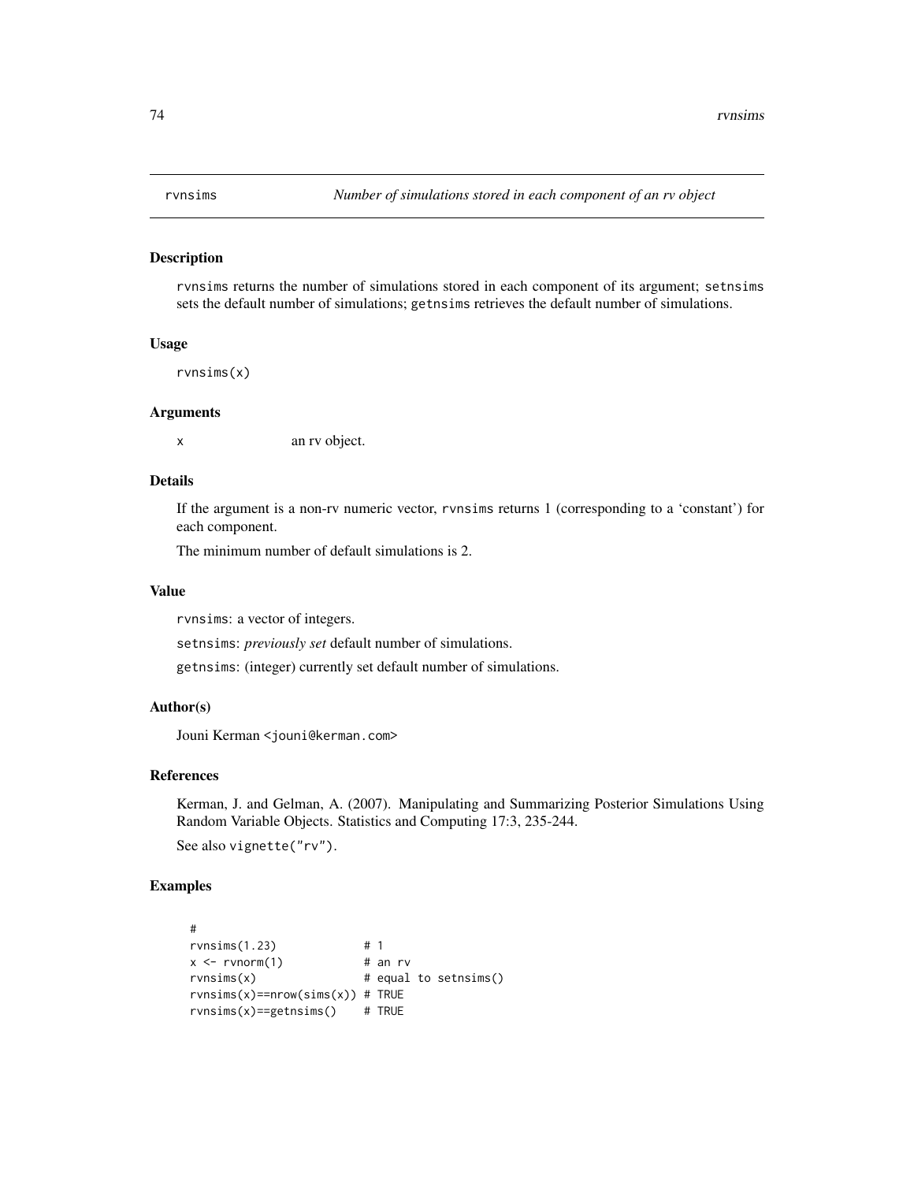rvnsims *Number of simulations stored in each component of an rv object*

### Description

rvnsims returns the number of simulations stored in each component of its argument; setnsims sets the default number of simulations; getnsims retrieves the default number of simulations.

### Usage

```
rvnsims(x)
```

### Arguments

x an rv object.

### Details

If the argument is a non-rv numeric vector, rvnsims returns 1 (corresponding to a 'constant') for each component.

The minimum number of default simulations is 2.

### Value

rvnsims: a vector of integers.

setnsims: *previously set* default number of simulations.

getnsims: (integer) currently set default number of simulations.

### Author(s)

Jouni Kerman <jouni@kerman.com>

### References

Kerman, J. and Gelman, A. (2007). Manipulating and Summarizing Posterior Simulations Using Random Variable Objects. Statistics and Computing 17:3, 235-244.

See also vignette("rv").

### Examples

```
#
rvnsims(1.23)            # 1
x <- rvnorm(1)           # an rv
rvnsims(x)               # equal to setnsims()
rvnsims(x)==nrow(sims(x)) # TRUE
rvnsims(x)==getnsims()    # TRUE
```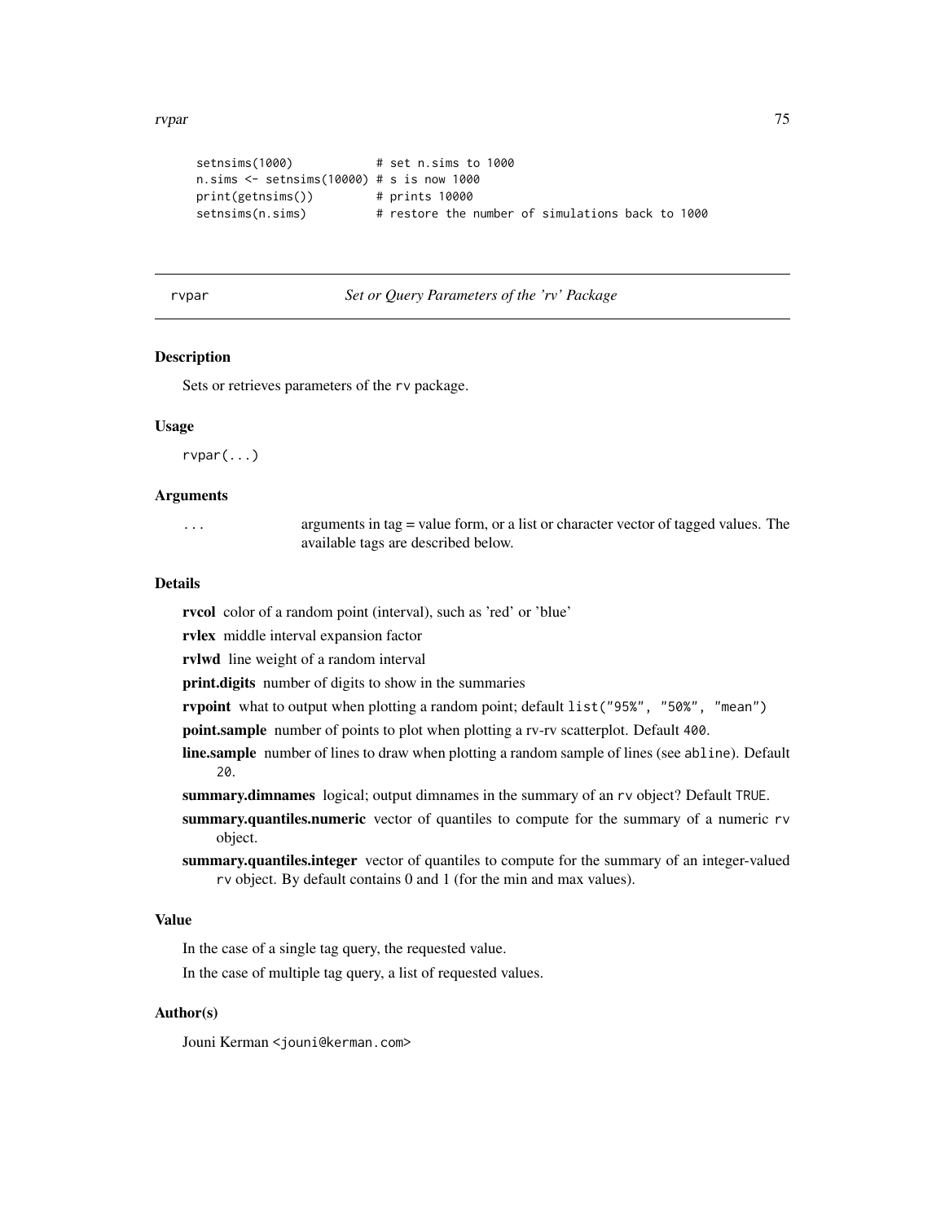```
setnsims(1000)            # set n.sims to 1000
n.sims <- setnsims(10000) # s is now 1000
print(getnsims())         # prints 10000
setnsims(n.sims)          # restore the number of simulations back to 1000
```

## rvpar — *Set or Query Parameters of the 'rv' Package*

### Description

Sets or retrieves parameters of the rv package.

### Usage

```
rvpar(...)
```

### Arguments

`...` arguments in tag = value form, or a list or character vector of tagged values. The available tags are described below.

### Details

**rvcol** color of a random point (interval), such as 'red' or 'blue'

**rvlex** middle interval expansion factor

**rvlwd** line weight of a random interval

**print.digits** number of digits to show in the summaries

**rvpoint** what to output when plotting a random point; default `list("95%", "50%", "mean")`

**point.sample** number of points to plot when plotting a rv-rv scatterplot. Default `400`.

**line.sample** number of lines to draw when plotting a random sample of lines (see `abline`). Default `20`.

**summary.dimnames** logical; output dimnames in the summary of an `rv` object? Default `TRUE`.

**summary.quantiles.numeric** vector of quantiles to compute for the summary of a numeric `rv` object.

**summary.quantiles.integer** vector of quantiles to compute for the summary of an integer-valued `rv` object. By default contains 0 and 1 (for the min and max values).

### Value

In the case of a single tag query, the requested value.

In the case of multiple tag query, a list of requested values.

### Author(s)

Jouni Kerman <jouni@kerman.com>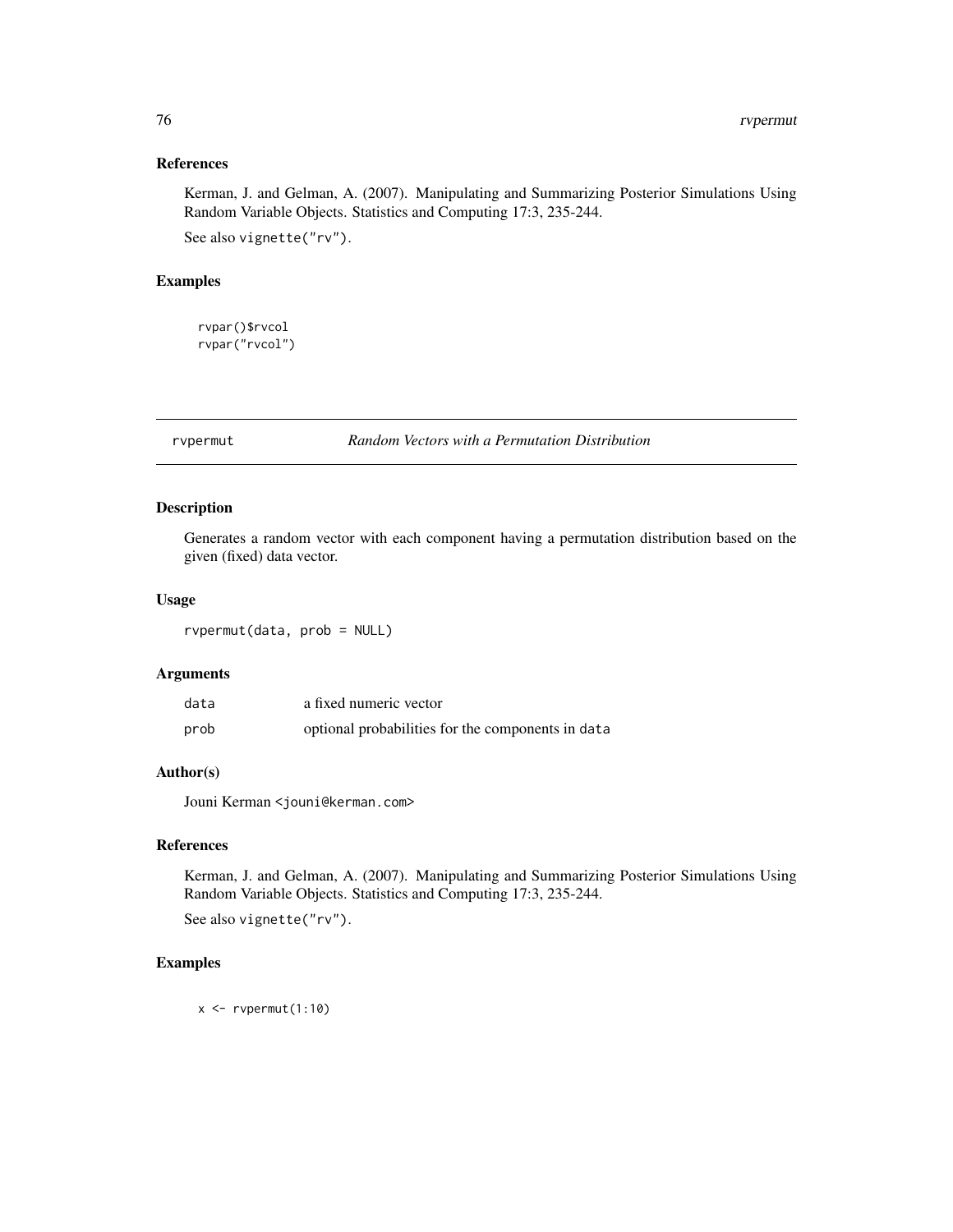### References

Kerman, J. and Gelman, A. (2007). Manipulating and Summarizing Posterior Simulations Using Random Variable Objects. Statistics and Computing 17:3, 235-244.

See also `vignette("rv")`.

### Examples

```
rvpar()$rvcol
rvpar("rvcol")
```

---

## rvpermut — *Random Vectors with a Permutation Distribution*

---

### Description

Generates a random vector with each component having a permutation distribution based on the given (fixed) data vector.

### Usage

```
rvpermut(data, prob = NULL)
```

### Arguments

| | |
|---|---|
| `data` | a fixed numeric vector |
| `prob` | optional probabilities for the components in `data` |

### Author(s)

Jouni Kerman <jouni@kerman.com>

### References

Kerman, J. and Gelman, A. (2007). Manipulating and Summarizing Posterior Simulations Using Random Variable Objects. Statistics and Computing 17:3, 235-244.

See also `vignette("rv")`.

### Examples

```
x <- rvpermut(1:10)
```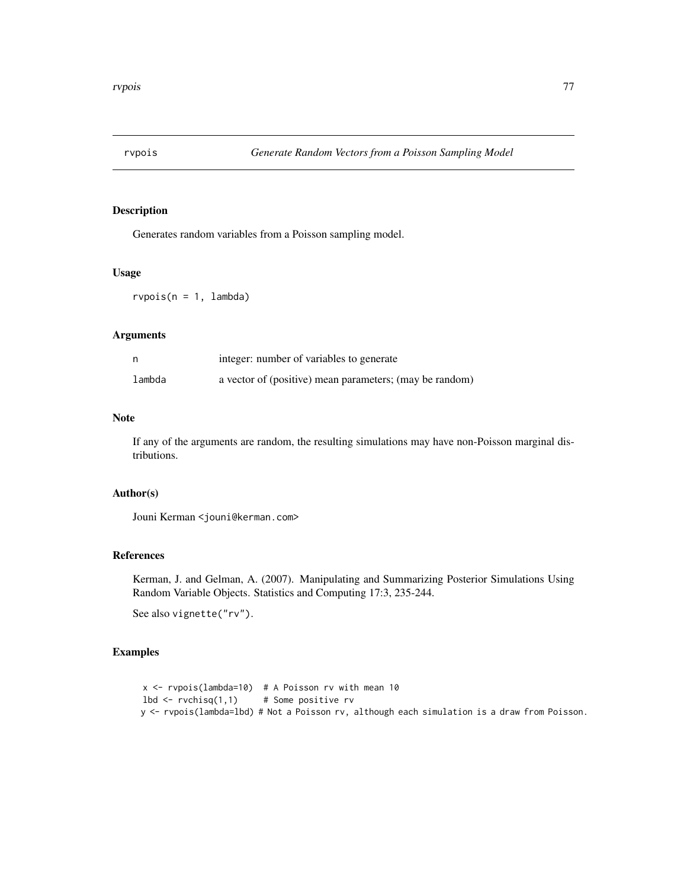# rvpois — *Generate Random Vectors from a Poisson Sampling Model*

## Description

Generates random variables from a Poisson sampling model.

## Usage

```
rvpois(n = 1, lambda)
```

## Arguments

| | |
|---|---|
| n | integer: number of variables to generate |
| lambda | a vector of (positive) mean parameters; (may be random) |

## Note

If any of the arguments are random, the resulting simulations may have non-Poisson marginal distributions.

## Author(s)

Jouni Kerman <jouni@kerman.com>

## References

Kerman, J. and Gelman, A. (2007). Manipulating and Summarizing Posterior Simulations Using Random Variable Objects. Statistics and Computing 17:3, 235-244.

See also vignette("rv").

## Examples

```
  x <- rvpois(lambda=10)  # A Poisson rv with mean 10
 lbd <- rvchisq(1,1)     # Some positive rv
 y <- rvpois(lambda=lbd) # Not a Poisson rv, although each simulation is a draw from Poisson.
```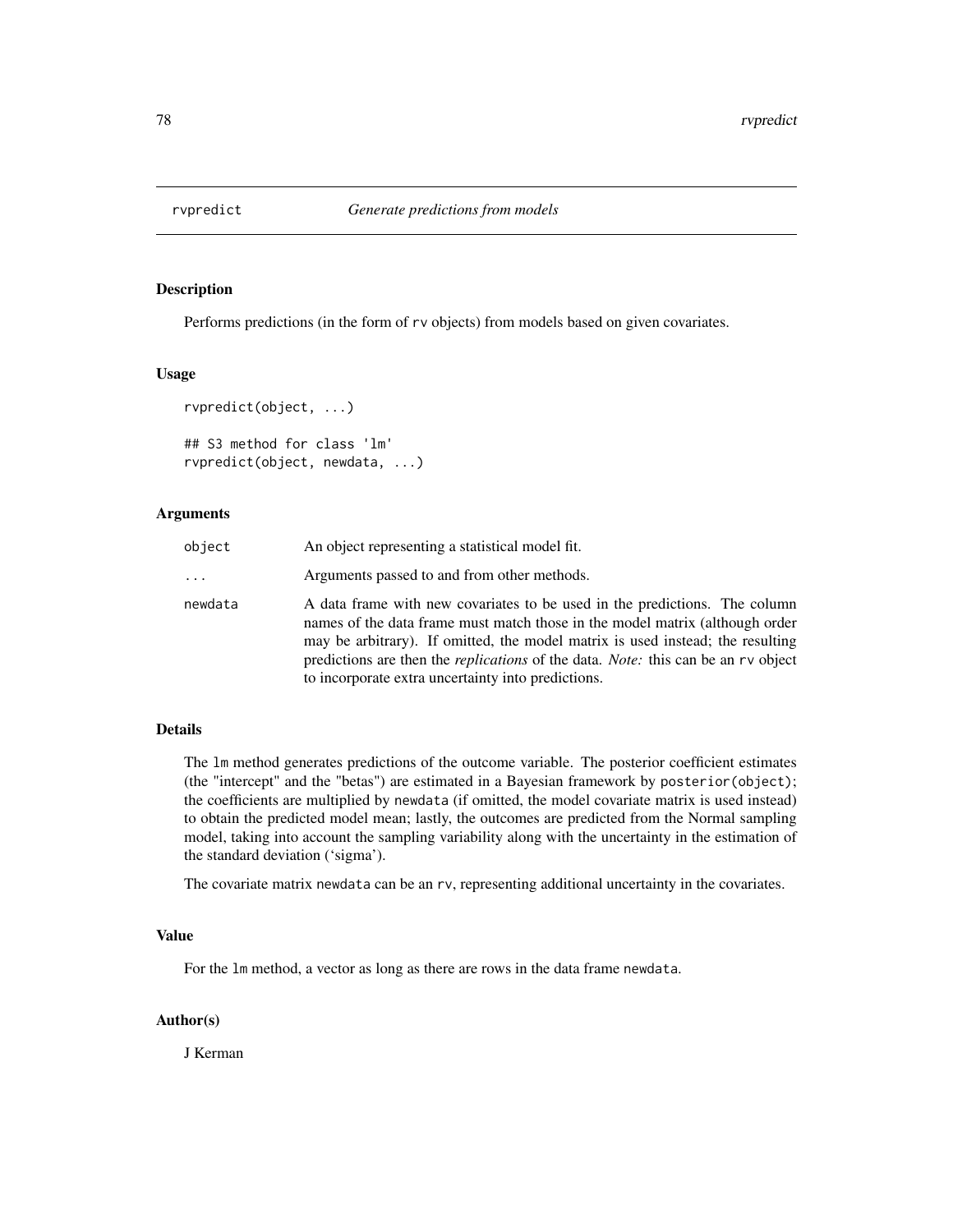# rvpredict *Generate predictions from models*

## Description

Performs predictions (in the form of rv objects) from models based on given covariates.

## Usage

```
rvpredict(object, ...)

## S3 method for class 'lm'
rvpredict(object, newdata, ...)
```

## Arguments

| | |
|---|---|
| object | An object representing a statistical model fit. |
| ... | Arguments passed to and from other methods. |
| newdata | A data frame with new covariates to be used in the predictions. The column names of the data frame must match those in the model matrix (although order may be arbitrary). If omitted, the model matrix is used instead; the resulting predictions are then the *replications* of the data. *Note:* this can be an rv object to incorporate extra uncertainty into predictions. |

## Details

The lm method generates predictions of the outcome variable. The posterior coefficient estimates (the "intercept" and the "betas") are estimated in a Bayesian framework by posterior(object); the coefficients are multiplied by newdata (if omitted, the model covariate matrix is used instead) to obtain the predicted model mean; lastly, the outcomes are predicted from the Normal sampling model, taking into account the sampling variability along with the uncertainty in the estimation of the standard deviation ('sigma').

The covariate matrix newdata can be an rv, representing additional uncertainty in the covariates.

## Value

For the lm method, a vector as long as there are rows in the data frame newdata.

## Author(s)

J Kerman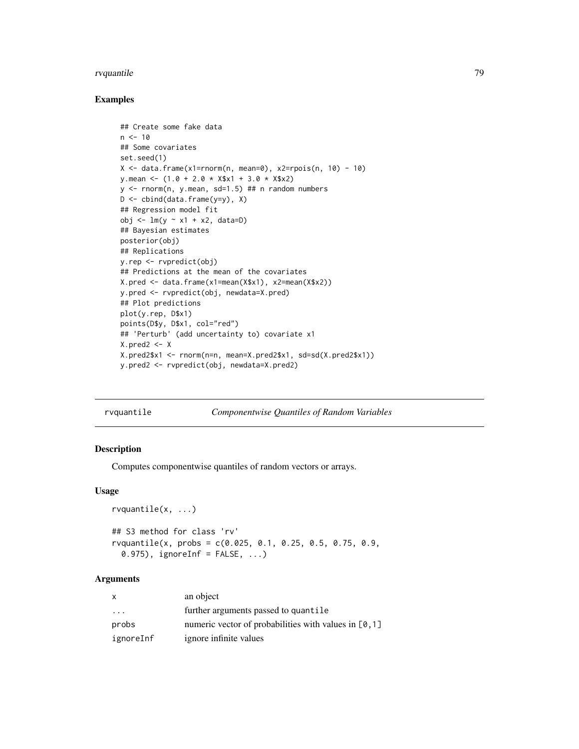### Examples

```
## Create some fake data
n <- 10
## Some covariates
set.seed(1)
X <- data.frame(x1=rnorm(n, mean=0), x2=rpois(n, 10) - 10)
y.mean <- (1.0 + 2.0 * X$x1 + 3.0 * X$x2)
y <- rnorm(n, y.mean, sd=1.5) ## n random numbers
D <- cbind(data.frame(y=y), X)
## Regression model fit
obj <- lm(y ~ x1 + x2, data=D)
## Bayesian estimates
posterior(obj)
## Replications
y.rep <- rvpredict(obj)
## Predictions at the mean of the covariates
X.pred <- data.frame(x1=mean(X$x1), x2=mean(X$x2))
y.pred <- rvpredict(obj, newdata=X.pred)
## Plot predictions
plot(y.rep, D$x1)
points(D$y, D$x1, col="red")
## 'Perturb' (add uncertainty to) covariate x1
X.pred2 <- X
X.pred2$x1 <- rnorm(n=n, mean=X.pred2$x1, sd=sd(X.pred2$x1))
y.pred2 <- rvpredict(obj, newdata=X.pred2)
```

---

## rvquantile — *Componentwise Quantiles of Random Variables*

### Description

Computes componentwise quantiles of random vectors or arrays.

### Usage

```
rvquantile(x, ...)

## S3 method for class 'rv'
rvquantile(x, probs = c(0.025, 0.1, 0.25, 0.5, 0.75, 0.9,
  0.975), ignoreInf = FALSE, ...)
```

### Arguments

| | |
|---|---|
| x | an object |
| ... | further arguments passed to quantile |
| probs | numeric vector of probabilities with values in [0,1] |
| ignoreInf | ignore infinite values |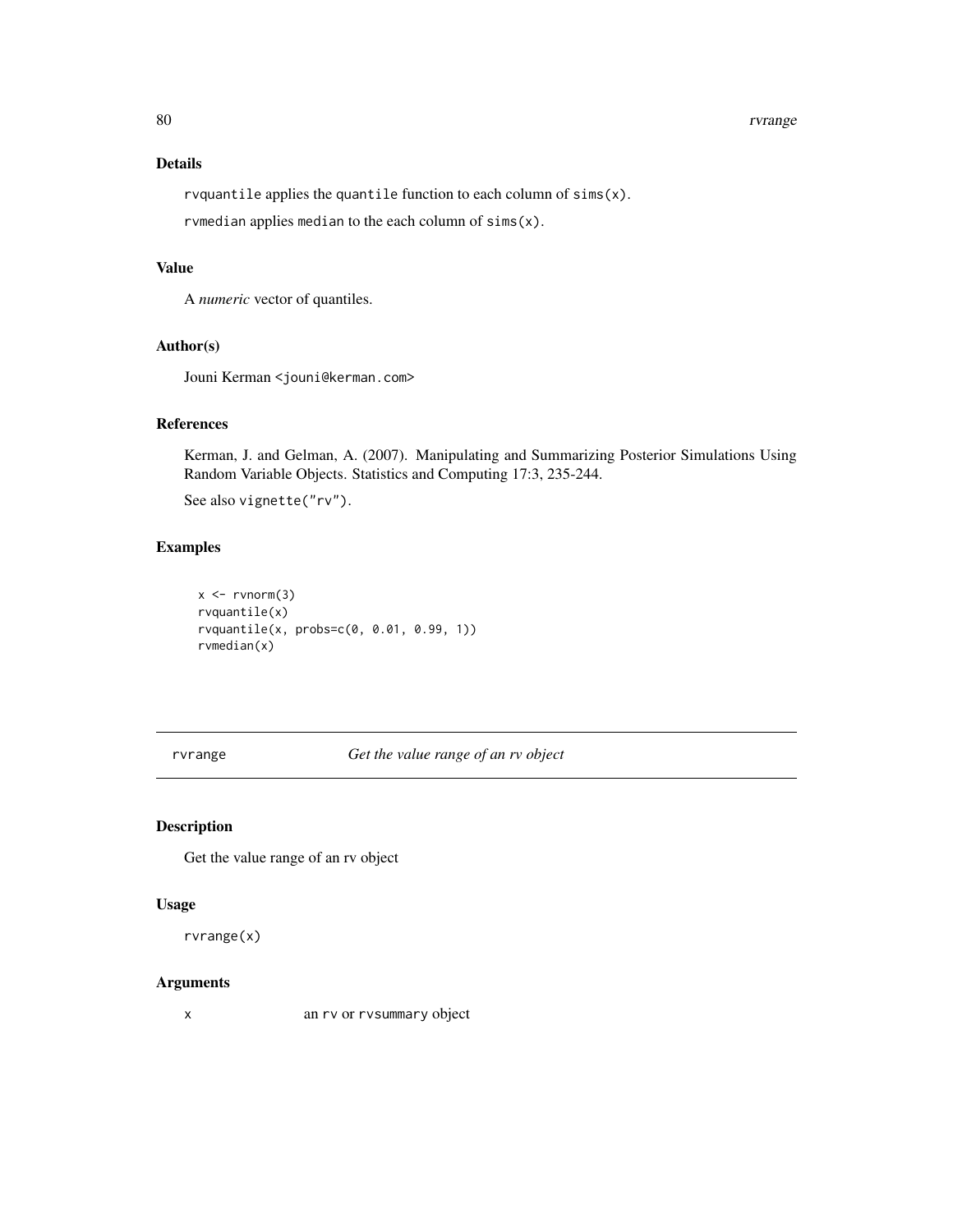## Details

`rvquantile` applies the `quantile` function to each column of `sims(x)`.

`rvmedian` applies `median` to the each column of `sims(x)`.

## Value

A *numeric* vector of quantiles.

## Author(s)

Jouni Kerman <jouni@kerman.com>

## References

Kerman, J. and Gelman, A. (2007). Manipulating and Summarizing Posterior Simulations Using Random Variable Objects. Statistics and Computing 17:3, 235-244.

See also `vignette("rv")`.

## Examples

```
x <- rvnorm(3)
rvquantile(x)
rvquantile(x, probs=c(0, 0.01, 0.99, 1))
rvmedian(x)
```

---

# rvrange *Get the value range of an rv object*

## Description

Get the value range of an rv object

## Usage

```
rvrange(x)
```

## Arguments

| | |
|---|---|
| x | an `rv` or `rvsummary` object |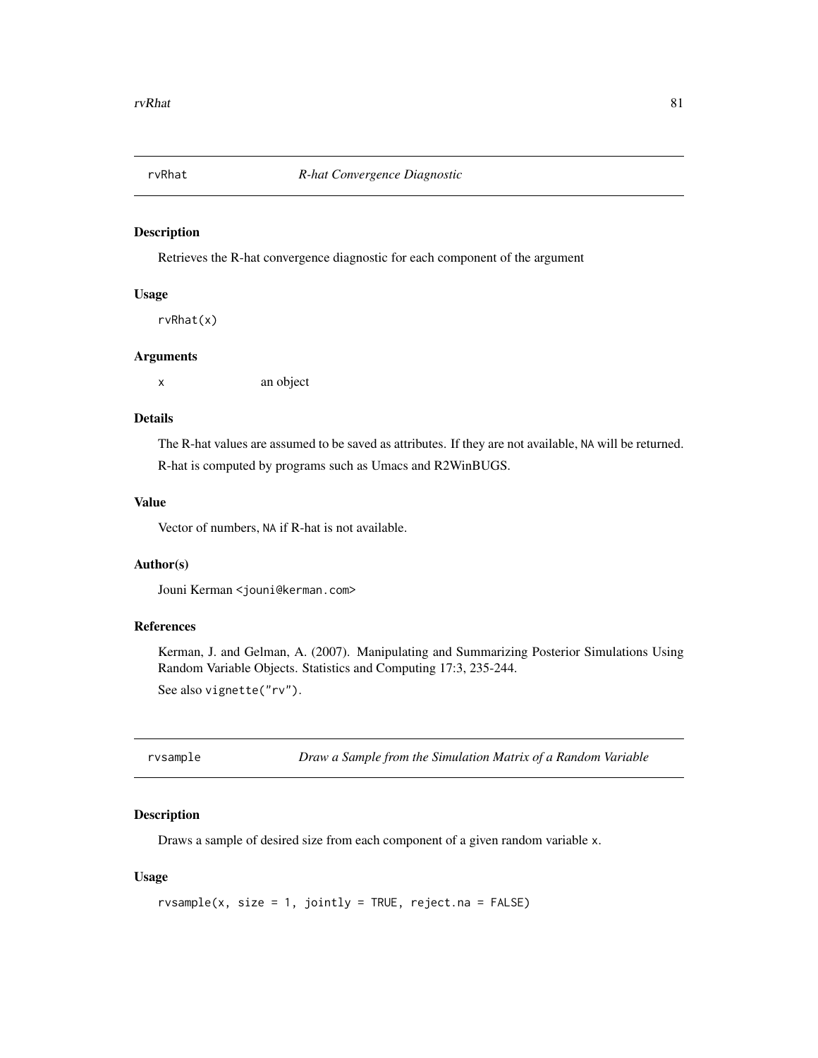## rvRhat *R-hat Convergence Diagnostic*

### Description

Retrieves the R-hat convergence diagnostic for each component of the argument

### Usage

```
rvRhat(x)
```

### Arguments

| | |
|---|---|
| `x` | an object |

### Details

The R-hat values are assumed to be saved as attributes. If they are not available, `NA` will be returned.

R-hat is computed by programs such as Umacs and R2WinBUGS.

### Value

Vector of numbers, `NA` if R-hat is not available.

### Author(s)

Jouni Kerman <jouni@kerman.com>

### References

Kerman, J. and Gelman, A. (2007). Manipulating and Summarizing Posterior Simulations Using Random Variable Objects. Statistics and Computing 17:3, 235-244.

See also `vignette("rv")`.

## rvsample *Draw a Sample from the Simulation Matrix of a Random Variable*

### Description

Draws a sample of desired size from each component of a given random variable `x`.

### Usage

```
rvsample(x, size = 1, jointly = TRUE, reject.na = FALSE)
```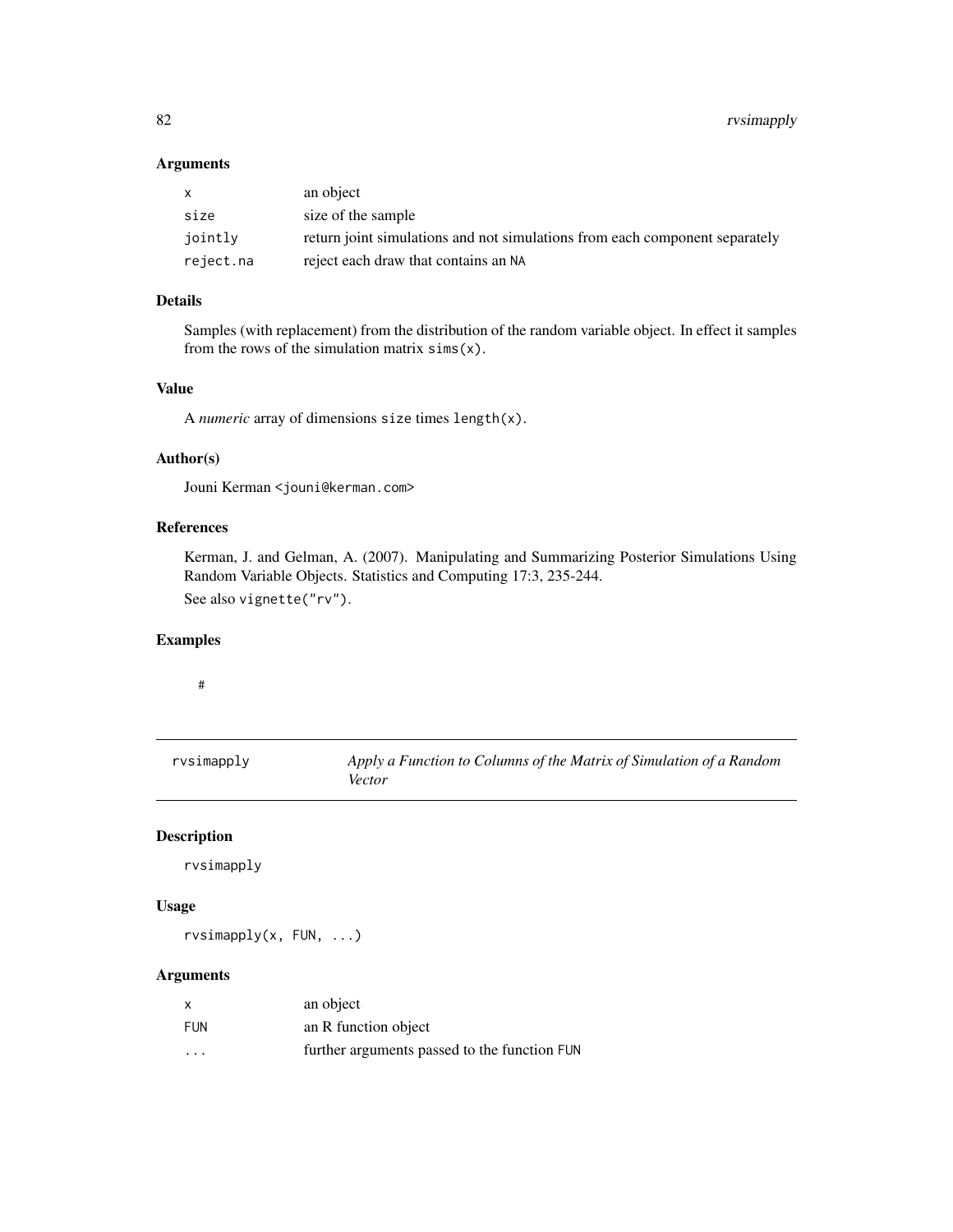### Arguments

| | |
|---|---|
| x | an object |
| size | size of the sample |
| jointly | return joint simulations and not simulations from each component separately |
| reject.na | reject each draw that contains an NA |

### Details

Samples (with replacement) from the distribution of the random variable object. In effect it samples from the rows of the simulation matrix sims(x).

### Value

A *numeric* array of dimensions size times length(x).

### Author(s)

Jouni Kerman <jouni@kerman.com>

### References

Kerman, J. and Gelman, A. (2007). Manipulating and Summarizing Posterior Simulations Using Random Variable Objects. Statistics and Computing 17:3, 235-244.

See also vignette("rv").

### Examples

```
#
```

---

## rvsimapply — *Apply a Function to Columns of the Matrix of Simulation of a Random Vector*

### Description

rvsimapply

### Usage

```
rvsimapply(x, FUN, ...)
```

### Arguments

| | |
|---|---|
| x | an object |
| FUN | an R function object |
| ... | further arguments passed to the function FUN |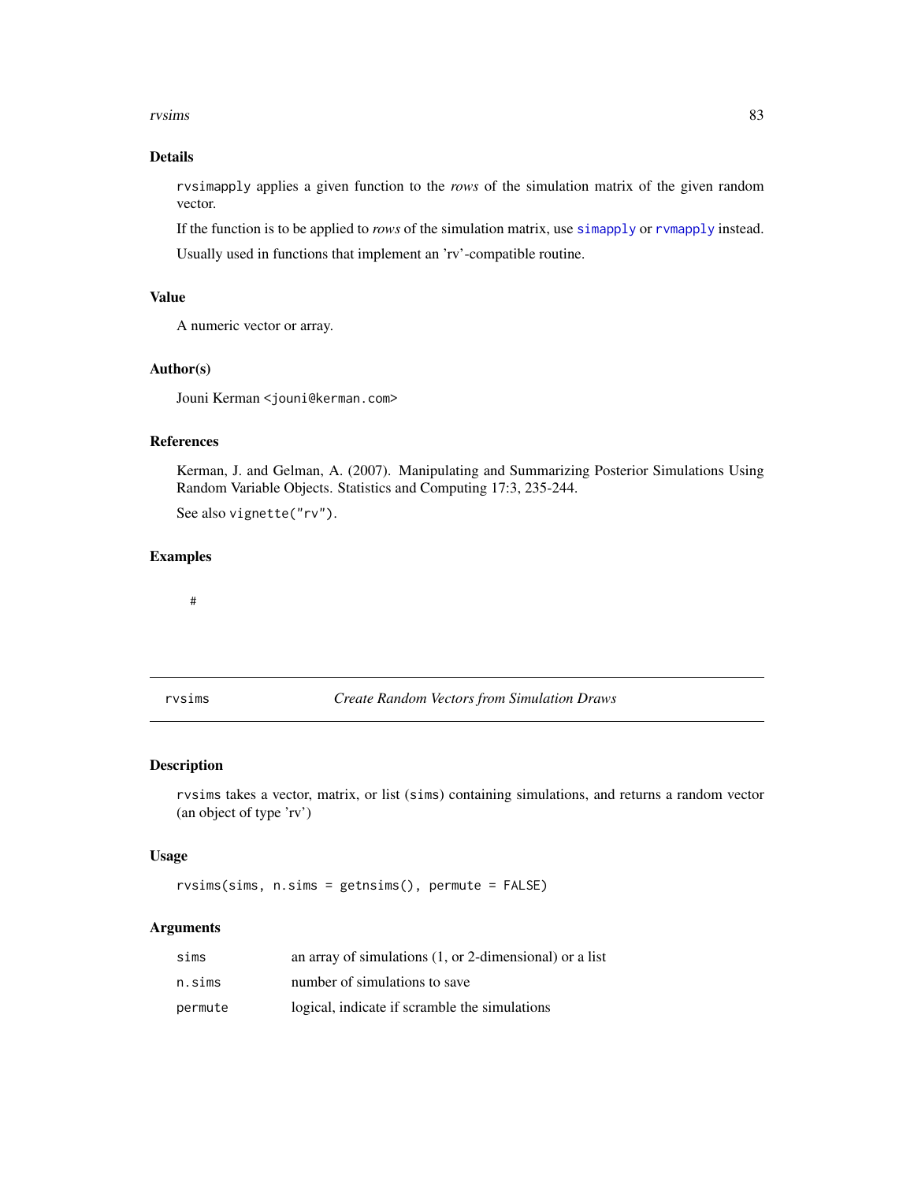## Details

rvsimapply applies a given function to the *rows* of the simulation matrix of the given random vector.

If the function is to be applied to *rows* of the simulation matrix, use simapply or rvmapply instead.

Usually used in functions that implement an 'rv'-compatible routine.

## Value

A numeric vector or array.

## Author(s)

Jouni Kerman <jouni@kerman.com>

## References

Kerman, J. and Gelman, A. (2007). Manipulating and Summarizing Posterior Simulations Using Random Variable Objects. Statistics and Computing 17:3, 235-244.

See also vignette("rv").

## Examples

```
#
```

---

# rvsims *Create Random Vectors from Simulation Draws*

## Description

rvsims takes a vector, matrix, or list (sims) containing simulations, and returns a random vector (an object of type 'rv')

## Usage

```
rvsims(sims, n.sims = getnsims(), permute = FALSE)
```

## Arguments

| | |
|---|---|
| sims | an array of simulations (1, or 2-dimensional) or a list |
| n.sims | number of simulations to save |
| permute | logical, indicate if scramble the simulations |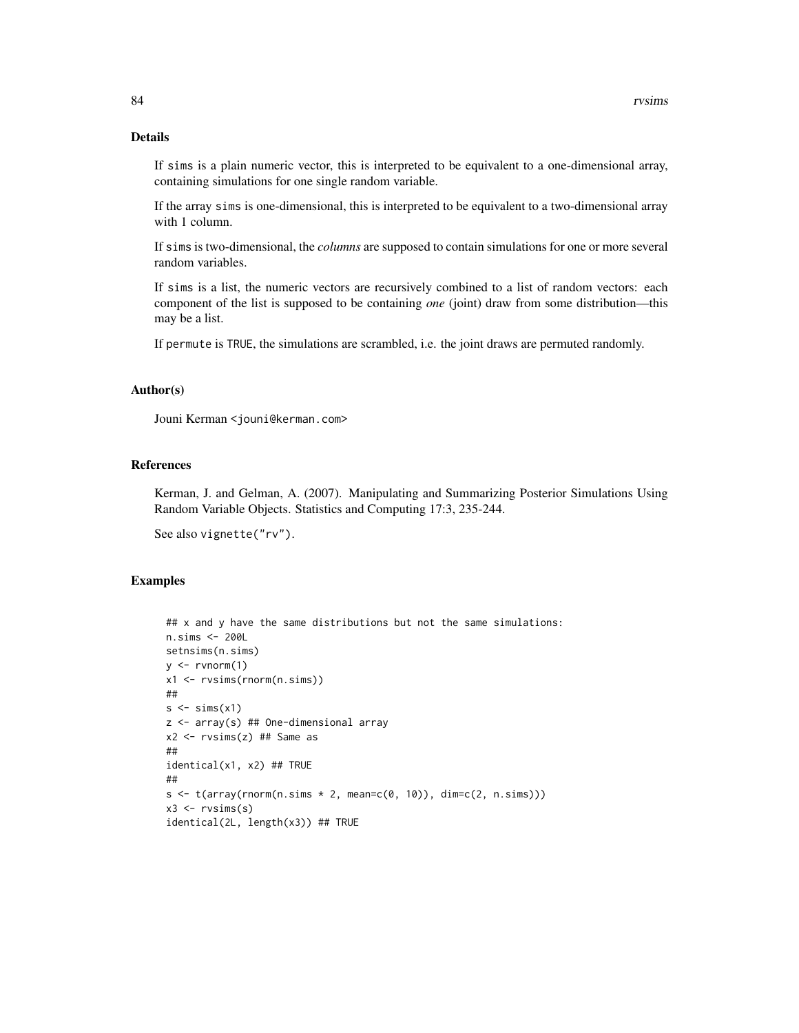## Details

If sims is a plain numeric vector, this is interpreted to be equivalent to a one-dimensional array, containing simulations for one single random variable.

If the array sims is one-dimensional, this is interpreted to be equivalent to a two-dimensional array with 1 column.

If sims is two-dimensional, the *columns* are supposed to contain simulations for one or more several random variables.

If sims is a list, the numeric vectors are recursively combined to a list of random vectors: each component of the list is supposed to be containing *one* (joint) draw from some distribution—this may be a list.

If permute is TRUE, the simulations are scrambled, i.e. the joint draws are permuted randomly.

## Author(s)

Jouni Kerman <jouni@kerman.com>

## References

Kerman, J. and Gelman, A. (2007). Manipulating and Summarizing Posterior Simulations Using Random Variable Objects. Statistics and Computing 17:3, 235-244.

See also vignette("rv").

## Examples

```
## x and y have the same distributions but not the same simulations:
n.sims <- 200L
setnsims(n.sims)
y <- rvnorm(1)
x1 <- rvsims(rnorm(n.sims))
##
s <- sims(x1)
z <- array(s) ## One-dimensional array
x2 <- rvsims(z) ## Same as
##
identical(x1, x2) ## TRUE
##
s <- t(array(rnorm(n.sims * 2, mean=c(0, 10)), dim=c(2, n.sims)))
x3 <- rvsims(s)
identical(2L, length(x3)) ## TRUE
```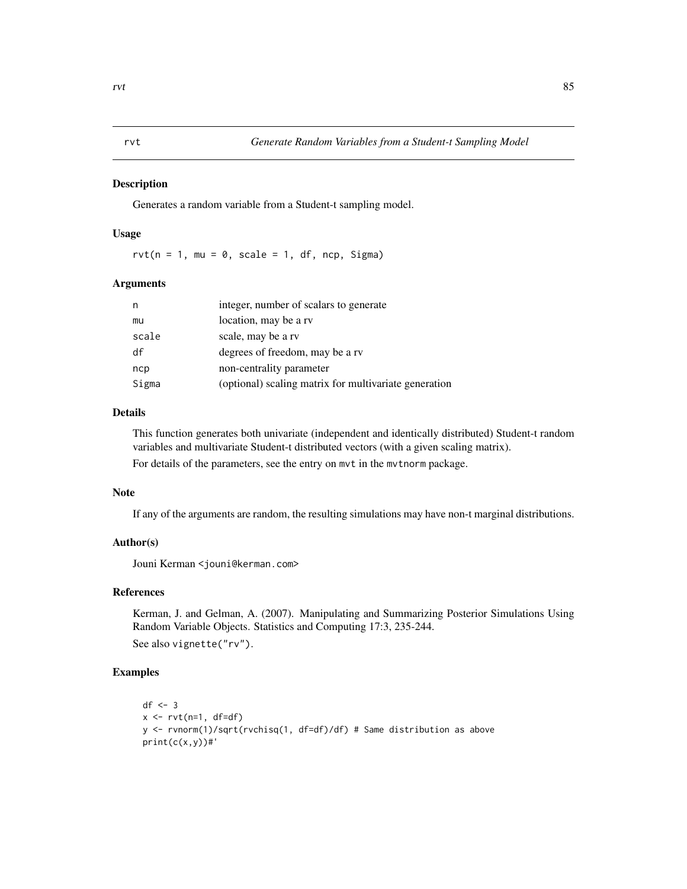## rvt — *Generate Random Variables from a Student-t Sampling Model*

### Description

Generates a random variable from a Student-t sampling model.

### Usage

```
rvt(n = 1, mu = 0, scale = 1, df, ncp, Sigma)
```

### Arguments

| | |
|---|---|
| n | integer, number of scalars to generate |
| mu | location, may be a rv |
| scale | scale, may be a rv |
| df | degrees of freedom, may be a rv |
| ncp | non-centrality parameter |
| Sigma | (optional) scaling matrix for multivariate generation |

### Details

This function generates both univariate (independent and identically distributed) Student-t random variables and multivariate Student-t distributed vectors (with a given scaling matrix).

For details of the parameters, see the entry on `mvt` in the `mvtnorm` package.

### Note

If any of the arguments are random, the resulting simulations may have non-t marginal distributions.

### Author(s)

Jouni Kerman <jouni@kerman.com>

### References

Kerman, J. and Gelman, A. (2007). Manipulating and Summarizing Posterior Simulations Using Random Variable Objects. Statistics and Computing 17:3, 235-244.

See also `vignette("rv")`.

### Examples

```
df <- 3
x <- rvt(n=1, df=df)
y <- rvnorm(1)/sqrt(rvchisq(1, df=df)/df) # Same distribution as above
print(c(x,y))#'
```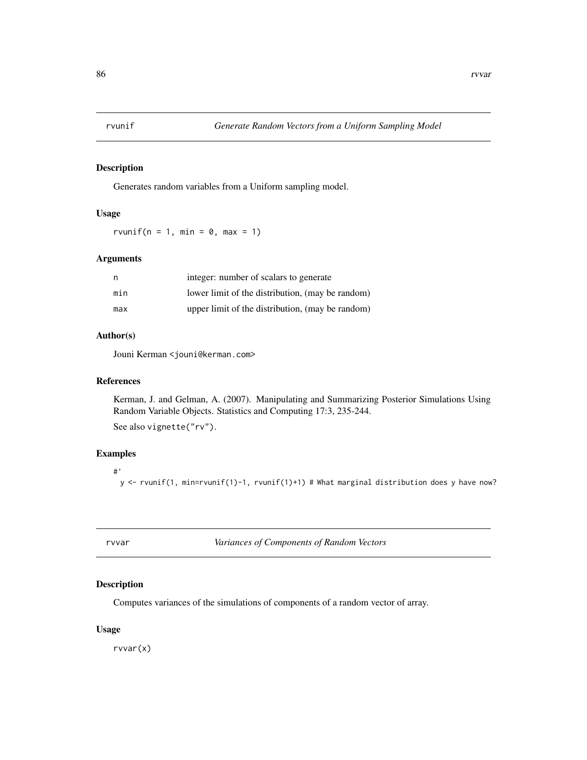## rvunif — *Generate Random Vectors from a Uniform Sampling Model*

### Description

Generates random variables from a Uniform sampling model.

### Usage

```
rvunif(n = 1, min = 0, max = 1)
```

### Arguments

| | |
|---|---|
| n | integer: number of scalars to generate |
| min | lower limit of the distribution, (may be random) |
| max | upper limit of the distribution, (may be random) |

### Author(s)

Jouni Kerman <jouni@kerman.com>

### References

Kerman, J. and Gelman, A. (2007). Manipulating and Summarizing Posterior Simulations Using Random Variable Objects. Statistics and Computing 17:3, 235-244.

See also `vignette("rv")`.

### Examples

```
#'
  y <- rvunif(1, min=rvunif(1)-1, rvunif(1)+1) # What marginal distribution does y have now?
```

## rvvar — *Variances of Components of Random Vectors*

### Description

Computes variances of the simulations of components of a random vector of array.

### Usage

```
rvvar(x)
```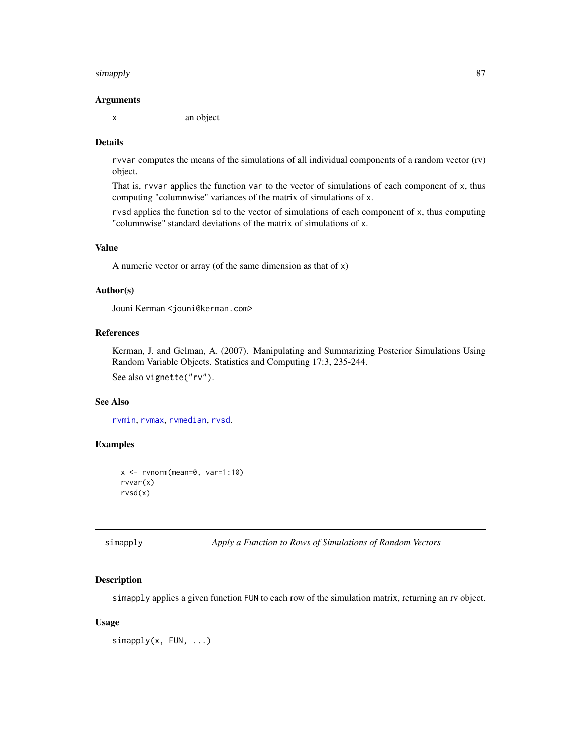### Arguments

x an object

### Details

rvvar computes the means of the simulations of all individual components of a random vector (rv) object.

That is, rvvar applies the function var to the vector of simulations of each component of x, thus computing "columnwise" variances of the matrix of simulations of x.

rvsd applies the function sd to the vector of simulations of each component of x, thus computing "columnwise" standard deviations of the matrix of simulations of x.

### Value

A numeric vector or array (of the same dimension as that of x)

### Author(s)

Jouni Kerman <jouni@kerman.com>

### References

Kerman, J. and Gelman, A. (2007). Manipulating and Summarizing Posterior Simulations Using Random Variable Objects. Statistics and Computing 17:3, 235-244.

See also vignette("rv").

### See Also

rvmin, rvmax, rvmedian, rvsd.

### Examples

```
x <- rvnorm(mean=0, var=1:10)
rvvar(x)
rvsd(x)
```

---

## simapply — *Apply a Function to Rows of Simulations of Random Vectors*

### Description

simapply applies a given function FUN to each row of the simulation matrix, returning an rv object.

### Usage

```
simapply(x, FUN, ...)
```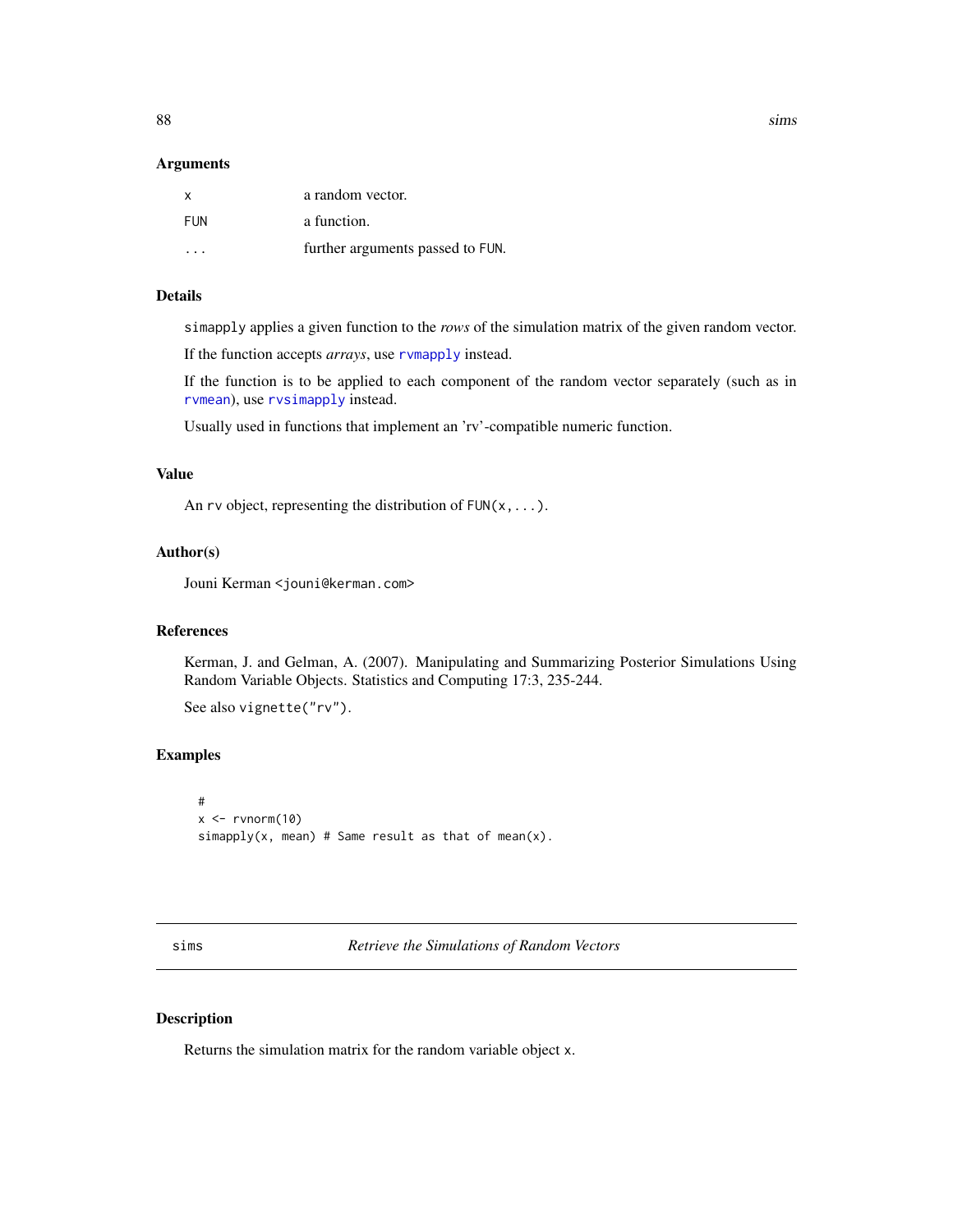### Arguments

| | |
|---|---|
| x | a random vector. |
| FUN | a function. |
| ... | further arguments passed to FUN. |

### Details

simapply applies a given function to the *rows* of the simulation matrix of the given random vector.

If the function accepts *arrays*, use rvmapply instead.

If the function is to be applied to each component of the random vector separately (such as in rvmean), use rvsimapply instead.

Usually used in functions that implement an 'rv'-compatible numeric function.

### Value

An rv object, representing the distribution of FUN(x,...).

### Author(s)

Jouni Kerman <jouni@kerman.com>

### References

Kerman, J. and Gelman, A. (2007). Manipulating and Summarizing Posterior Simulations Using Random Variable Objects. Statistics and Computing 17:3, 235-244.

See also vignette("rv").

### Examples

```
#
x <- rvnorm(10)
simapply(x, mean) # Same result as that of mean(x).
```

---

## sims — *Retrieve the Simulations of Random Vectors*

### Description

Returns the simulation matrix for the random variable object x.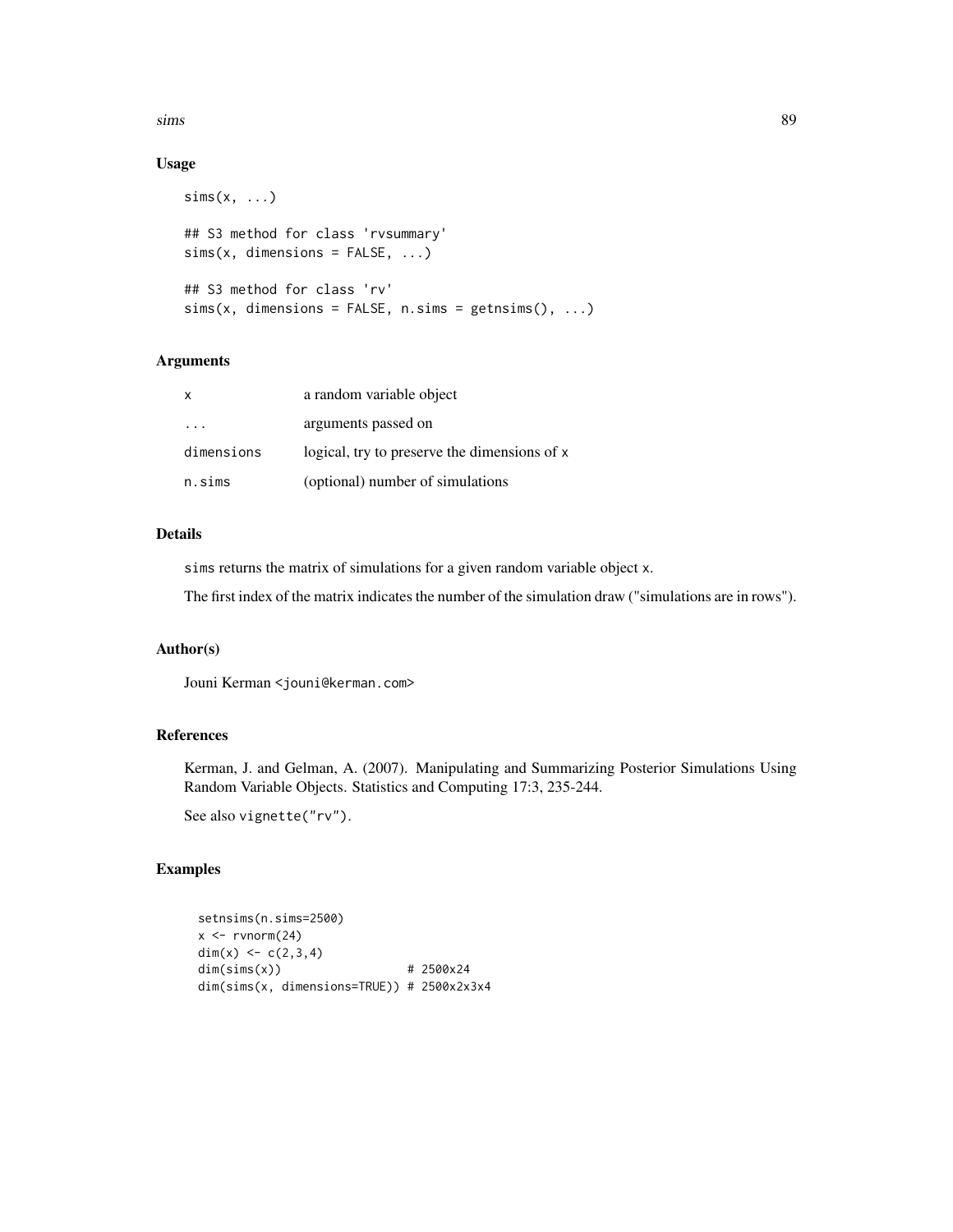## Usage

```
sims(x, ...)

## S3 method for class 'rvsummary'
sims(x, dimensions = FALSE, ...)

## S3 method for class 'rv'
sims(x, dimensions = FALSE, n.sims = getnsims(), ...)
```

## Arguments

| | |
|---|---|
| x | a random variable object |
| ... | arguments passed on |
| dimensions | logical, try to preserve the dimensions of x |
| n.sims | (optional) number of simulations |

## Details

sims returns the matrix of simulations for a given random variable object x.

The first index of the matrix indicates the number of the simulation draw ("simulations are in rows").

## Author(s)

Jouni Kerman <jouni@kerman.com>

## References

Kerman, J. and Gelman, A. (2007). Manipulating and Summarizing Posterior Simulations Using Random Variable Objects. Statistics and Computing 17:3, 235-244.

See also vignette("rv").

## Examples

```
setnsims(n.sims=2500)
x <- rvnorm(24)
dim(x) <- c(2,3,4)
dim(sims(x))                  # 2500x24
dim(sims(x, dimensions=TRUE)) # 2500x2x3x4
```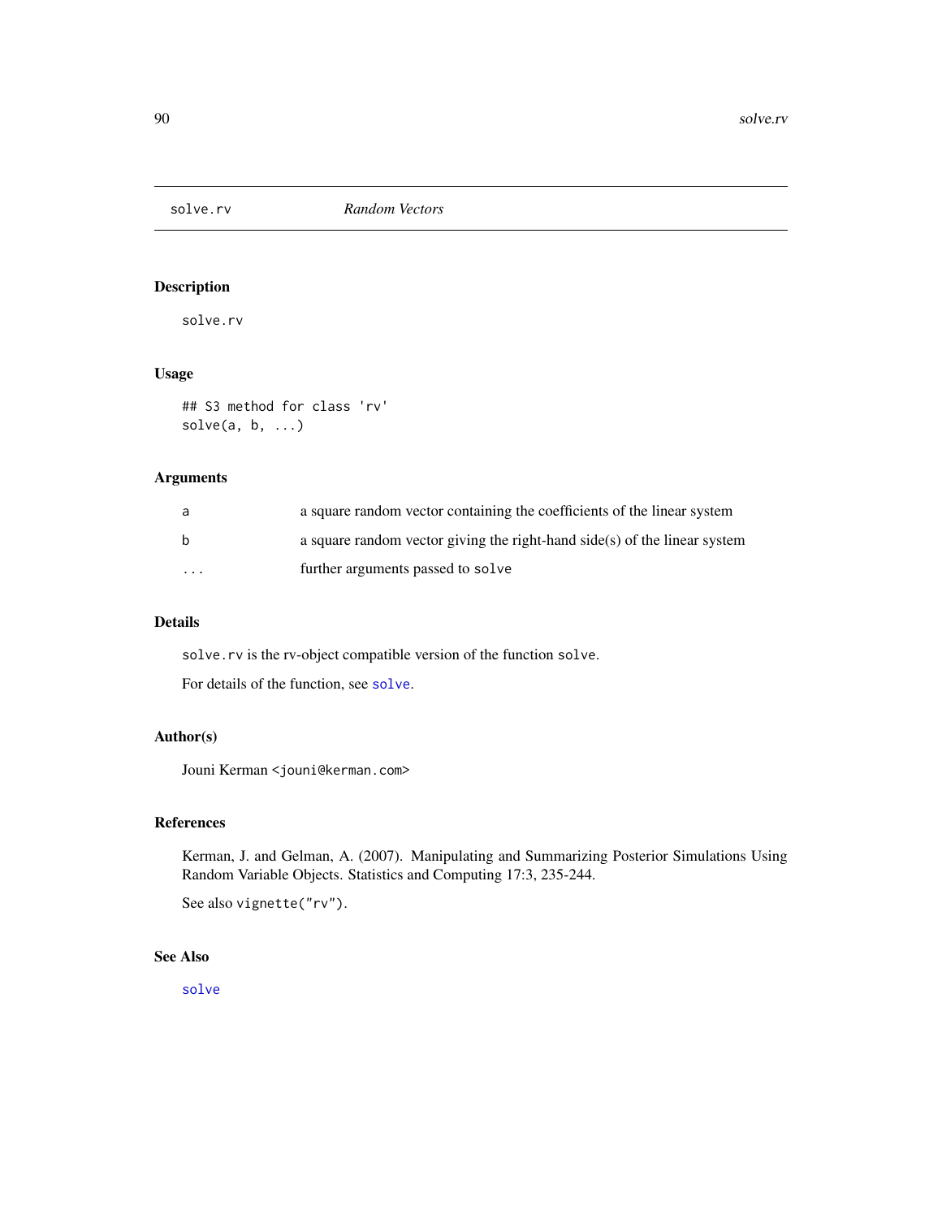solve.rv *Random Vectors*

## Description

solve.rv

## Usage

```
## S3 method for class 'rv'
solve(a, b, ...)
```

## Arguments

| | |
|---|---|
| a | a square random vector containing the coefficients of the linear system |
| b | a square random vector giving the right-hand side(s) of the linear system |
| ... | further arguments passed to `solve` |

## Details

`solve.rv` is the rv-object compatible version of the function `solve`.

For details of the function, see `solve`.

## Author(s)

Jouni Kerman <jouni@kerman.com>

## References

Kerman, J. and Gelman, A. (2007). Manipulating and Summarizing Posterior Simulations Using Random Variable Objects. Statistics and Computing 17:3, 235-244.

See also `vignette("rv")`.

## See Also

`solve`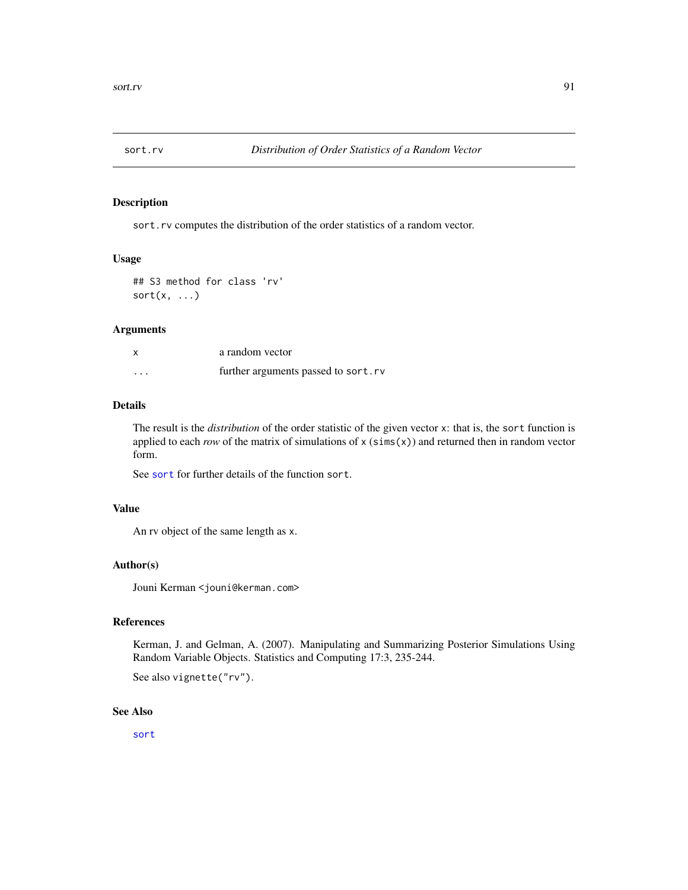# sort.rv — *Distribution of Order Statistics of a Random Vector*

## Description

`sort.rv` computes the distribution of the order statistics of a random vector.

## Usage

```
## S3 method for class 'rv'
sort(x, ...)
```

## Arguments

| | |
|---|---|
| `x` | a random vector |
| `...` | further arguments passed to `sort.rv` |

## Details

The result is the *distribution* of the order statistic of the given vector `x`: that is, the `sort` function is applied to each *row* of the matrix of simulations of `x` (`sims(x)`) and returned then in random vector form.

See `sort` for further details of the function `sort`.

## Value

An rv object of the same length as `x`.

## Author(s)

Jouni Kerman <`jouni@kerman.com`>

## References

Kerman, J. and Gelman, A. (2007). Manipulating and Summarizing Posterior Simulations Using Random Variable Objects. Statistics and Computing 17:3, 235-244.

See also `vignette("rv")`.

## See Also

`sort`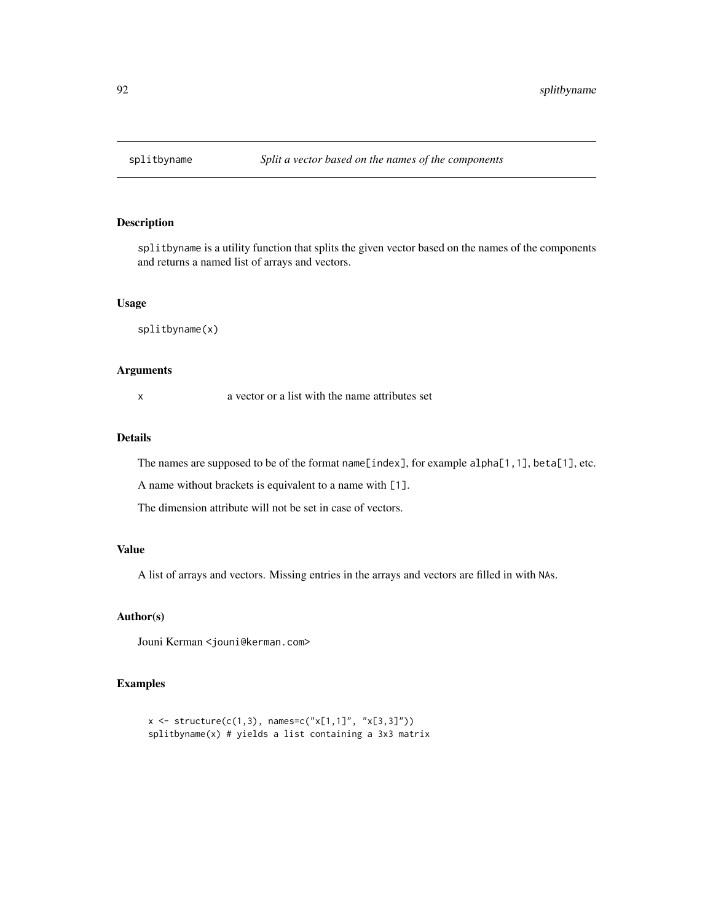# splitbyname — *Split a vector based on the names of the components*

## Description

splitbyname is a utility function that splits the given vector based on the names of the components and returns a named list of arrays and vectors.

## Usage

```
splitbyname(x)
```

## Arguments

| | |
|---|---|
| x | a vector or a list with the name attributes set |

## Details

The names are supposed to be of the format `name[index]`, for example `alpha[1,1]`, `beta[1]`, etc.

A name without brackets is equivalent to a name with `[1]`.

The dimension attribute will not be set in case of vectors.

## Value

A list of arrays and vectors. Missing entries in the arrays and vectors are filled in with NAs.

## Author(s)

Jouni Kerman <jouni@kerman.com>

## Examples

```
x <- structure(c(1,3), names=c("x[1,1]", "x[3,3]"))
splitbyname(x) # yields a list containing a 3x3 matrix
```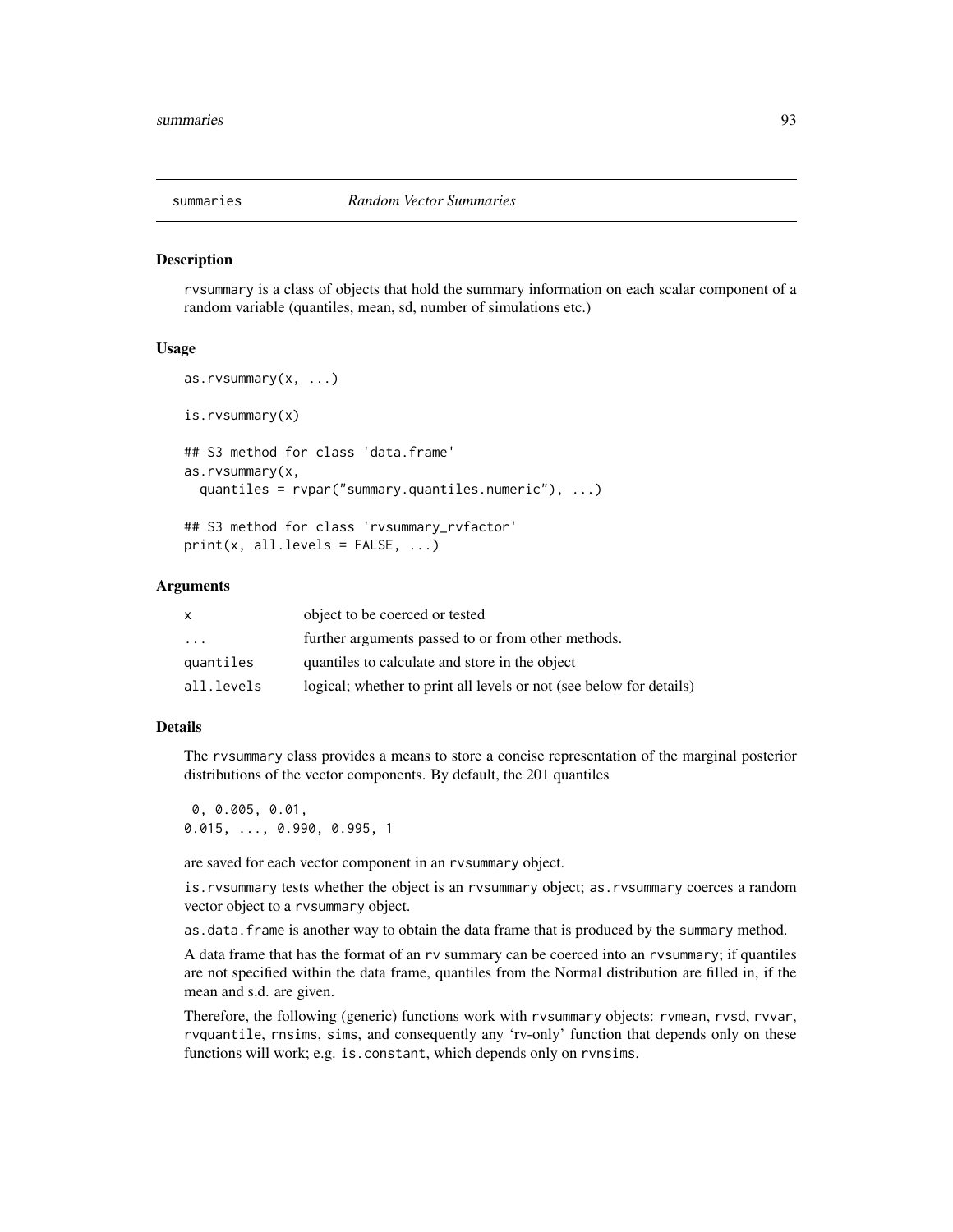summaries *Random Vector Summaries*

## Description

rvsummary is a class of objects that hold the summary information on each scalar component of a random variable (quantiles, mean, sd, number of simulations etc.)

## Usage

```
as.rvsummary(x, ...)

is.rvsummary(x)

## S3 method for class 'data.frame'
as.rvsummary(x,
  quantiles = rvpar("summary.quantiles.numeric"), ...)

## S3 method for class 'rvsummary_rvfactor'
print(x, all.levels = FALSE, ...)
```

## Arguments

| | |
|---|---|
| x | object to be coerced or tested |
| ... | further arguments passed to or from other methods. |
| quantiles | quantiles to calculate and store in the object |
| all.levels | logical; whether to print all levels or not (see below for details) |

## Details

The rvsummary class provides a means to store a concise representation of the marginal posterior distributions of the vector components. By default, the 201 quantiles

```
 0, 0.005, 0.01,
0.015, ..., 0.990, 0.995, 1
```

are saved for each vector component in an rvsummary object.

is.rvsummary tests whether the object is an rvsummary object; as.rvsummary coerces a random vector object to a rvsummary object.

as.data.frame is another way to obtain the data frame that is produced by the summary method.

A data frame that has the format of an rv summary can be coerced into an rvsummary; if quantiles are not specified within the data frame, quantiles from the Normal distribution are filled in, if the mean and s.d. are given.

Therefore, the following (generic) functions work with rvsummary objects: rvmean, rvsd, rvvar, rvquantile, rnsims, sims, and consequently any 'rv-only' function that depends only on these functions will work; e.g. is.constant, which depends only on rvnsims.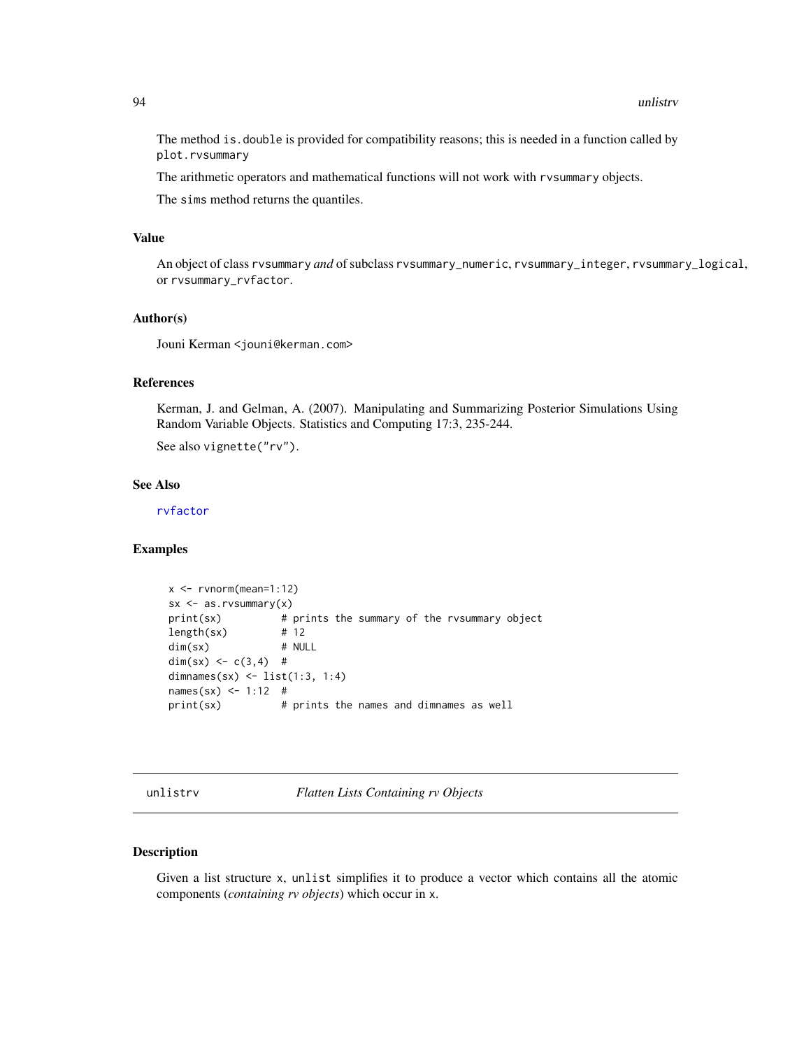The method `is.double` is provided for compatibility reasons; this is needed in a function called by `plot.rvsummary`

The arithmetic operators and mathematical functions will not work with `rvsummary` objects.

The `sims` method returns the quantiles.

### Value

An object of class `rvsummary` *and* of subclass `rvsummary_numeric`, `rvsummary_integer`, `rvsummary_logical`, or `rvsummary_rvfactor`.

### Author(s)

Jouni Kerman <jouni@kerman.com>

### References

Kerman, J. and Gelman, A. (2007). Manipulating and Summarizing Posterior Simulations Using Random Variable Objects. Statistics and Computing 17:3, 235-244.

See also `vignette("rv")`.

### See Also

`rvfactor`

### Examples

```
x <- rvnorm(mean=1:12)
sx <- as.rvsummary(x)
print(sx)          # prints the summary of the rvsummary object
length(sx)         # 12
dim(sx)            # NULL
dim(sx) <- c(3,4)  #
dimnames(sx) <- list(1:3, 1:4)
names(sx) <- 1:12  #
print(sx)          # prints the names and dimnames as well
```

---

## unlistrv — *Flatten Lists Containing rv Objects*

### Description

Given a list structure `x`, `unlist` simplifies it to produce a vector which contains all the atomic components (*containing rv objects*) which occur in `x`.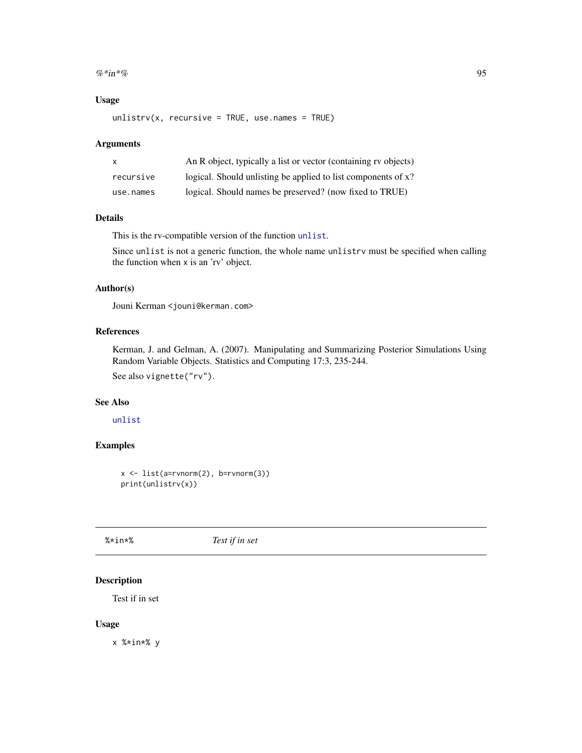### Usage

```
unlistrv(x, recursive = TRUE, use.names = TRUE)
```

### Arguments

| | |
|---|---|
| x | An R object, typically a list or vector (containing rv objects) |
| recursive | logical. Should unlisting be applied to list components of x? |
| use.names | logical. Should names be preserved? (now fixed to TRUE) |

### Details

This is the rv-compatible version of the function `unlist`.

Since `unlist` is not a generic function, the whole name `unlistrv` must be specified when calling the function when x is an 'rv' object.

### Author(s)

Jouni Kerman <jouni@kerman.com>

### References

Kerman, J. and Gelman, A. (2007). Manipulating and Summarizing Posterior Simulations Using Random Variable Objects. Statistics and Computing 17:3, 235-244.

See also `vignette("rv")`.

### See Also

`unlist`

### Examples

```
x <- list(a=rvnorm(2), b=rvnorm(3))
print(unlistrv(x))
```

---

## %*in*% *Test if in set*

---

### Description

Test if in set

### Usage

```
x %*in*% y
```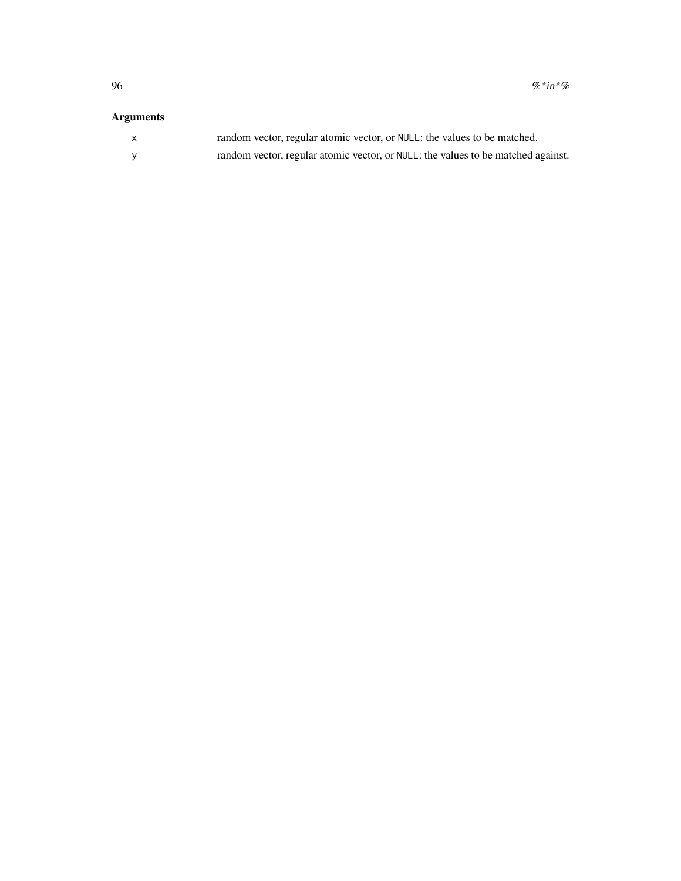### Arguments

| | |
|---|---|
| `x` | random vector, regular atomic vector, or `NULL`: the values to be matched. |
| `y` | random vector, regular atomic vector, or `NULL`: the values to be matched against. |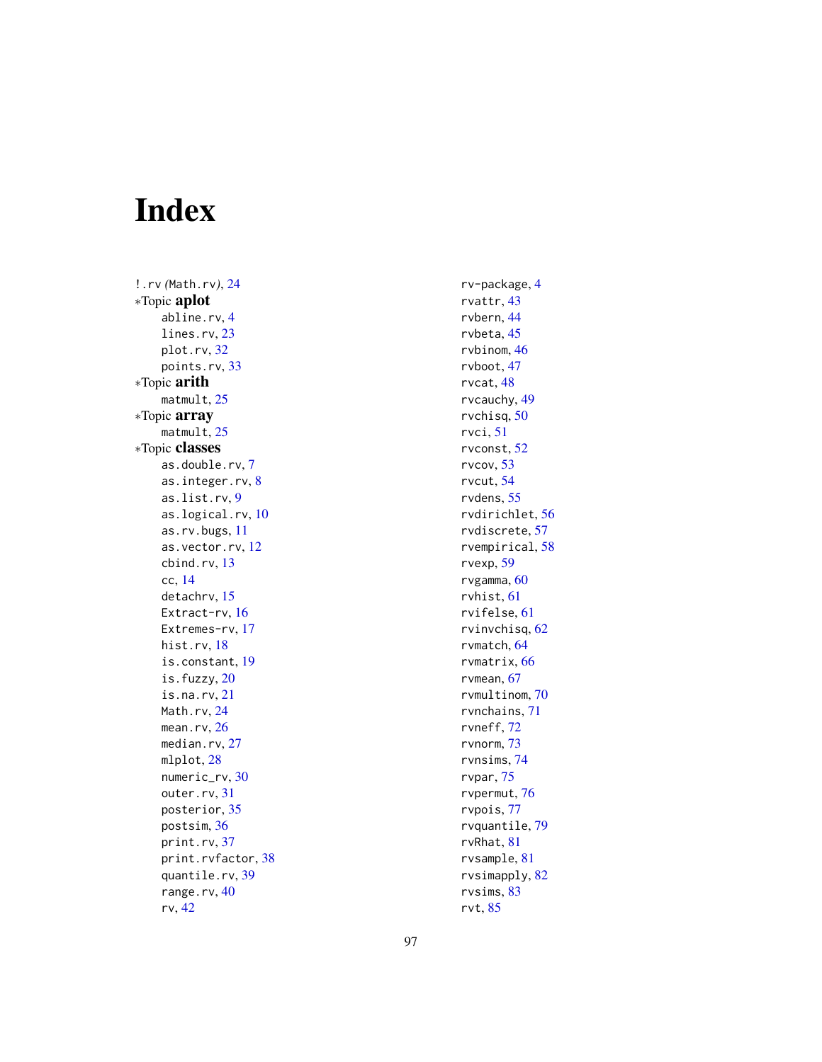# Index

!.rv *(Math.rv)*, 24
*Topic **aplot**
    abline.rv, 4
    lines.rv, 23
    plot.rv, 32
    points.rv, 33
*Topic **arith**
    matmult, 25
*Topic **array**
    matmult, 25
*Topic **classes**
    as.double.rv, 7
    as.integer.rv, 8
    as.list.rv, 9
    as.logical.rv, 10
    as.rv.bugs, 11
    as.vector.rv, 12
    cbind.rv, 13
    cc, 14
    detachrv, 15
    Extract-rv, 16
    Extremes-rv, 17
    hist.rv, 18
    is.constant, 19
    is.fuzzy, 20
    is.na.rv, 21
    Math.rv, 24
    mean.rv, 26
    median.rv, 27
    mlplot, 28
    numeric_rv, 30
    outer.rv, 31
    posterior, 35
    postsim, 36
    print.rv, 37
    print.rvfactor, 38
    quantile.rv, 39
    range.rv, 40
    rv, 42
    rv-package, 4
    rvattr, 43
    rvbern, 44
    rvbeta, 45
    rvbinom, 46
    rvboot, 47
    rvcat, 48
    rvcauchy, 49
    rvchisq, 50
    rvci, 51
    rvconst, 52
    rvcov, 53
    rvcut, 54
    rvdens, 55
    rvdirichlet, 56
    rvdiscrete, 57
    rvempirical, 58
    rvexp, 59
    rvgamma, 60
    rvhist, 61
    rvifelse, 61
    rvinvchisq, 62
    rvmatch, 64
    rvmatrix, 66
    rvmean, 67
    rvmultinom, 70
    rvnchains, 71
    rvneff, 72
    rvnorm, 73
    rvnsims, 74
    rvpar, 75
    rvpermut, 76
    rvpois, 77
    rvquantile, 79
    rvRhat, 81
    rvsample, 81
    rvsimapply, 82
    rvsims, 83
    rvt, 85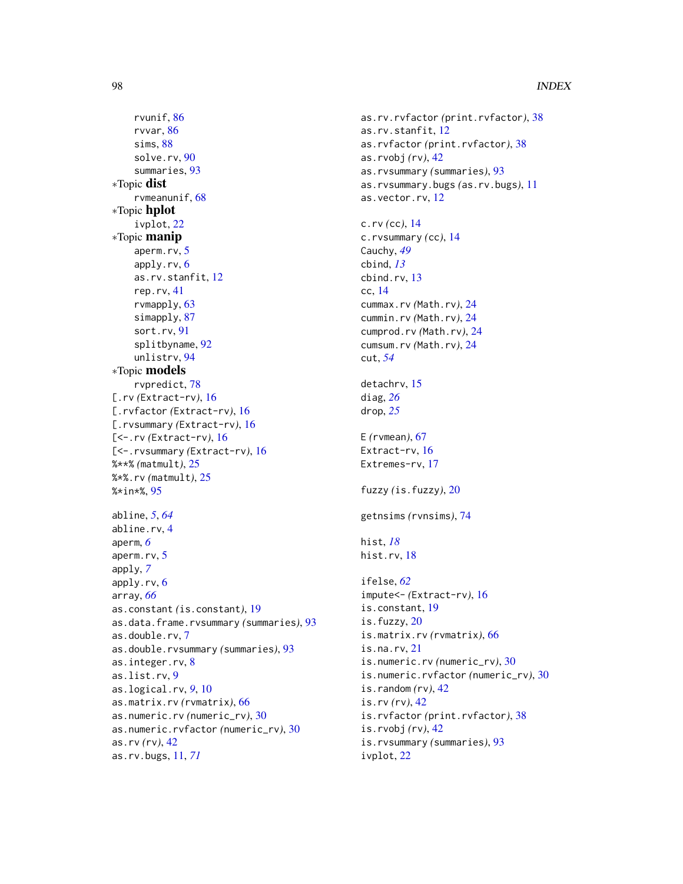rvunif, 86
rvvar, 86
sims, 88
solve.rv, 90
summaries, 93

∗Topic **dist**

rvmeanunif, 68

∗Topic **hplot**

ivplot, 22

∗Topic **manip**

aperm.rv, 5
apply.rv, 6
as.rv.stanfit, 12
rep.rv, 41
rvmapply, 63
simapply, 87
sort.rv, 91
splitbyname, 92
unlistrv, 94

∗Topic **models**

rvpredict, 78

[.rv *(Extract-rv)*, 16
[.rvfactor *(Extract-rv)*, 16
[.rvsummary *(Extract-rv)*, 16
[<-.rv *(Extract-rv)*, 16
[<-.rvsummary *(Extract-rv)*, 16
%**% *(matmult)*, 25
%*%.rv *(matmult)*, 25
%*in*%, 95

abline, 5, *64*
abline.rv, 4
aperm, *6*
aperm.rv, 5
apply, *7*
apply.rv, 6
array, *66*
as.constant *(is.constant)*, 19
as.data.frame.rvsummary *(summaries)*, 93
as.double.rv, 7
as.double.rvsummary *(summaries)*, 93
as.integer.rv, 8
as.list.rv, 9
as.logical.rv, *9*, 10
as.matrix.rv *(rvmatrix)*, 66
as.numeric.rv *(numeric_rv)*, 30
as.numeric.rvfactor *(numeric_rv)*, 30
as.rv *(rv)*, 42
as.rv.bugs, 11, *71*
as.rv.rvfactor *(print.rvfactor)*, 38
as.rv.stanfit, 12
as.rvfactor *(print.rvfactor)*, 38
as.rvobj *(rv)*, 42
as.rvsummary *(summaries)*, 93
as.rvsummary.bugs *(as.rv.bugs)*, 11
as.vector.rv, 12

c.rv *(cc)*, 14
c.rvsummary *(cc)*, 14
Cauchy, *49*
cbind, *13*
cbind.rv, 13
cc, 14
cummax.rv *(Math.rv)*, 24
cummin.rv *(Math.rv)*, 24
cumprod.rv *(Math.rv)*, 24
cumsum.rv *(Math.rv)*, 24
cut, *54*

detachrv, 15
diag, *26*
drop, *25*

E *(rvmean)*, 67
Extract-rv, 16
Extremes-rv, 17

fuzzy *(is.fuzzy)*, 20

getnsims *(rvnsims)*, 74

hist, *18*
hist.rv, 18

ifelse, *62*
impute<- *(Extract-rv)*, 16
is.constant, 19
is.fuzzy, 20
is.matrix.rv *(rvmatrix)*, 66
is.na.rv, 21
is.numeric.rv *(numeric_rv)*, 30
is.numeric.rvfactor *(numeric_rv)*, 30
is.random *(rv)*, 42
is.rv *(rv)*, 42
is.rvfactor *(print.rvfactor)*, 38
is.rvobj *(rv)*, 42
is.rvsummary *(summaries)*, 93
ivplot, 22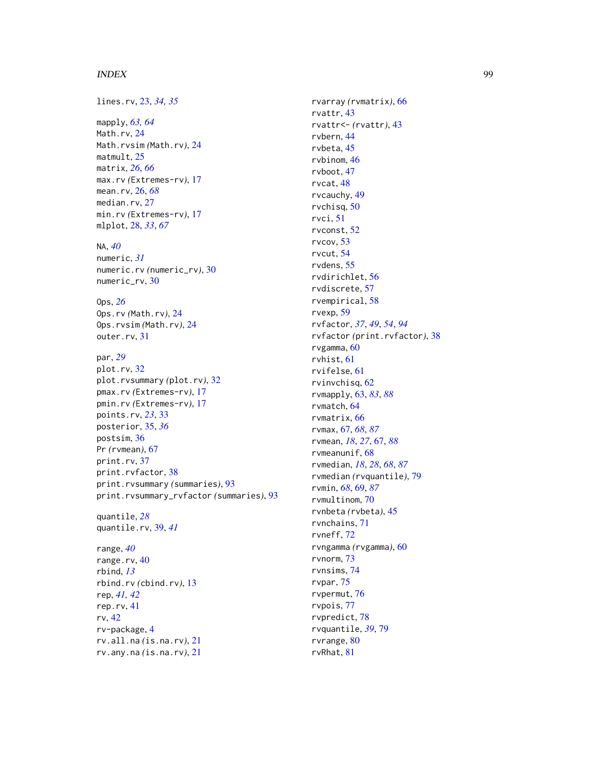lines.rv, 23, *34, 35*

mapply, *63, 64*
Math.rv, 24
Math.rvsim *(*Math.rv*)*, 24
matmult, 25
matrix, *26*, *66*
max.rv *(*Extremes-rv*)*, 17
mean.rv, 26, *68*
median.rv, 27
min.rv *(*Extremes-rv*)*, 17
mlplot, 28, *33*, *67*

NA, *40*
numeric, *31*
numeric.rv *(*numeric_rv*)*, 30
numeric_rv, 30

Ops, *26*
Ops.rv *(*Math.rv*)*, 24
Ops.rvsim *(*Math.rv*)*, 24
outer.rv, 31

par, *29*
plot.rv, 32
plot.rvsummary *(*plot.rv*)*, 32
pmax.rv *(*Extremes-rv*)*, 17
pmin.rv *(*Extremes-rv*)*, 17
points.rv, *23*, 33
posterior, 35, *36*
postsim, 36
Pr *(*rvmean*)*, 67
print.rv, 37
print.rvfactor, 38
print.rvsummary *(*summaries*)*, 93
print.rvsummary_rvfactor *(*summaries*)*, 93

quantile, *28*
quantile.rv, 39, *41*

range, *40*
range.rv, 40
rbind, *13*
rbind.rv *(*cbind.rv*)*, 13
rep, *41, 42*
rep.rv, 41
rv, 42
rv-package, 4
rv.all.na *(*is.na.rv*)*, 21
rv.any.na *(*is.na.rv*)*, 21

rvarray *(*rvmatrix*)*, 66
rvattr, 43
rvattr<- *(*rvattr*)*, 43
rvbern, 44
rvbeta, 45
rvbinom, 46
rvboot, 47
rvcat, 48
rvcauchy, 49
rvchisq, 50
rvci, 51
rvconst, 52
rvcov, 53
rvcut, 54
rvdens, 55
rvdirichlet, 56
rvdiscrete, 57
rvempirical, 58
rvexp, 59
rvfactor, *37*, *49*, *54*, *94*
rvfactor *(*print.rvfactor*)*, 38
rvgamma, 60
rvhist, 61
rvifelse, 61
rvinvchisq, 62
rvmapply, 63, *83*, *88*
rvmatch, 64
rvmatrix, 66
rvmax, 67, *68*, *87*
rvmean, *18*, *27*, 67, *88*
rvmeanunif, 68
rvmedian, *18*, *28*, *68*, *87*
rvmedian *(*rvquantile*)*, 79
rvmin, *68*, 69, *87*
rvmultinom, 70
rvnbeta *(*rvbeta*)*, 45
rvnchains, 71
rvneff, 72
rvngamma *(*rvgamma*)*, 60
rvnorm, 73
rvnsims, 74
rvpar, 75
rvpermut, 76
rvpois, 77
rvpredict, 78
rvquantile, *39*, 79
rvrange, 80
rvRhat, 81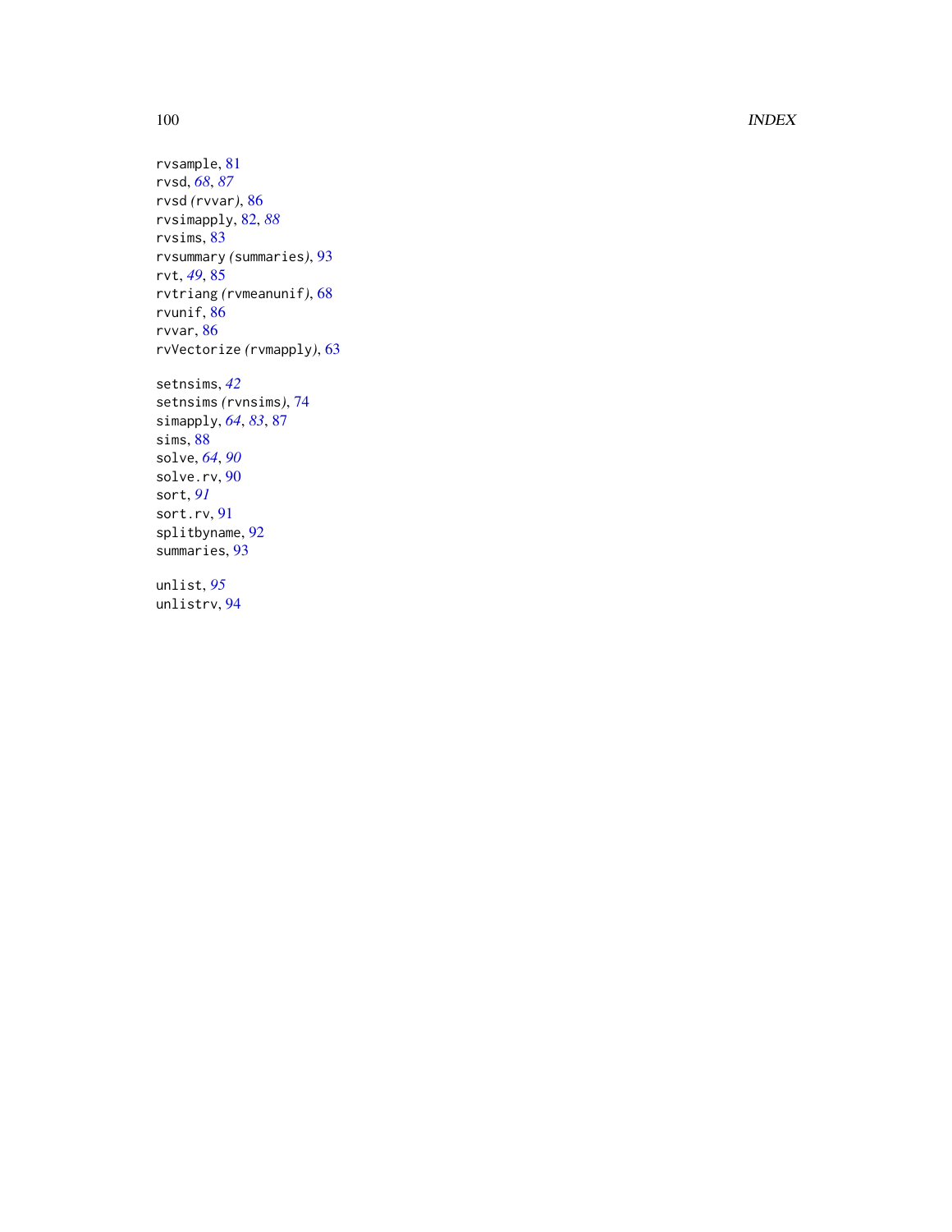rvsample, 81
rvsd, *68*, *87*
rvsd *(*rvvar*)*, 86
rvsimapply, 82, *88*
rvsims, 83
rvsummary *(*summaries*)*, 93
rvt, *49*, 85
rvtriang *(*rvmeanunif*)*, 68
rvunif, 86
rvvar, 86
rvVectorize *(*rvmapply*)*, 63

setnsims, *42*
setnsims *(*rvnsims*)*, 74
simapply, *64*, *83*, 87
sims, 88
solve, *64*, *90*
solve.rv, 90
sort, *91*
sort.rv, 91
splitbyname, 92
summaries, 93

unlist, *95*
unlistrv, 94